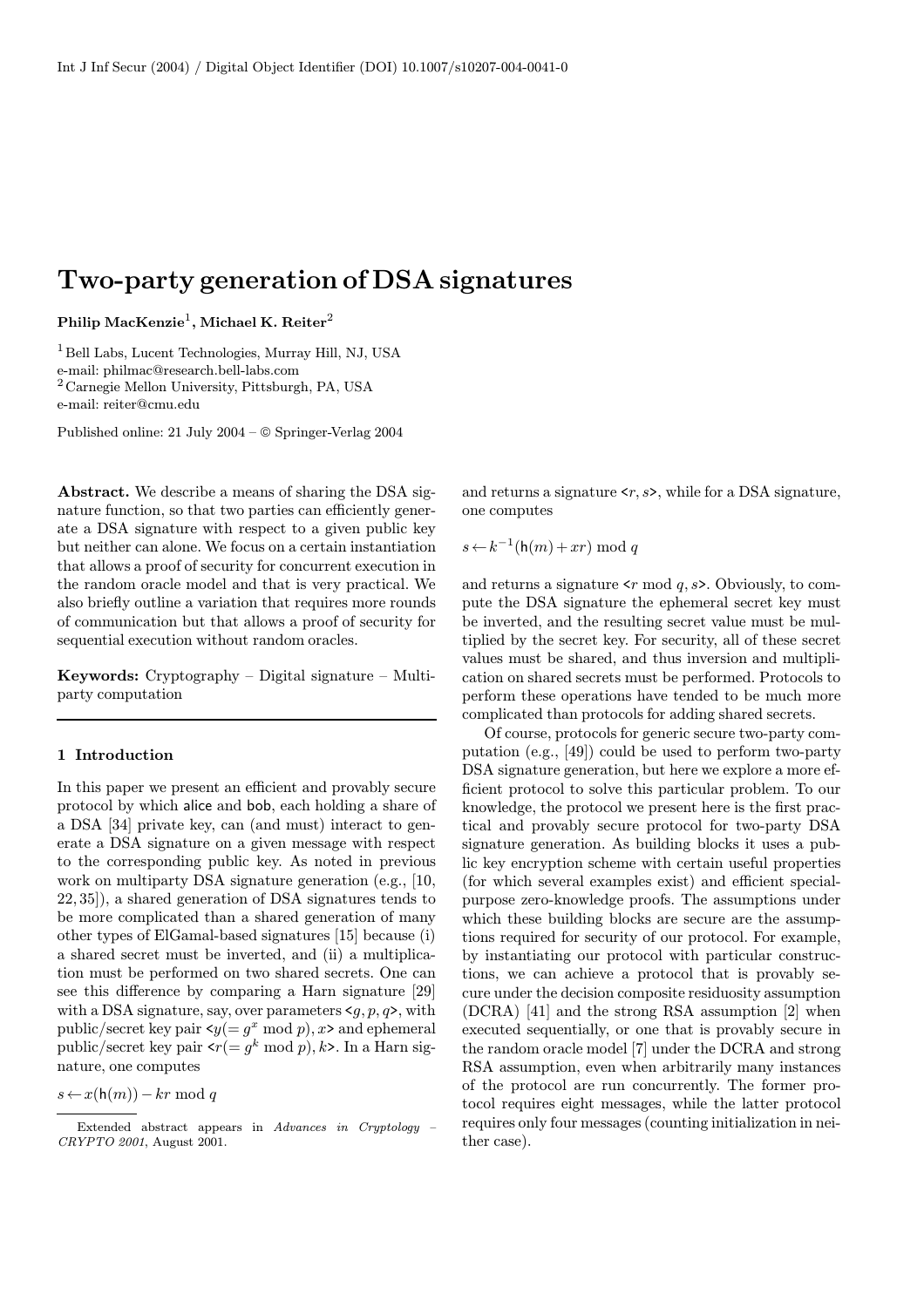# Two-party generation of DSA signatures

**Philip MacKenzie**[1], **Michael K. Reiter**[2]

[1] Bell Labs, Lucent Technologies, Murray Hill, NJ, USA
e-mail: philmac@research.bell-labs.com
[2] Carnegie Mellon University, Pittsburgh, PA, USA
e-mail: reiter@cmu.edu

Published online: 21 July 2004 – © Springer-Verlag 2004

**Abstract.** We describe a means of sharing the DSA signature function, so that two parties can efficiently generate a DSA signature with respect to a given public key but neither can alone. We focus on a certain instantiation that allows a proof of security for concurrent execution in the random oracle model and that is very practical. We also briefly outline a variation that requires more rounds of communication but that allows a proof of security for sequential execution without random oracles.

**Keywords:** Cryptography – Digital signature – Multiparty computation

## 1 Introduction

In this paper we present an efficient and provably secure protocol by which alice and bob, each holding a share of a DSA [34] private key, can (and must) interact to generate a DSA signature on a given message with respect to the corresponding public key. As noted in previous work on multiparty DSA signature generation (e.g., [10, 22, 35]), a shared generation of DSA signatures tends to be more complicated than a shared generation of many other types of ElGamal-based signatures [15] because (i) a shared secret must be inverted, and (ii) a multiplication must be performed on two shared secrets. One can see this difference by comparing a Harn signature [29] with a DSA signature, say, over parameters $<g, p, q>$, with public/secret key pair $<y(= g^x \bmod p), x>$ and ephemeral public/secret key pair $<r(= g^k \bmod p), k>$. In a Harn signature, one computes

$$s \leftarrow x(\mathsf{h}(m)) - kr \bmod q$$

and returns a signature $<r, s>$, while for a DSA signature, one computes

$$s \leftarrow k^{-1}(\mathsf{h}(m) + xr) \bmod q$$

and returns a signature $<r \bmod q, s>$. Obviously, to compute the DSA signature the ephemeral secret key must be inverted, and the resulting secret value must be multiplied by the secret key. For security, all of these secret values must be shared, and thus inversion and multiplication on shared secrets must be performed. Protocols to perform these operations have tended to be much more complicated than protocols for adding shared secrets.

Of course, protocols for generic secure two-party computation (e.g., [49]) could be used to perform two-party DSA signature generation, but here we explore a more efficient protocol to solve this particular problem. To our knowledge, the protocol we present here is the first practical and provably secure protocol for two-party DSA signature generation. As building blocks it uses a public key encryption scheme with certain useful properties (for which several examples exist) and efficient special-purpose zero-knowledge proofs. The assumptions under which these building blocks are secure are the assumptions required for security of our protocol. For example, by instantiating our protocol with particular constructions, we can achieve a protocol that is provably secure under the decision composite residuosity assumption (DCRA) [41] and the strong RSA assumption [2] when executed sequentially, or one that is provably secure in the random oracle model [7] under the DCRA and strong RSA assumption, even when arbitrarily many instances of the protocol are run concurrently. The former protocol requires eight messages, while the latter protocol requires only four messages (counting initialization in neither case).

Extended abstract appears in *Advances in Cryptology – CRYPTO 2001*, August 2001.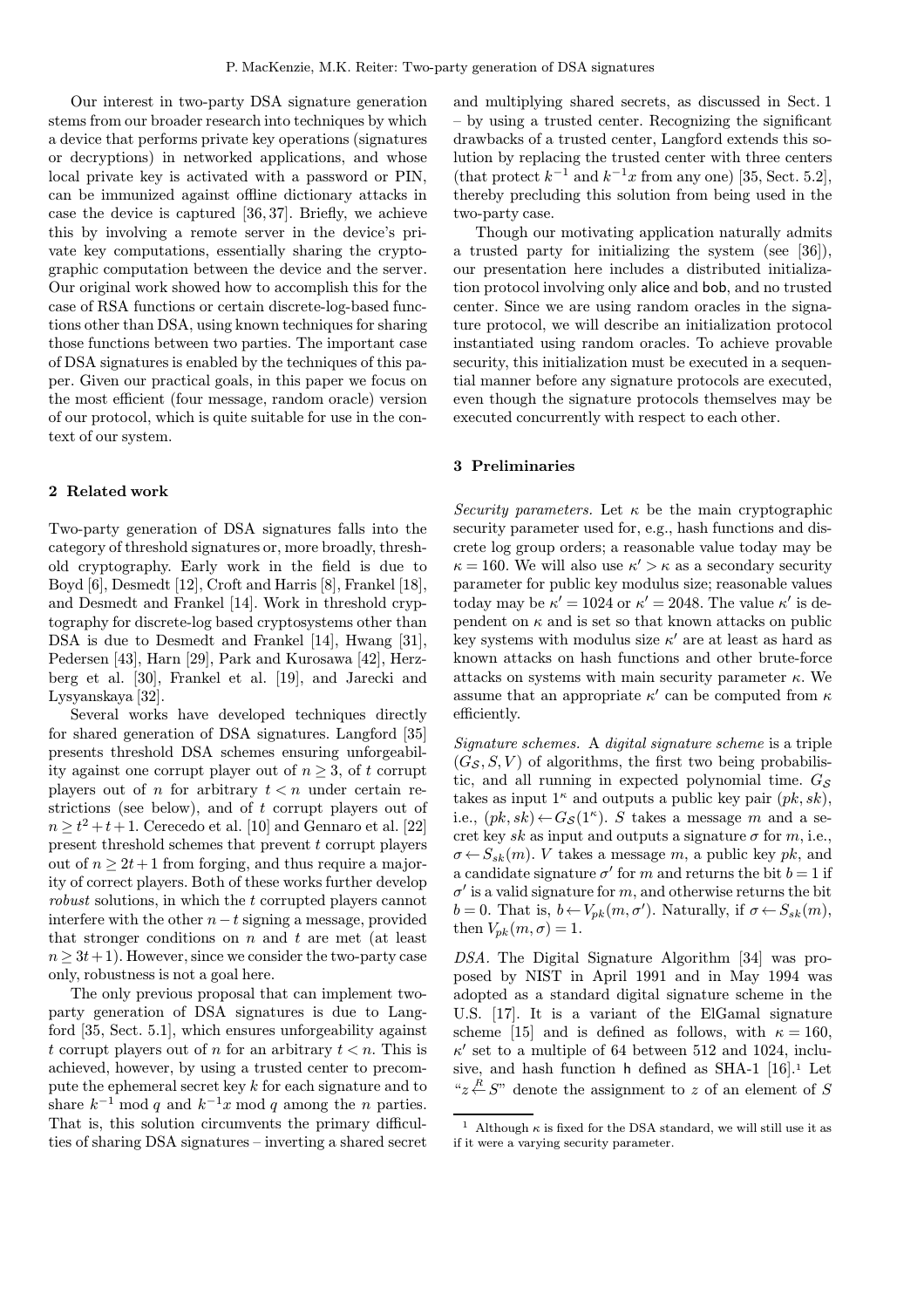Our interest in two-party DSA signature generation stems from our broader research into techniques by which a device that performs private key operations (signatures or decryptions) in networked applications, and whose local private key is activated with a password or PIN, can be immunized against offline dictionary attacks in case the device is captured [36, 37]. Briefly, we achieve this by involving a remote server in the device's private key computations, essentially sharing the cryptographic computation between the device and the server. Our original work showed how to accomplish this for the case of RSA functions or certain discrete-log-based functions other than DSA, using known techniques for sharing those functions between two parties. The important case of DSA signatures is enabled by the techniques of this paper. Given our practical goals, in this paper we focus on the most efficient (four message, random oracle) version of our protocol, which is quite suitable for use in the context of our system.

## 2 Related work

Two-party generation of DSA signatures falls into the category of threshold signatures or, more broadly, threshold cryptography. Early work in the field is due to Boyd [6], Desmedt [12], Croft and Harris [8], Frankel [18], and Desmedt and Frankel [14]. Work in threshold cryptography for discrete-log based cryptosystems other than DSA is due to Desmedt and Frankel [14], Hwang [31], Pedersen [43], Harn [29], Park and Kurosawa [42], Herzberg et al. [30], Frankel et al. [19], and Jarecki and Lysyanskaya [32].

Several works have developed techniques directly for shared generation of DSA signatures. Langford [35] presents threshold DSA schemes ensuring unforgeability against one corrupt player out of $n \geq 3$, of $t$ corrupt players out of $n$ for arbitrary $t < n$ under certain restrictions (see below), and of $t$ corrupt players out of $n \geq t^2 + t + 1$. Cerecedo et al. [10] and Gennaro et al. [22] present threshold schemes that prevent $t$ corrupt players out of $n \geq 2t + 1$ from forging, and thus require a majority of correct players. Both of these works further develop *robust* solutions, in which the $t$ corrupted players cannot interfere with the other $n - t$ signing a message, provided that stronger conditions on $n$ and $t$ are met (at least $n \geq 3t + 1$). However, since we consider the two-party case only, robustness is not a goal here.

The only previous proposal that can implement two-party generation of DSA signatures is due to Langford [35, Sect. 5.1], which ensures unforgeability against $t$ corrupt players out of $n$ for an arbitrary $t < n$. This is achieved, however, by using a trusted center to precompute the ephemeral secret key $k$ for each signature and to share $k^{-1} \bmod q$ and $k^{-1}x \bmod q$ among the $n$ parties. That is, this solution circumvents the primary difficulties of sharing DSA signatures – inverting a shared secret and multiplying shared secrets, as discussed in Sect. 1 – by using a trusted center. Recognizing the significant drawbacks of a trusted center, Langford extends this solution by replacing the trusted center with three centers (that protect $k^{-1}$ and $k^{-1}x$ from any one) [35, Sect. 5.2], thereby precluding this solution from being used in the two-party case.

Though our motivating application naturally admits a trusted party for initializing the system (see [36]), our presentation here includes a distributed initialization protocol involving only alice and bob, and no trusted center. Since we are using random oracles in the signature protocol, we will describe an initialization protocol instantiated using random oracles. To achieve provable security, this initialization must be executed in a sequential manner before any signature protocols are executed, even though the signature protocols themselves may be executed concurrently with respect to each other.

## 3 Preliminaries

*Security parameters.* Let $\kappa$ be the main cryptographic security parameter used for, e.g., hash functions and discrete log group orders; a reasonable value today may be $\kappa = 160$. We will also use $\kappa' > \kappa$ as a secondary security parameter for public key modulus size; reasonable values today may be $\kappa' = 1024$ or $\kappa' = 2048$. The value $\kappa'$ is dependent on $\kappa$ and is set so that known attacks on public key systems with modulus size $\kappa'$ are at least as hard as known attacks on hash functions and other brute-force attacks on systems with main security parameter $\kappa$. We assume that an appropriate $\kappa'$ can be computed from $\kappa$ efficiently.

*Signature schemes.* A *digital signature scheme* is a triple $(G_{\mathcal{S}}, S, V)$ of algorithms, the first two being probabilistic, and all running in expected polynomial time. $G_{\mathcal{S}}$ takes as input $1^\kappa$ and outputs a public key pair $(pk, sk)$, i.e., $(pk, sk) \leftarrow G_{\mathcal{S}}(1^\kappa)$. $S$ takes a message $m$ and a secret key $sk$ as input and outputs a signature $\sigma$ for $m$, i.e., $\sigma \leftarrow S_{sk}(m)$. $V$ takes a message $m$, a public key $pk$, and a candidate signature $\sigma'$ for $m$ and returns the bit $b = 1$ if $\sigma'$ is a valid signature for $m$, and otherwise returns the bit $b = 0$. That is, $b \leftarrow V_{pk}(m, \sigma')$. Naturally, if $\sigma \leftarrow S_{sk}(m)$, then $V_{pk}(m, \sigma) = 1$.

*DSA.* The Digital Signature Algorithm [34] was proposed by NIST in April 1991 and in May 1994 was adopted as a standard digital signature scheme in the U.S. [17]. It is a variant of the ElGamal signature scheme [15] and is defined as follows, with $\kappa = 160$, $\kappa'$ set to a multiple of 64 between 512 and 1024, inclusive, and hash function h defined as SHA-1 [16].[1] Let "$z \stackrel{R}{\leftarrow} S$" denote the assignment to $z$ of an element of $S$

[1] Although $\kappa$ is fixed for the DSA standard, we will still use it as if it were a varying security parameter.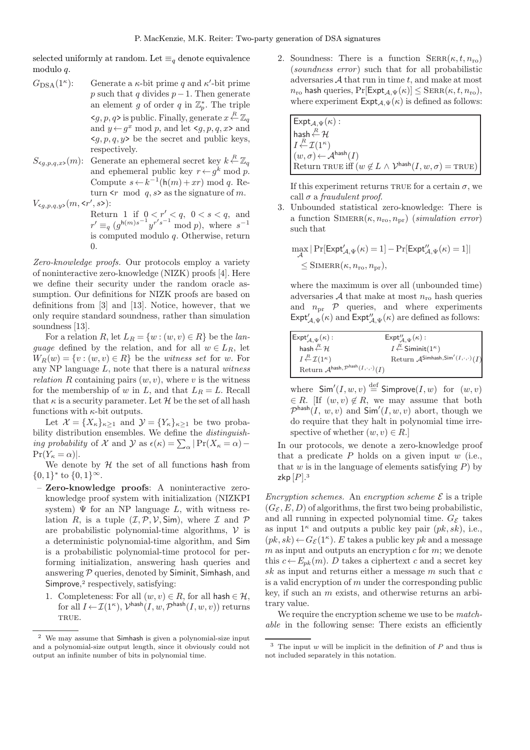selected uniformly at random. Let $\equiv_q$ denote equivalence modulo $q$.

$G_{\mathrm{DSA}}(1^\kappa)$: Generate a $\kappa$-bit prime $q$ and $\kappa'$-bit prime $p$ such that $q$ divides $p-1$. Then generate an element $g$ of order $q$ in $\mathbb{Z}_p^*$. The triple $\langle g, p, q\rangle$ is public. Finally, generate $x \stackrel{R}{\leftarrow} \mathbb{Z}_q$ and $y \leftarrow g^x \bmod p$, and let $\langle g, p, q, x\rangle$ and $\langle g, p, q, y\rangle$ be the secret and public keys, respectively.

$S_{\langle g,p,q,x\rangle}(m)$: Generate an ephemeral secret key $k \stackrel{R}{\leftarrow} \mathbb{Z}_q$ and ephemeral public key $r \leftarrow g^k \bmod p$. Compute $s \leftarrow k^{-1}(\mathsf{h}(m) + xr) \bmod q$. Return $\langle r \bmod q, s\rangle$ as the signature of $m$.

$V_{\langle g,p,q,y\rangle}(m, \langle r', s\rangle)$: Return 1 if $0 < r' < q$, $0 < s < q$, and $r' \equiv_q (g^{\mathsf{h}(m)s^{-1}} y^{r's^{-1}} \bmod p)$, where $s^{-1}$ is computed modulo $q$. Otherwise, return 0.

*Zero-knowledge proofs.* Our protocols employ a variety of noninteractive zero-knowledge (NIZK) proofs [4]. Here we define their security under the random oracle assumption. Our definitions for NIZK proofs are based on definitions from [3] and [13]. Notice, however, that we only require standard soundness, rather than simulation soundness [13].

For a relation $R$, let $L_R = \{w : (w, v) \in R\}$ be the *language* defined by the relation, and for all $w \in L_R$, let $W_R(w) = \{v : (w, v) \in R\}$ be the *witness set* for $w$. For any NP language $L$, note that there is a natural *witness relation* $R$ containing pairs $(w, v)$, where $v$ is the witness for the membership of $w$ in $L$, and that $L_R = L$. Recall that $\kappa$ is a security parameter. Let $\mathcal{H}$ be the set of all hash functions with $\kappa$-bit outputs.

Let $\mathcal{X} = \{X_\kappa\}_{\kappa\geq 1}$ and $\mathcal{Y} = \{Y_\kappa\}_{\kappa\geq 1}$ be two probability distribution ensembles. We define the *distinguishing probability* of $\mathcal{X}$ and $\mathcal{Y}$ as $\epsilon(\kappa) = \sum_\alpha |\Pr(X_\kappa = \alpha) - \Pr(Y_\kappa = \alpha)|$.

We denote by $\mathcal{H}$ the set of all functions hash from $\{0,1\}^*$ to $\{0,1\}^\infty$.

- **Zero-knowledge proofs**: A noninteractive zero-knowledge proof system with initialization (NIZKPI system) $\Psi$ for an NP language $L$, with witness relation $R$, is a tuple $(\mathcal{I}, \mathcal{P}, \mathcal{V}, \mathsf{Sim})$, where $\mathcal{I}$ and $\mathcal{P}$ are probabilistic polynomial-time algorithms, $\mathcal{V}$ is a deterministic polynomial-time algorithm, and $\mathsf{Sim}$ is a probabilistic polynomial-time protocol for performing initialization, answering hash queries and answering $\mathcal{P}$ queries, denoted by $\mathsf{Siminit}$, $\mathsf{Simhash}$, and $\mathsf{Simprove}$,[2] respectively, satisfying:
  1. Completeness: For all $(w, v) \in R$, for all $\mathsf{hash} \in \mathcal{H}$, for all $I \leftarrow \mathcal{I}(1^\kappa)$, $\mathcal{V}^{\mathsf{hash}}(I, w, \mathcal{P}^{\mathsf{hash}}(I, w, v))$ returns TRUE.
  2. Soundness: There is a function $\textsc{Serr}(\kappa, t, n_{\mathrm{ro}})$ (*soundness error*) such that for all probabilistic adversaries $\mathcal{A}$ that run in time $t$, and make at most $n_{\mathrm{ro}}$ hash queries, $\Pr[\mathsf{Expt}_{\mathcal{A},\Psi}(\kappa)] \leq \textsc{Serr}(\kappa, t, n_{\mathrm{ro}})$, where experiment $\mathsf{Expt}_{\mathcal{A},\Psi}(\kappa)$ is defined as follows:

     ```
     Expt_{A,Ψ}(κ):
     hash ←R H
     I ←R I(1^κ)
     (w, σ) ← A^hash(I)
     Return TRUE iff (w ∉ L ∧ V^hash(I, w, σ) = TRUE)
     ```

     If this experiment returns TRUE for a certain $\sigma$, we call $\sigma$ a *fraudulent proof*.
  3. Unbounded statistical zero-knowledge: There is a function $\textsc{SimErr}(\kappa, n_{\mathrm{ro}}, n_{\mathrm{pr}})$ (*simulation error*) such that

     $$\max_{\mathcal{A}} |\Pr[\mathsf{Expt}'_{\mathcal{A},\Psi}(\kappa) = 1] - \Pr[\mathsf{Expt}''_{\mathcal{A},\Psi}(\kappa) = 1]| \leq \textsc{SimErr}(\kappa, n_{\mathrm{ro}}, n_{\mathrm{pr}}),$$

     where the maximum is over all (unbounded time) adversaries $\mathcal{A}$ that make at most $n_{\mathrm{ro}}$ hash queries and $n_{\mathrm{pr}}$ $\mathcal{P}$ queries, and where experiments $\mathsf{Expt}'_{\mathcal{A},\Psi}(\kappa)$ and $\mathsf{Expt}''_{\mathcal{A},\Psi}(\kappa)$ are defined as follows:

     ```
     Expt'_{A,Ψ}(κ):                    Expt''_{A,Ψ}(κ):
     hash ←R H                          I ←R Siminit(1^κ)
     I ←R I(1^κ)                        Return A^{Simhash, Sim'(I,·,·)}(I)
     Return A^{hash, P^hash(I,·,·)}(I)
     ```

     where $\mathsf{Sim}'(I, w, v) \stackrel{\mathrm{def}}{=} \mathsf{Simprove}(I, w)$ for $(w, v) \in R$. [If $(w, v) \notin R$, we may assume that both $\mathcal{P}^{\mathsf{hash}}(I, w, v)$ and $\mathsf{Sim}'(I, w, v)$ abort, though we do require that they halt in polynomial time irrespective of whether $(w, v) \in R$.]

  In our protocols, we denote a zero-knowledge proof that a predicate $P$ holds on a given input $w$ (i.e., that $w$ is in the language of elements satisfying $P$) by $\mathsf{zkp}\,[P]$.[3]

*Encryption schemes.* An *encryption scheme* $\mathcal{E}$ is a triple $(G_\mathcal{E}, E, D)$ of algorithms, the first two being probabilistic, and all running in expected polynomial time. $G_\mathcal{E}$ takes as input $1^\kappa$ and outputs a public key pair $(pk, sk)$, i.e., $(pk, sk) \leftarrow G_\mathcal{E}(1^\kappa)$. $E$ takes a public key $pk$ and a message $m$ as input and outputs an encryption $c$ for $m$; we denote this $c \leftarrow E_{pk}(m)$. $D$ takes a ciphertext $c$ and a secret key $sk$ as input and returns either a message $m$ such that $c$ is a valid encryption of $m$ under the corresponding public key, if such an $m$ exists, and otherwise returns an arbitrary value.

We require the encryption scheme we use to be *matchable* in the following sense: There exists an efficiently

[2] We may assume that Simhash is given a polynomial-size input and a polynomial-size output length, since it obviously could not output an infinite number of bits in polynomial time.

[3] The input $w$ will be implicit in the definition of $P$ and thus is not included separately in this notation.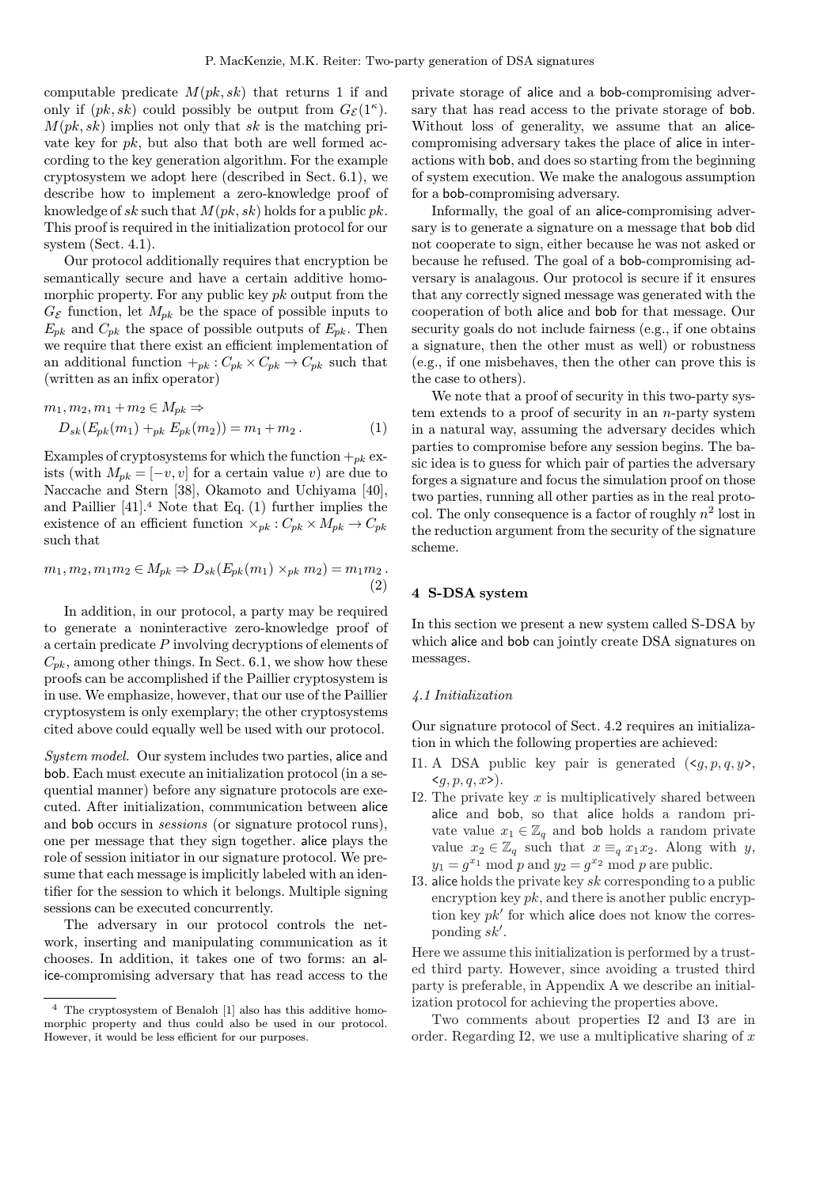computable predicate $M(pk, sk)$ that returns 1 if and only if $(pk, sk)$ could possibly be output from $G_{\mathcal{E}}(1^\kappa)$. $M(pk, sk)$ implies not only that $sk$ is the matching private key for $pk$, but also that both are well formed according to the key generation algorithm. For the example cryptosystem we adopt here (described in Sect. 6.1), we describe how to implement a zero-knowledge proof of knowledge of $sk$ such that $M(pk, sk)$ holds for a public $pk$. This proof is required in the initialization protocol for our system (Sect. 4.1).

Our protocol additionally requires that encryption be semantically secure and have a certain additive homomorphic property. For any public key $pk$ output from the $G_{\mathcal{E}}$ function, let $M_{pk}$ be the space of possible inputs to $E_{pk}$ and $C_{pk}$ the space of possible outputs of $E_{pk}$. Then we require that there exist an efficient implementation of an additional function $+_{pk} : C_{pk} \times C_{pk} \to C_{pk}$ such that (written as an infix operator)

$$m_1, m_2, m_1 + m_2 \in M_{pk} \Rightarrow \\ D_{sk}(E_{pk}(m_1) +_{pk} E_{pk}(m_2)) = m_1 + m_2 \,. \quad (1)$$

Examples of cryptosystems for which the function $+_{pk}$ exists (with $M_{pk} = [-v, v]$ for a certain value $v$) are due to Naccache and Stern [38], Okamoto and Uchiyama [40], and Paillier [41].[4] Note that Eq. (1) further implies the existence of an efficient function $\times_{pk} : C_{pk} \times M_{pk} \to C_{pk}$ such that

$$m_1, m_2, m_1 m_2 \in M_{pk} \Rightarrow D_{sk}(E_{pk}(m_1) \times_{pk} m_2) = m_1 m_2 \,. \quad (2)$$

In addition, in our protocol, a party may be required to generate a noninteractive zero-knowledge proof of a certain predicate $P$ involving decryptions of elements of $C_{pk}$, among other things. In Sect. 6.1, we show how these proofs can be accomplished if the Paillier cryptosystem is in use. We emphasize, however, that our use of the Paillier cryptosystem is only exemplary; the other cryptosystems cited above could equally well be used with our protocol.

*System model.* Our system includes two parties, alice and bob. Each must execute an initialization protocol (in a sequential manner) before any signature protocols are executed. After initialization, communication between alice and bob occurs in *sessions* (or signature protocol runs), one per message that they sign together. alice plays the role of session initiator in our signature protocol. We presume that each message is implicitly labeled with an identifier for the session to which it belongs. Multiple signing sessions can be executed concurrently.

The adversary in our protocol controls the network, inserting and manipulating communication as it chooses. In addition, it takes one of two forms: an alice-compromising adversary that has read access to the private storage of alice and a bob-compromising adversary that has read access to the private storage of bob. Without loss of generality, we assume that an alice-compromising adversary takes the place of alice in interactions with bob, and does so starting from the beginning of system execution. We make the analogous assumption for a bob-compromising adversary.

Informally, the goal of an alice-compromising adversary is to generate a signature on a message that bob did not cooperate to sign, either because he was not asked or because he refused. The goal of a bob-compromising adversary is analagous. Our protocol is secure if it ensures that any correctly signed message was generated with the cooperation of both alice and bob for that message. Our security goals do not include fairness (e.g., if one obtains a signature, then the other must as well) or robustness (e.g., if one misbehaves, then the other can prove this is the case to others).

We note that a proof of security in this two-party system extends to a proof of security in an $n$-party system in a natural way, assuming the adversary decides which parties to compromise before any session begins. The basic idea is to guess for which pair of parties the adversary forges a signature and focus the simulation proof on those two parties, running all other parties as in the real protocol. The only consequence is a factor of roughly $n^2$ lost in the reduction argument from the security of the signature scheme.

## 4 S-DSA system

In this section we present a new system called S-DSA by which alice and bob can jointly create DSA signatures on messages.

### 4.1 Initialization

Our signature protocol of Sect. 4.2 requires an initialization in which the following properties are achieved:

I1. A DSA public key pair is generated ($\langle g, p, q, y \rangle$, $\langle g, p, q, x \rangle$).

I2. The private key $x$ is multiplicatively shared between alice and bob, so that alice holds a random private value $x_1 \in \mathbb{Z}_q$ and bob holds a random private value $x_2 \in \mathbb{Z}_q$ such that $x \equiv_q x_1 x_2$. Along with $y$, $y_1 = g^{x_1} \bmod p$ and $y_2 = g^{x_2} \bmod p$ are public.

I3. alice holds the private key $sk$ corresponding to a public encryption key $pk$, and there is another public encryption key $pk'$ for which alice does not know the corresponding $sk'$.

Here we assume this initialization is performed by a trusted third party. However, since avoiding a trusted third party is preferable, in Appendix A we describe an initialization protocol for achieving the properties above.

Two comments about properties I2 and I3 are in order. Regarding I2, we use a multiplicative sharing of $x$

[4] The cryptosystem of Benaloh [1] also has this additive homomorphic property and thus could also be used in our protocol. However, it would be less efficient for our purposes.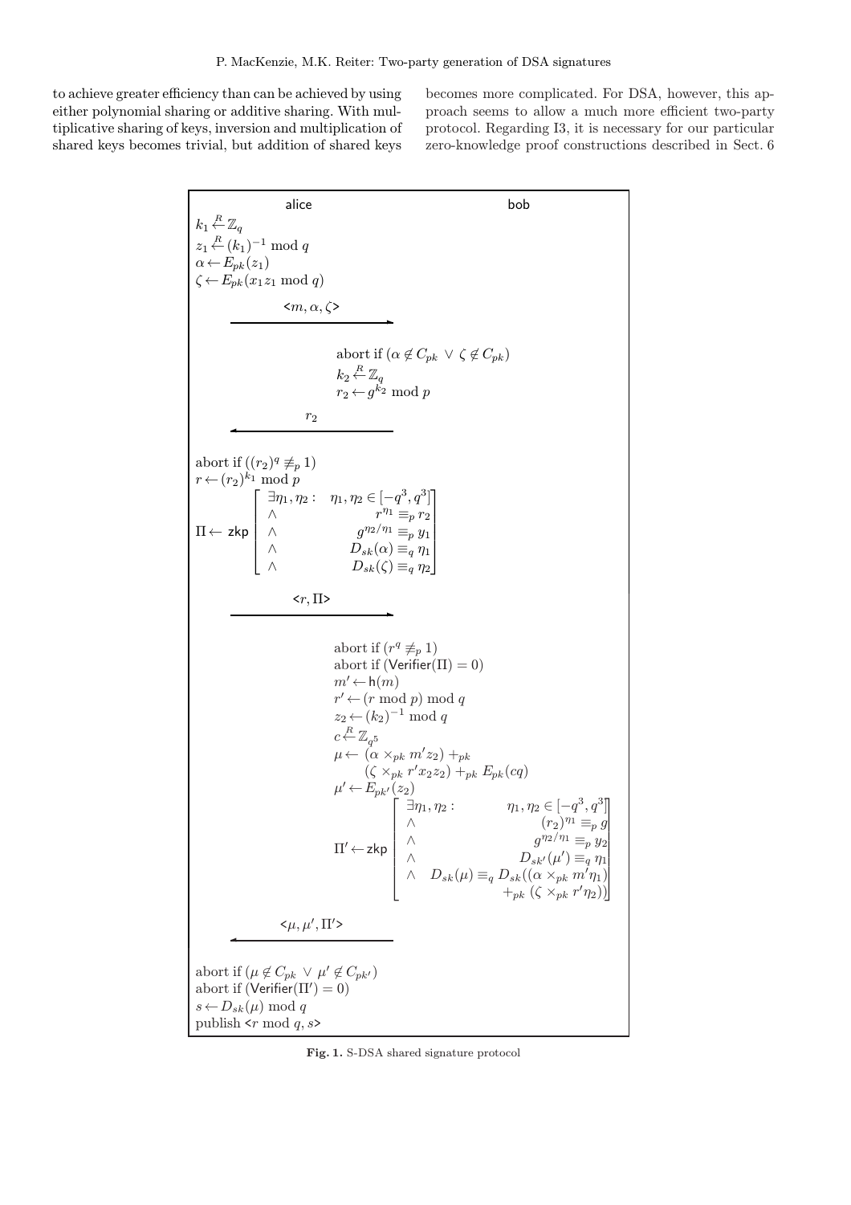to achieve greater efficiency than can be achieved by using either polynomial sharing or additive sharing. With multiplicative sharing of keys, inversion and multiplication of shared keys becomes trivial, but addition of shared keys becomes more complicated. For DSA, however, this approach seems to allow a much more efficient two-party protocol. Regarding I3, it is necessary for our particular zero-knowledge proof constructions described in Sect. 6

**alice** → **bob**

**alice:**

$$k_1 \stackrel{R}{\leftarrow} \mathbb{Z}_q$$
$$z_1 \stackrel{R}{\leftarrow} (k_1)^{-1} \bmod q$$
$$\alpha \leftarrow E_{pk}(z_1)$$
$$\zeta \leftarrow E_{pk}(x_1 z_1 \bmod q)$$

alice → bob: $\langle m, \alpha, \zeta \rangle$

**bob:**

abort if $(\alpha \notin C_{pk} \ \vee\ \zeta \notin C_{pk})$
$$k_2 \stackrel{R}{\leftarrow} \mathbb{Z}_q$$
$$r_2 \leftarrow g^{k_2} \bmod p$$

bob → alice: $r_2$

**alice:**

abort if $((r_2)^q \not\equiv_p 1)$
$$r \leftarrow (r_2)^{k_1} \bmod p$$
$$\Pi \leftarrow \mathsf{zkp}\left[\begin{array}{ll} \exists \eta_1, \eta_2 : & \eta_1, \eta_2 \in [-q^3, q^3] \\ \wedge & r^{\eta_1} \equiv_p r_2 \\ \wedge & g^{\eta_2/\eta_1} \equiv_p y_1 \\ \wedge & D_{sk}(\alpha) \equiv_q \eta_1 \\ \wedge & D_{sk}(\zeta) \equiv_q \eta_2 \end{array}\right]$$

alice → bob: $\langle r, \Pi \rangle$

**bob:**

abort if $(r^q \not\equiv_p 1)$
abort if $(\mathsf{Verifier}(\Pi) = 0)$
$$m' \leftarrow \mathsf{h}(m)$$
$$r' \leftarrow (r \bmod p) \bmod q$$
$$z_2 \leftarrow (k_2)^{-1} \bmod q$$
$$c \stackrel{R}{\leftarrow} \mathbb{Z}_{q^5}$$
$$\mu \leftarrow (\alpha \times_{pk} m' z_2) +_{pk} (\zeta \times_{pk} r' x_2 z_2) +_{pk} E_{pk}(cq)$$
$$\mu' \leftarrow E_{pk'}(z_2)$$
$$\Pi' \leftarrow \mathsf{zkp}\left[\begin{array}{ll} \exists \eta_1, \eta_2 : & \eta_1, \eta_2 \in [-q^3, q^3] \\ \wedge & (r_2)^{\eta_1} \equiv_p g \\ \wedge & g^{\eta_2/\eta_1} \equiv_p y_2 \\ \wedge & D_{sk'}(\mu') \equiv_q \eta_1 \\ \wedge & D_{sk}(\mu) \equiv_q D_{sk}((\alpha \times_{pk} m'\eta_1) +_{pk} (\zeta \times_{pk} r'\eta_2)) \end{array}\right]$$

bob → alice: $\langle \mu, \mu', \Pi' \rangle$

**alice:**

abort if $(\mu \notin C_{pk} \ \vee\ \mu' \notin C_{pk'})$
abort if $(\mathsf{Verifier}(\Pi') = 0)$
$$s \leftarrow D_{sk}(\mu) \bmod q$$
publish $\langle r \bmod q, s \rangle$

**Fig. 1.** S-DSA shared signature protocol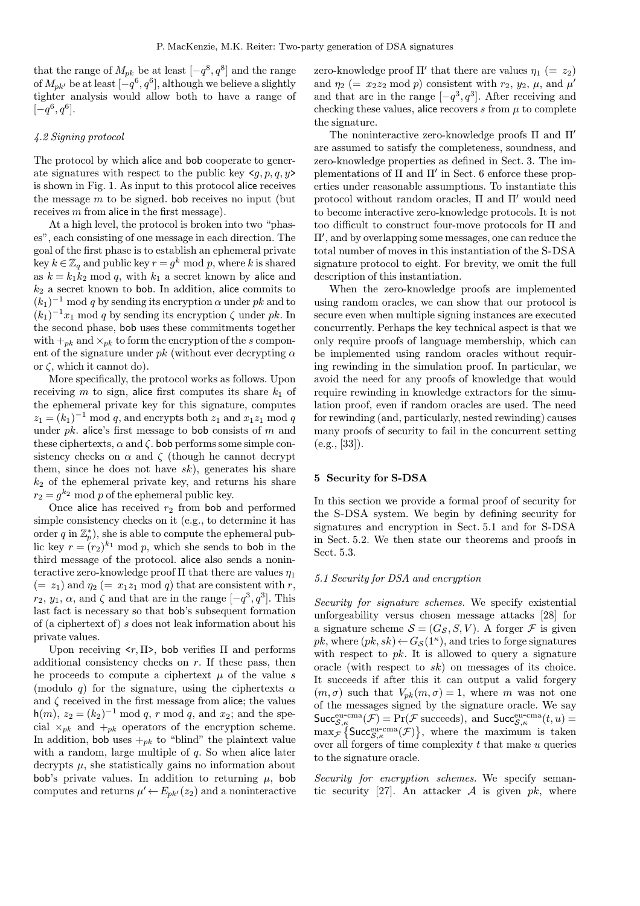that the range of $M_{pk}$ be at least $[-q^8, q^8]$ and the range of $M_{pk'}$ be at least $[-q^6, q^6]$, although we believe a slightly tighter analysis would allow both to have a range of $[-q^6, q^6]$.

### 4.2 Signing protocol

The protocol by which alice and bob cooperate to generate signatures with respect to the public key $\langle g, p, q, y \rangle$ is shown in Fig. 1. As input to this protocol alice receives the message $m$ to be signed. bob receives no input (but receives $m$ from alice in the first message).

At a high level, the protocol is broken into two "phases", each consisting of one message in each direction. The goal of the first phase is to establish an ephemeral private key $k \in \mathbb{Z}_q$ and public key $r = g^k \bmod p$, where $k$ is shared as $k = k_1 k_2 \bmod q$, with $k_1$ a secret known by alice and $k_2$ a secret known to bob. In addition, alice commits to $(k_1)^{-1} \bmod q$ by sending its encryption $\alpha$ under $pk$ and to $(k_1)^{-1} x_1 \bmod q$ by sending its encryption $\zeta$ under $pk$. In the second phase, bob uses these commitments together with $+_{pk}$ and $\times_{pk}$ to form the encryption of the $s$ component of the signature under $pk$ (without ever decrypting $\alpha$ or $\zeta$, which it cannot do).

More specifically, the protocol works as follows. Upon receiving $m$ to sign, alice first computes its share $k_1$ of the ephemeral private key for this signature, computes $z_1 = (k_1)^{-1} \bmod q$, and encrypts both $z_1$ and $x_1 z_1 \bmod q$ under $pk$. alice's first message to bob consists of $m$ and these ciphertexts, $\alpha$ and $\zeta$. bob performs some simple consistency checks on $\alpha$ and $\zeta$ (though he cannot decrypt them, since he does not have $sk$), generates his share $k_2$ of the ephemeral private key, and returns his share $r_2 = g^{k_2} \bmod p$ of the ephemeral public key.

Once alice has received $r_2$ from bob and performed simple consistency checks on it (e.g., to determine it has order $q$ in $\mathbb{Z}_p^*$), she is able to compute the ephemeral public key $r = (r_2)^{k_1} \bmod p$, which she sends to bob in the third message of the protocol. alice also sends a noninteractive zero-knowledge proof $\Pi$ that there are values $\eta_1$ ($= z_1$) and $\eta_2$ ($= x_1 z_1 \bmod q$) that are consistent with $r$, $r_2$, $y_1$, $\alpha$, and $\zeta$ and that are in the range $[-q^3, q^3]$. This last fact is necessary so that bob's subsequent formation of (a ciphertext of) $s$ does not leak information about his private values.

Upon receiving $\langle r, \Pi \rangle$, bob verifies $\Pi$ and performs additional consistency checks on $r$. If these pass, then he proceeds to compute a ciphertext $\mu$ of the value $s$ (modulo $q$) for the signature, using the ciphertexts $\alpha$ and $\zeta$ received in the first message from alice; the values $\mathsf{h}(m)$, $z_2 = (k_2)^{-1} \bmod q$, $r \bmod q$, and $x_2$; and the special $\times_{pk}$ and $+_{pk}$ operators of the encryption scheme. In addition, bob uses $+_{pk}$ to "blind" the plaintext value with a random, large multiple of $q$. So when alice later decrypts $\mu$, she statistically gains no information about bob's private values. In addition to returning $\mu$, bob computes and returns $\mu' \leftarrow E_{pk'}(z_2)$ and a noninteractive zero-knowledge proof $\Pi'$ that there are values $\eta_1$ ($= z_2$) and $\eta_2$ ($= x_2 z_2 \bmod p$) consistent with $r_2$, $y_2$, $\mu$, and $\mu'$ and that are in the range $[-q^3, q^3]$. After receiving and checking these values, alice recovers $s$ from $\mu$ to complete the signature.

The noninteractive zero-knowledge proofs $\Pi$ and $\Pi'$ are assumed to satisfy the completeness, soundness, and zero-knowledge properties as defined in Sect. 3. The implementations of $\Pi$ and $\Pi'$ in Sect. 6 enforce these properties under reasonable assumptions. To instantiate this protocol without random oracles, $\Pi$ and $\Pi'$ would need to become interactive zero-knowledge protocols. It is not too difficult to construct four-move protocols for $\Pi$ and $\Pi'$, and by overlapping some messages, one can reduce the total number of moves in this instantiation of the S-DSA signature protocol to eight. For brevity, we omit the full description of this instantiation.

When the zero-knowledge proofs are implemented using random oracles, we can show that our protocol is secure even when multiple signing instances are executed concurrently. Perhaps the key technical aspect is that we only require proofs of language membership, which can be implemented using random oracles without requiring rewinding in the simulation proof. In particular, we avoid the need for any proofs of knowledge that would require rewinding in knowledge extractors for the simulation proof, even if random oracles are used. The need for rewinding (and, particularly, nested rewinding) causes many proofs of security to fail in the concurrent setting (e.g., [33]).

## 5 Security for S-DSA

In this section we provide a formal proof of security for the S-DSA system. We begin by defining security for signatures and encryption in Sect. 5.1 and for S-DSA in Sect. 5.2. We then state our theorems and proofs in Sect. 5.3.

### 5.1 Security for DSA and encryption

*Security for signature schemes.* We specify existential unforgeability versus chosen message attacks [28] for a signature scheme $\mathcal{S} = (G_{\mathcal{S}}, S, V)$. A forger $\mathcal{F}$ is given $pk$, where $(pk, sk) \leftarrow G_{\mathcal{S}}(1^\kappa)$, and tries to forge signatures with respect to $pk$. It is allowed to query a signature oracle (with respect to $sk$) on messages of its choice. It succeeds if after this it can output a valid forgery $(m, \sigma)$ such that $V_{pk}(m, \sigma) = 1$, where $m$ was not one of the messages signed by the signature oracle. We say $\mathsf{Succ}^{\text{eu-cma}}_{\mathcal{S},\kappa}(\mathcal{F}) = \Pr(\mathcal{F} \text{ succeeds})$, and $\mathsf{Succ}^{\text{eu-cma}}_{\mathcal{S},\kappa}(t, u) = \max_{\mathcal{F}} \left\{ \mathsf{Succ}^{\text{eu-cma}}_{\mathcal{S},\kappa}(\mathcal{F}) \right\}$, where the maximum is taken over all forgers of time complexity $t$ that make $u$ queries to the signature oracle.

*Security for encryption schemes.* We specify semantic security [27]. An attacker $\mathcal{A}$ is given $pk$, where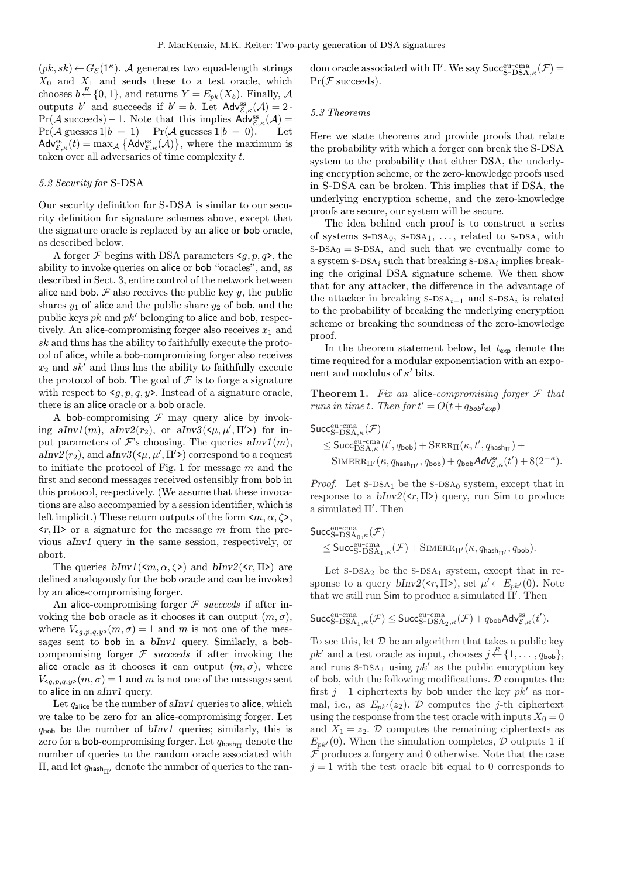$(pk, sk) \leftarrow G_{\mathcal{E}}(1^\kappa)$. $\mathcal{A}$ generates two equal-length strings $X_0$ and $X_1$ and sends these to a test oracle, which chooses $b \stackrel{R}{\leftarrow} \{0,1\}$, and returns $Y = E_{pk}(X_b)$. Finally, $\mathcal{A}$ outputs $b'$ and succeeds if $b' = b$. Let $\mathsf{Adv}^{\text{ss}}_{\mathcal{E},\kappa}(\mathcal{A}) = 2 \cdot \Pr(\mathcal{A} \text{ succeeds}) - 1$. Note that this implies $\mathsf{Adv}^{\text{ss}}_{\mathcal{E},\kappa}(\mathcal{A}) = \Pr(\mathcal{A} \text{ guesses } 1 | b = 1) - \Pr(\mathcal{A} \text{ guesses } 1 | b = 0)$. Let $\mathsf{Adv}^{\text{ss}}_{\mathcal{E},\kappa}(t) = \max_{\mathcal{A}} \{\mathsf{Adv}^{\text{ss}}_{\mathcal{E},\kappa}(\mathcal{A})\}$, where the maximum is taken over all adversaries of time complexity $t$.

### 5.2 Security for S-DSA

Our security definition for S-DSA is similar to our security definition for signature schemes above, except that the signature oracle is replaced by an alice or bob oracle, as described below.

A forger $\mathcal{F}$ begins with DSA parameters $\langle g, p, q \rangle$, the ability to invoke queries on alice or bob "oracles", and, as described in Sect. 3, entire control of the network between alice and bob. $\mathcal{F}$ also receives the public key $y$, the public shares $y_1$ of alice and the public share $y_2$ of bob, and the public keys $pk$ and $pk'$ belonging to alice and bob, respectively. An alice-compromising forger also receives $x_1$ and $sk$ and thus has the ability to faithfully execute the protocol of alice, while a bob-compromising forger also receives $x_2$ and $sk'$ and thus has the ability to faithfully execute the protocol of bob. The goal of $\mathcal{F}$ is to forge a signature with respect to $\langle g, p, q, y \rangle$. Instead of a signature oracle, there is an alice oracle or a bob oracle.

A bob-compromising $\mathcal{F}$ may query alice by invoking *aInv1*$(m)$, *aInv2*$(r_2)$, or *aInv3*$(\langle \mu, \mu', \Pi' \rangle)$ for input parameters of $\mathcal{F}$'s choosing. The queries *aInv1*$(m)$, *aInv2*$(r_2)$, and *aInv3*$(\langle \mu, \mu', \Pi' \rangle)$ correspond to a request to initiate the protocol of Fig. 1 for message $m$ and the first and second messages received ostensibly from bob in this protocol, respectively. (We assume that these invocations are also accompanied by a session identifier, which is left implicit.) These return outputs of the form $\langle m, \alpha, \zeta \rangle$, $\langle r, \Pi \rangle$ or a signature for the message $m$ from the previous *aInv1* query in the same session, respectively, or abort.

The queries *bInv1*$(\langle m, \alpha, \zeta \rangle)$ and *bInv2*$(\langle r, \Pi \rangle)$ are defined analogously for the bob oracle and can be invoked by an alice-compromising forger.

An alice-compromising forger $\mathcal{F}$ *succeeds* if after invoking the bob oracle as it chooses it can output $(m, \sigma)$, where $V_{\langle g,p,q,y \rangle}(m, \sigma) = 1$ and $m$ is not one of the messages sent to bob in a *bInv1* query. Similarly, a bob-compromising forger $\mathcal{F}$ *succeeds* if after invoking the alice oracle as it chooses it can output $(m, \sigma)$, where $V_{\langle g,p,q,y \rangle}(m, \sigma) = 1$ and $m$ is not one of the messages sent to alice in an *aInv1* query.

Let $q_{\mathsf{alice}}$ be the number of *aInv1* queries to alice, which we take to be zero for an alice-compromising forger. Let $q_{\mathsf{bob}}$ be the number of *bInv1* queries; similarly, this is zero for a bob-compromising forger. Let $q_{\mathsf{hash}_\Pi}$ denote the number of queries to the random oracle associated with $\Pi$, and let $q_{\mathsf{hash}_{\Pi'}}$ denote the number of queries to the random oracle associated with $\Pi'$. We say $\mathsf{Succ}^{\text{eu-cma}}_{\text{S-DSA},\kappa}(\mathcal{F}) = \Pr(\mathcal{F} \text{ succeeds})$.

### 5.3 Theorems

Here we state theorems and provide proofs that relate the probability with which a forger can break the S-DSA system to the probability that either DSA, the underlying encryption scheme, or the zero-knowledge proofs used in S-DSA can be broken. This implies that if DSA, the underlying encryption scheme, and the zero-knowledge proofs are secure, our system will be secure.

The idea behind each proof is to construct a series of systems S-DSA$_0$, S-DSA$_1$, ..., related to S-DSA, with S-DSA$_0$ = S-DSA, and such that we eventually come to a system S-DSA$_i$ such that breaking S-DSA$_i$ implies breaking the original DSA signature scheme. We then show that for any attacker, the difference in the advantage of the attacker in breaking S-DSA$_{i-1}$ and S-DSA$_i$ is related to the probability of breaking the underlying encryption scheme or breaking the soundness of the zero-knowledge proof.

In the theorem statement below, let $t_{\mathsf{exp}}$ denote the time required for a modular exponentiation with an exponent and modulus of $\kappa'$ bits.

**Theorem 1.** *Fix an* alice*-compromising forger $\mathcal{F}$ that runs in time $t$. Then for $t' = O(t + q_{bob} t_{exp})$*

$$
\begin{aligned}
&\mathsf{Succ}^{\text{eu-cma}}_{\text{S-DSA},\kappa}(\mathcal{F}) \\
&\quad \le \mathsf{Succ}^{\text{eu-cma}}_{\text{DSA},\kappa}(t', q_{\mathsf{bob}}) + \text{SERR}_\Pi(\kappa, t', q_{\mathsf{hash}_\Pi}) + \\
&\qquad \text{SIMERR}_{\Pi'}(\kappa, q_{\mathsf{hash}_{\Pi'}}, q_{\mathsf{bob}}) + q_{\mathsf{bob}} \mathsf{Adv}^{\text{ss}}_{\mathcal{E},\kappa}(t') + 8(2^{-\kappa}).
\end{aligned}
$$

*Proof.* Let S-DSA$_1$ be the S-DSA$_0$ system, except that in response to a *bInv2*$(\langle r, \Pi \rangle)$ query, run $\mathsf{Sim}$ to produce a simulated $\Pi'$. Then

$$
\begin{aligned}
&\mathsf{Succ}^{\text{eu-cma}}_{\text{S-DSA}_0,\kappa}(\mathcal{F}) \\
&\quad \le \mathsf{Succ}^{\text{eu-cma}}_{\text{S-DSA}_1,\kappa}(\mathcal{F}) + \text{SIMERR}_{\Pi'}(\kappa, q_{\mathsf{hash}_{\Pi'}}, q_{\mathsf{bob}}).
\end{aligned}
$$

Let S-DSA$_2$ be the S-DSA$_1$ system, except that in response to a query *bInv2*$(\langle r, \Pi \rangle)$, set $\mu' \leftarrow E_{pk'}(0)$. Note that we still run $\mathsf{Sim}$ to produce a simulated $\Pi'$. Then

$$
\mathsf{Succ}^{\text{eu-cma}}_{\text{S-DSA}_1,\kappa}(\mathcal{F}) \le \mathsf{Succ}^{\text{eu-cma}}_{\text{S-DSA}_2,\kappa}(\mathcal{F}) + q_{\mathsf{bob}} \mathsf{Adv}^{\text{ss}}_{\mathcal{E},\kappa}(t').
$$

To see this, let $\mathcal{D}$ be an algorithm that takes a public key $pk'$ and a test oracle as input, chooses $j \stackrel{R}{\leftarrow} \{1, \ldots, q_{\mathsf{bob}}\}$, and runs S-DSA$_1$ using $pk'$ as the public encryption key of bob, with the following modifications. $\mathcal{D}$ computes the first $j-1$ ciphertexts by bob under the key $pk'$ as normal, i.e., as $E_{pk'}(z_2)$. $\mathcal{D}$ computes the $j$-th ciphertext using the response from the test oracle with inputs $X_0 = 0$ and $X_1 = z_2$. $\mathcal{D}$ computes the remaining ciphertexts as $E_{pk'}(0)$. When the simulation completes, $\mathcal{D}$ outputs 1 if $\mathcal{F}$ produces a forgery and 0 otherwise. Note that the case $j = 1$ with the test oracle bit equal to 0 corresponds to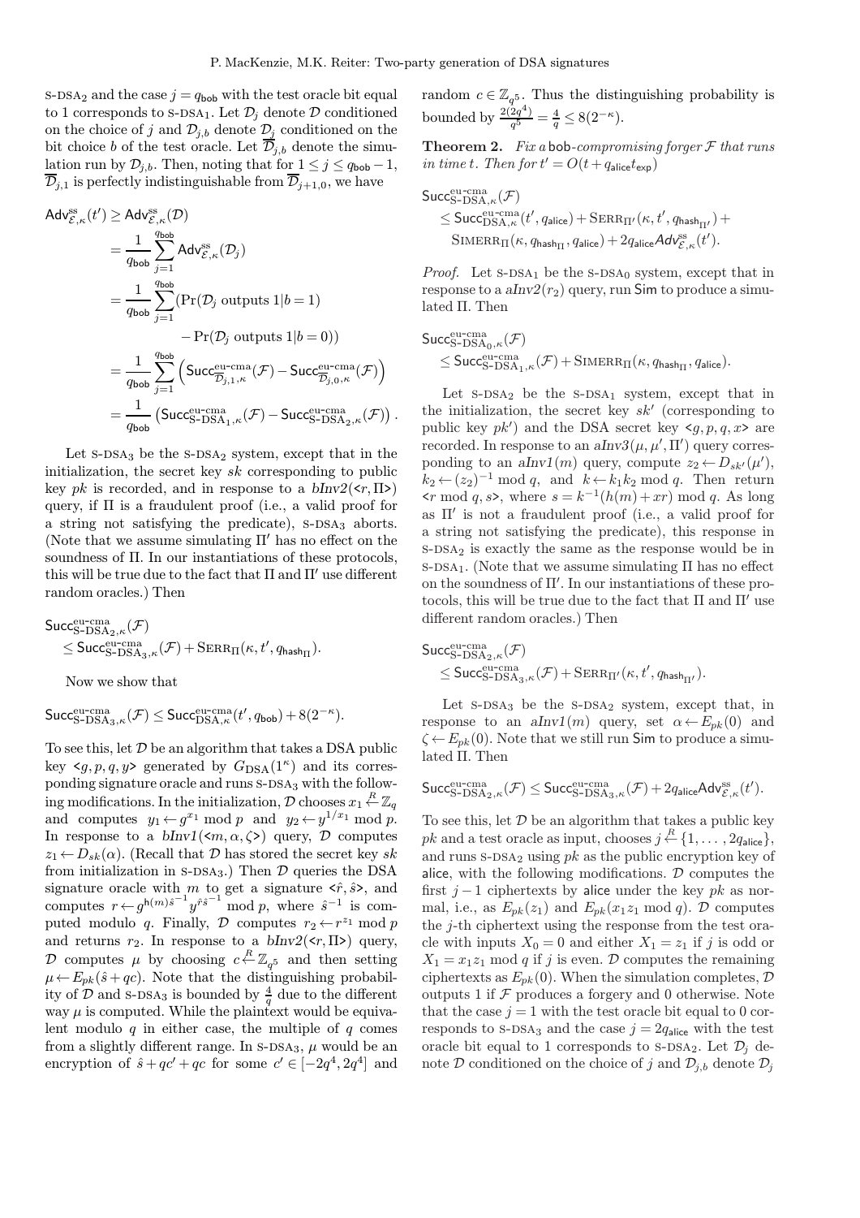S-DSA$_2$ and the case $j = q_{\mathsf{bob}}$ with the test oracle bit equal to 1 corresponds to S-DSA$_1$. Let $\mathcal{D}_j$ denote $\mathcal{D}$ conditioned on the choice of $j$ and $\mathcal{D}_{j,b}$ denote $\mathcal{D}_j$ conditioned on the bit choice $b$ of the test oracle. Let $\overline{\mathcal{D}}_{j,b}$ denote the simulation run by $\mathcal{D}_{j,b}$. Then, noting that for $1 \le j \le q_{\mathsf{bob}} - 1$, $\overline{\mathcal{D}}_{j,1}$ is perfectly indistinguishable from $\overline{\mathcal{D}}_{j+1,0}$, we have

$$
\begin{aligned}
\mathsf{Adv}^{\mathrm{ss}}_{\mathcal{E},\kappa}(t') &\ge \mathsf{Adv}^{\mathrm{ss}}_{\mathcal{E},\kappa}(\mathcal{D}) \\
&= \frac{1}{q_{\mathsf{bob}}} \sum_{j=1}^{q_{\mathsf{bob}}} \mathsf{Adv}^{\mathrm{ss}}_{\mathcal{E},\kappa}(\mathcal{D}_j) \\
&= \frac{1}{q_{\mathsf{bob}}} \sum_{j=1}^{q_{\mathsf{bob}}} (\Pr(\mathcal{D}_j \text{ outputs } 1 | b = 1) \\
&\qquad - \Pr(\mathcal{D}_j \text{ outputs } 1 | b = 0)) \\
&= \frac{1}{q_{\mathsf{bob}}} \sum_{j=1}^{q_{\mathsf{bob}}} \left( \mathsf{Succ}^{\text{eu-cma}}_{\overline{\mathcal{D}}_{j,1},\kappa}(\mathcal{F}) - \mathsf{Succ}^{\text{eu-cma}}_{\overline{\mathcal{D}}_{j,0},\kappa}(\mathcal{F}) \right) \\
&= \frac{1}{q_{\mathsf{bob}}} \left( \mathsf{Succ}^{\text{eu-cma}}_{\text{S-DSA}_1,\kappa}(\mathcal{F}) - \mathsf{Succ}^{\text{eu-cma}}_{\text{S-DSA}_2,\kappa}(\mathcal{F}) \right).
\end{aligned}
$$

Let S-DSA$_3$ be the S-DSA$_2$ system, except that in the initialization, the secret key $sk$ corresponding to public key $pk$ is recorded, and in response to a *bInv2*($<r, \Pi>$) query, if $\Pi$ is a fraudulent proof (i.e., a valid proof for a string not satisfying the predicate), S-DSA$_3$ aborts. (Note that we assume simulating $\Pi'$ has no effect on the soundness of $\Pi$. In our instantiations of these protocols, this will be true due to the fact that $\Pi$ and $\Pi'$ use different random oracles.) Then

$$
\begin{aligned}
&\mathsf{Succ}^{\text{eu-cma}}_{\text{S-DSA}_2,\kappa}(\mathcal{F}) \\
&\quad \le \mathsf{Succ}^{\text{eu-cma}}_{\text{S-DSA}_3,\kappa}(\mathcal{F}) + \mathrm{SERR}_{\Pi}(\kappa, t', q_{\mathsf{hash}_\Pi}).
\end{aligned}
$$

Now we show that

$$
\mathsf{Succ}^{\text{eu-cma}}_{\text{S-DSA}_3,\kappa}(\mathcal{F}) \le \mathsf{Succ}^{\text{eu-cma}}_{\text{DSA},\kappa}(t', q_{\mathsf{bob}}) + 8(2^{-\kappa}).
$$

To see this, let $\mathcal{D}$ be an algorithm that takes a DSA public key $<g, p, q, y>$ generated by $G_{\text{DSA}}(1^\kappa)$ and its corresponding signature oracle and runs S-DSA$_3$ with the following modifications. In the initialization, $\mathcal{D}$ chooses $x_1 \stackrel{R}{\leftarrow} \mathbb{Z}_q$ and computes $y_1 \leftarrow g^{x_1} \bmod p$ and $y_2 \leftarrow y^{1/x_1} \bmod p$. In response to a *bInv1*($<m, \alpha, \zeta>$) query, $\mathcal{D}$ computes $z_1 \leftarrow D_{sk}(\alpha)$. (Recall that $\mathcal{D}$ has stored the secret key $sk$ from initialization in S-DSA$_3$.) Then $\mathcal{D}$ queries the DSA signature oracle with $m$ to get a signature $<\hat{r}, \hat{s}>$, and computes $r \leftarrow g^{\mathsf{h}(m)\hat{s}^{-1}} y^{\hat{r}\hat{s}^{-1}} \bmod p$, where $\hat{s}^{-1}$ is computed modulo $q$. Finally, $\mathcal{D}$ computes $r_2 \leftarrow r^{z_1} \bmod p$ and returns $r_2$. In response to a *bInv2*($<r, \Pi>$) query, $\mathcal{D}$ computes $\mu$ by choosing $c \stackrel{R}{\leftarrow} \mathbb{Z}_{q^5}$ and then setting $\mu \leftarrow E_{pk}(\hat{s} + qc)$. Note that the distinguishing probability of $\mathcal{D}$ and S-DSA$_3$ is bounded by $\frac{4}{q}$ due to the different way $\mu$ is computed. While the plaintext would be equivalent modulo $q$ in either case, the multiple of $q$ comes from a slightly different range. In S-DSA$_3$, $\mu$ would be an encryption of $\hat{s} + qc' + qc$ for some $c' \in [-2q^4, 2q^4]$ and random $c \in \mathbb{Z}_{q^5}$. Thus the distinguishing probability is bounded by $\frac{2(2q^4)}{q^5} = \frac{4}{q} \le 8(2^{-\kappa})$.

**Theorem 2.** *Fix a* bob*-compromising forger $\mathcal{F}$ that runs in time $t$. Then for $t' = O(t + q_{\mathsf{alice}} t_{\mathsf{exp}})$*

$$
\begin{aligned}
&\mathsf{Succ}^{\text{eu-cma}}_{\text{S-DSA},\kappa}(\mathcal{F}) \\
&\quad \le \mathsf{Succ}^{\text{eu-cma}}_{\text{DSA},\kappa}(t', q_{\mathsf{alice}}) + \mathrm{SERR}_{\Pi'}(\kappa, t', q_{\mathsf{hash}_{\Pi'}}) + \\
&\qquad \mathrm{SIMERR}_{\Pi}(\kappa, q_{\mathsf{hash}_\Pi}, q_{\mathsf{alice}}) + 2q_{\mathsf{alice}} \mathsf{Adv}^{\mathrm{ss}}_{\mathcal{E},\kappa}(t').
\end{aligned}
$$

*Proof.* Let S-DSA$_1$ be the S-DSA$_0$ system, except that in response to a *aInv2*($r_2$) query, run $\mathsf{Sim}$ to produce a simulated $\Pi$. Then

$$
\begin{aligned}
&\mathsf{Succ}^{\text{eu-cma}}_{\text{S-DSA}_0,\kappa}(\mathcal{F}) \\
&\quad \le \mathsf{Succ}^{\text{eu-cma}}_{\text{S-DSA}_1,\kappa}(\mathcal{F}) + \mathrm{SIMERR}_{\Pi}(\kappa, q_{\mathsf{hash}_\Pi}, q_{\mathsf{alice}}).
\end{aligned}
$$

Let S-DSA$_2$ be the S-DSA$_1$ system, except that in the initialization, the secret key $sk'$ (corresponding to public key $pk'$) and the DSA secret key $<g, p, q, x>$ are recorded. In response to an *aInv3*($\mu, \mu', \Pi'$) query corresponding to an *aInv1*($m$) query, compute $z_2 \leftarrow D_{sk'}(\mu')$, $k_2 \leftarrow (z_2)^{-1} \bmod q$, and $k \leftarrow k_1 k_2 \bmod q$. Then return $<r \bmod q, s>$, where $s = k^{-1}(h(m) + xr) \bmod q$. As long as $\Pi'$ is not a fraudulent proof (i.e., a valid proof for a string not satisfying the predicate), this response in S-DSA$_2$ is exactly the same as the response would be in S-DSA$_1$. (Note that we assume simulating $\Pi$ has no effect on the soundness of $\Pi'$. In our instantiations of these protocols, this will be true due to the fact that $\Pi$ and $\Pi'$ use different random oracles.) Then

$$
\begin{aligned}
&\mathsf{Succ}^{\text{eu-cma}}_{\text{S-DSA}_2,\kappa}(\mathcal{F}) \\
&\quad \le \mathsf{Succ}^{\text{eu-cma}}_{\text{S-DSA}_3,\kappa}(\mathcal{F}) + \mathrm{SERR}_{\Pi'}(\kappa, t', q_{\mathsf{hash}_{\Pi'}}).
\end{aligned}
$$

Let S-DSA$_3$ be the S-DSA$_2$ system, except that, in response to an *aInv1*($m$) query, set $\alpha \leftarrow E_{pk}(0)$ and $\zeta \leftarrow E_{pk}(0)$. Note that we still run $\mathsf{Sim}$ to produce a simulated $\Pi$. Then

$$
\mathsf{Succ}^{\text{eu-cma}}_{\text{S-DSA}_2,\kappa}(\mathcal{F}) \le \mathsf{Succ}^{\text{eu-cma}}_{\text{S-DSA}_3,\kappa}(\mathcal{F}) + 2q_{\mathsf{alice}} \mathsf{Adv}^{\mathrm{ss}}_{\mathcal{E},\kappa}(t').
$$

To see this, let $\mathcal{D}$ be an algorithm that takes a public key $pk$ and a test oracle as input, chooses $j \stackrel{R}{\leftarrow} \{1, \ldots, 2q_{\mathsf{alice}}\}$, and runs S-DSA$_2$ using $pk$ as the public encryption key of alice, with the following modifications. $\mathcal{D}$ computes the first $j - 1$ ciphertexts by alice under the key $pk$ as normal, i.e., as $E_{pk}(z_1)$ and $E_{pk}(x_1 z_1 \bmod q)$. $\mathcal{D}$ computes the $j$-th ciphertext using the response from the test oracle with inputs $X_0 = 0$ and either $X_1 = z_1$ if $j$ is odd or $X_1 = x_1 z_1 \bmod q$ if $j$ is even. $\mathcal{D}$ computes the remaining ciphertexts as $E_{pk}(0)$. When the simulation completes, $\mathcal{D}$ outputs 1 if $\mathcal{F}$ produces a forgery and 0 otherwise. Note that the case $j = 1$ with the test oracle bit equal to 0 corresponds to S-DSA$_3$ and the case $j = 2q_{\mathsf{alice}}$ with the test oracle bit equal to 1 corresponds to S-DSA$_2$. Let $\mathcal{D}_j$ denote $\mathcal{D}$ conditioned on the choice of $j$ and $\mathcal{D}_{j,b}$ denote $\mathcal{D}_j$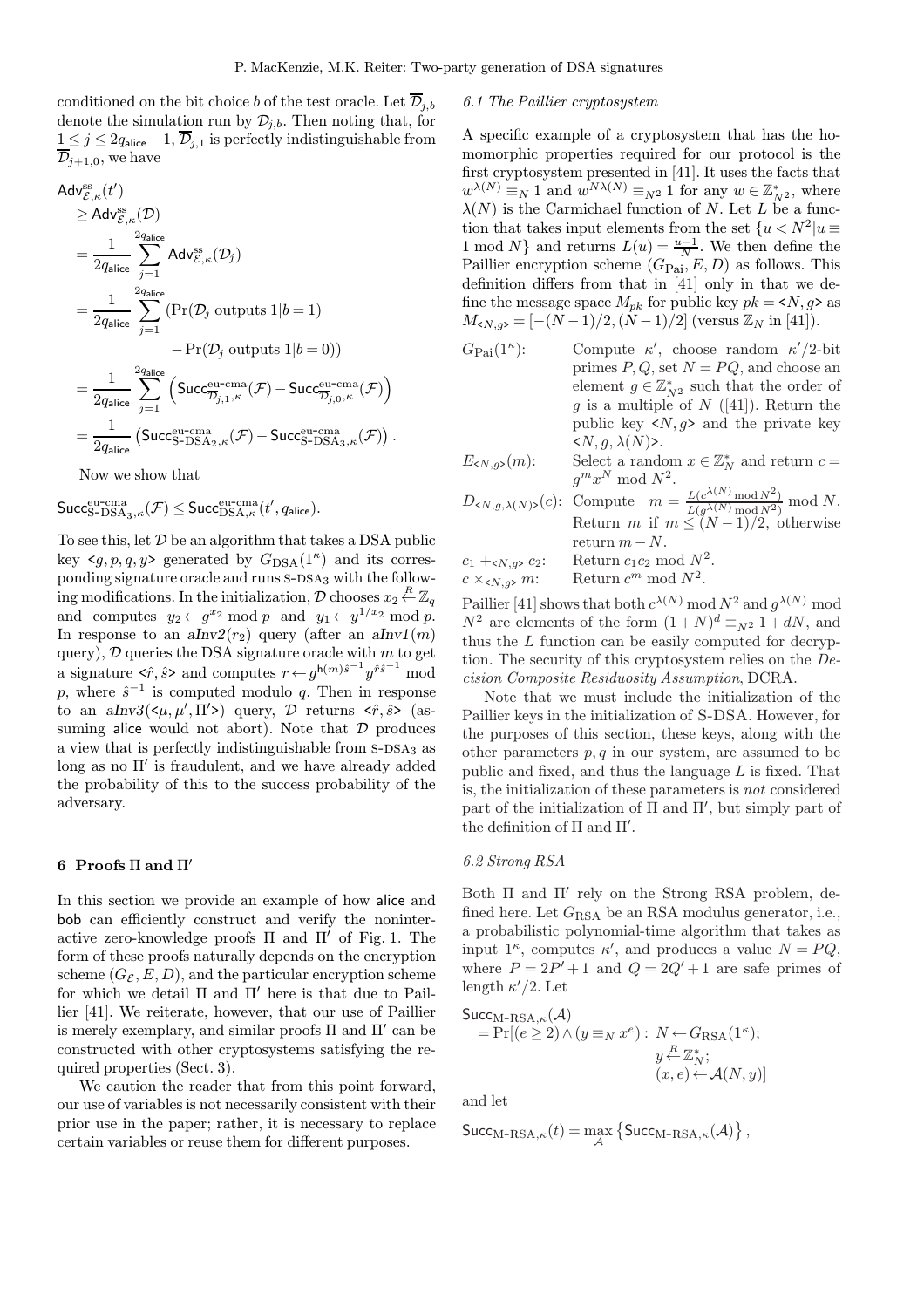conditioned on the bit choice $b$ of the test oracle. Let $\overline{\mathcal{D}}_{j,b}$ denote the simulation run by $\mathcal{D}_{j,b}$. Then noting that, for $1 \leq j \leq 2q_{\mathsf{alice}} - 1$, $\overline{\mathcal{D}}_{j,1}$ is perfectly indistinguishable from $\overline{\mathcal{D}}_{j+1,0}$, we have

$$
\begin{aligned}
&\mathsf{Adv}^{\mathrm{ss}}_{\mathcal{E},\kappa}(t') \\
&\geq \mathsf{Adv}^{\mathrm{ss}}_{\mathcal{E},\kappa}(\mathcal{D}) \\
&= \frac{1}{2q_{\mathsf{alice}}} \sum_{j=1}^{2q_{\mathsf{alice}}} \mathsf{Adv}^{\mathrm{ss}}_{\mathcal{E},\kappa}(\mathcal{D}_j) \\
&= \frac{1}{2q_{\mathsf{alice}}} \sum_{j=1}^{2q_{\mathsf{alice}}} (\Pr(\mathcal{D}_j \text{ outputs } 1 | b=1) \\
&\qquad - \Pr(\mathcal{D}_j \text{ outputs } 1 | b=0)) \\
&= \frac{1}{2q_{\mathsf{alice}}} \sum_{j=1}^{2q_{\mathsf{alice}}} \left( \mathsf{Succ}^{\mathrm{eu\text{-}cma}}_{\overline{\mathcal{D}}_{j,1},\kappa}(\mathcal{F}) - \mathsf{Succ}^{\mathrm{eu\text{-}cma}}_{\overline{\mathcal{D}}_{j,0},\kappa}(\mathcal{F}) \right) \\
&= \frac{1}{2q_{\mathsf{alice}}} \left( \mathsf{Succ}^{\mathrm{eu\text{-}cma}}_{\mathrm{S\text{-}DSA}_2,\kappa}(\mathcal{F}) - \mathsf{Succ}^{\mathrm{eu\text{-}cma}}_{\mathrm{S\text{-}DSA}_3,\kappa}(\mathcal{F}) \right).
\end{aligned}
$$

Now we show that

$$\mathsf{Succ}^{\mathrm{eu\text{-}cma}}_{\mathrm{S\text{-}DSA}_3,\kappa}(\mathcal{F}) \leq \mathsf{Succ}^{\mathrm{eu\text{-}cma}}_{\mathrm{DSA},\kappa}(t', q_{\mathsf{alice}}).$$

To see this, let $\mathcal{D}$ be an algorithm that takes a DSA public key $\langle g, p, q, y \rangle$ generated by $G_{\mathrm{DSA}}(1^\kappa)$ and its corresponding signature oracle and runs S-DSA$_3$ with the following modifications. In the initialization, $\mathcal{D}$ chooses $x_2 \xleftarrow{R} \mathbb{Z}_q$ and computes $y_2 \leftarrow g^{x_2} \bmod p$ and $y_1 \leftarrow y^{1/x_2} \bmod p$. In response to an *aInv2*$(r_2)$ query (after an *aInv1*$(m)$ query), $\mathcal{D}$ queries the DSA signature oracle with $m$ to get a signature $\langle \hat{r}, \hat{s} \rangle$ and computes $r \leftarrow g^{\mathsf{h}(m)\hat{s}^{-1}} y^{\hat{r}\hat{s}^{-1}} \bmod p$, where $\hat{s}^{-1}$ is computed modulo $q$. Then in response to an *aInv3*$(\langle \mu, \mu', \Pi' \rangle)$ query, $\mathcal{D}$ returns $\langle \hat{r}, \hat{s} \rangle$ (assuming alice would not abort). Note that $\mathcal{D}$ produces a view that is perfectly indistinguishable from S-DSA$_3$ as long as no $\Pi'$ is fraudulent, and we have already added the probability of this to the success probability of the adversary.

## 6 Proofs $\Pi$ and $\Pi'$

In this section we provide an example of how alice and bob can efficiently construct and verify the noninteractive zero-knowledge proofs $\Pi$ and $\Pi'$ of Fig. 1. The form of these proofs naturally depends on the encryption scheme $(G_{\mathcal{E}}, E, D)$, and the particular encryption scheme for which we detail $\Pi$ and $\Pi'$ here is that due to Paillier [41]. We reiterate, however, that our use of Paillier is merely exemplary, and similar proofs $\Pi$ and $\Pi'$ can be constructed with other cryptosystems satisfying the required properties (Sect. 3).

We caution the reader that from this point forward, our use of variables is not necessarily consistent with their prior use in the paper; rather, it is necessary to replace certain variables or reuse them for different purposes.

### 6.1 The Paillier cryptosystem

A specific example of a cryptosystem that has the homomorphic properties required for our protocol is the first cryptosystem presented in [41]. It uses the facts that $w^{\lambda(N)} \equiv_N 1$ and $w^{N\lambda(N)} \equiv_{N^2} 1$ for any $w \in \mathbb{Z}^*_{N^2}$, where $\lambda(N)$ is the Carmichael function of $N$. Let $L$ be a function that takes input elements from the set $\{u < N^2 | u \equiv 1 \bmod N\}$ and returns $L(u) = \frac{u-1}{N}$. We then define the Paillier encryption scheme $(G_{\mathrm{Pai}}, E, D)$ as follows. This definition differs from that in [41] only in that we define the message space $M_{pk}$ for public key $pk = \langle N, g \rangle$ as $M_{\langle N,g \rangle} = [-(N-1)/2, (N-1)/2]$ (versus $\mathbb{Z}_N$ in [41]).

- $G_{\mathrm{Pai}}(1^\kappa)$: Compute $\kappa'$, choose random $\kappa'/2$-bit primes $P, Q$, set $N = PQ$, and choose an element $g \in \mathbb{Z}^*_{N^2}$ such that the order of $g$ is a multiple of $N$ ([41]). Return the public key $\langle N, g \rangle$ and the private key $\langle N, g, \lambda(N) \rangle$.
- $E_{\langle N,g \rangle}(m)$: Select a random $x \in \mathbb{Z}^*_N$ and return $c = g^m x^N \bmod N^2$.
- $D_{\langle N,g,\lambda(N) \rangle}(c)$: Compute $m = \frac{L(c^{\lambda(N)} \bmod N^2)}{L(g^{\lambda(N)} \bmod N^2)} \bmod N$. Return $m$ if $m \leq (N-1)/2$, otherwise return $m - N$.
- $c_1 +_{\langle N,g \rangle} c_2$: Return $c_1 c_2 \bmod N^2$.
- $c \times_{\langle N,g \rangle} m$: Return $c^m \bmod N^2$.

Paillier [41] shows that both $c^{\lambda(N)} \bmod N^2$ and $g^{\lambda(N)} \bmod N^2$ are elements of the form $(1+N)^d \equiv_{N^2} 1 + dN$, and thus the $L$ function can be easily computed for decryption. The security of this cryptosystem relies on the *Decision Composite Residuosity Assumption*, DCRA.

Note that we must include the initialization of the Paillier keys in the initialization of S-DSA. However, for the purposes of this section, these keys, along with the other parameters $p, q$ in our system, are assumed to be public and fixed, and thus the language $L$ is fixed. That is, the initialization of these parameters is *not* considered part of the initialization of $\Pi$ and $\Pi'$, but simply part of the definition of $\Pi$ and $\Pi'$.

### 6.2 Strong RSA

Both $\Pi$ and $\Pi'$ rely on the Strong RSA problem, defined here. Let $G_{\mathrm{RSA}}$ be an RSA modulus generator, i.e., a probabilistic polynomial-time algorithm that takes as input $1^\kappa$, computes $\kappa'$, and produces a value $N = PQ$, where $P = 2P' + 1$ and $Q = 2Q' + 1$ are safe primes of length $\kappa'/2$. Let

$$
\begin{aligned}
\mathsf{Succ}_{\mathrm{M\text{-}RSA},\kappa}(\mathcal{A}) = \Pr[(e \geq 2) \wedge (y \equiv_N x^e) :\ & N \leftarrow G_{\mathrm{RSA}}(1^\kappa); \\
& y \xleftarrow{R} \mathbb{Z}^*_N; \\
& (x, e) \leftarrow \mathcal{A}(N, y)]
\end{aligned}
$$

and let

$$\mathsf{Succ}_{\mathrm{M\text{-}RSA},\kappa}(t) = \max_{\mathcal{A}} \left\{ \mathsf{Succ}_{\mathrm{M\text{-}RSA},\kappa}(\mathcal{A}) \right\},$$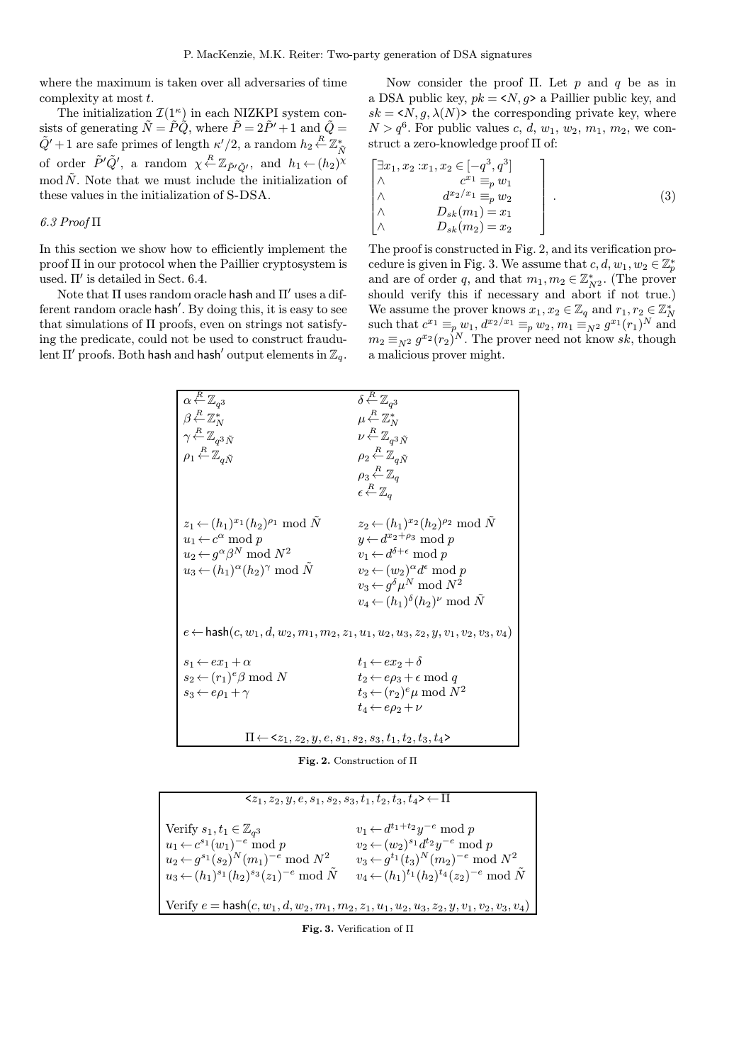where the maximum is taken over all adversaries of time complexity at most $t$.

The initialization $\mathcal{I}(1^\kappa)$ in each NIZKPI system consists of generating $\tilde{N} = \tilde{P}\tilde{Q}$, where $\tilde{P} = 2\tilde{P}' + 1$ and $\tilde{Q} = \tilde{Q}' + 1$ are safe primes of length $\kappa'/2$, a random $h_2 \stackrel{R}{\leftarrow} \mathbb{Z}^*_{\tilde{N}}$ of order $\tilde{P}'\tilde{Q}'$, a random $\chi \stackrel{R}{\leftarrow} \mathbb{Z}_{\tilde{P}'\tilde{Q}'}$, and $h_1 \leftarrow (h_2)^\chi \bmod \tilde{N}$. Note that we must include the initialization of these values in the initialization of S-DSA.

### 6.3 Proof Π

In this section we show how to efficiently implement the proof Π in our protocol when the Paillier cryptosystem is used. Π′ is detailed in Sect. 6.4.

Note that Π uses random oracle hash and Π′ uses a different random oracle hash′. By doing this, it is easy to see that simulations of Π proofs, even on strings not satisfying the predicate, could not be used to construct fraudulent Π′ proofs. Both hash and hash′ output elements in $\mathbb{Z}_q$.

Now consider the proof Π. Let $p$ and $q$ be as in a DSA public key, $pk = \langle N, g \rangle$ a Paillier public key, and $sk = \langle N, g, \lambda(N) \rangle$ the corresponding private key, where $N > q^6$. For public values $c$, $d$, $w_1$, $w_2$, $m_1$, $m_2$, we construct a zero-knowledge proof Π of:

$$\begin{bmatrix} \exists x_1, x_2 : x_1, x_2 \in [-q^3, q^3] \\ \wedge \quad c^{x_1} \equiv_p w_1 \\ \wedge \quad d^{x_2/x_1} \equiv_p w_2 \\ \wedge \quad D_{sk}(m_1) = x_1 \\ \wedge \quad D_{sk}(m_2) = x_2 \end{bmatrix}. \tag{3}$$

The proof is constructed in Fig. 2, and its verification procedure is given in Fig. 3. We assume that $c, d, w_1, w_2 \in \mathbb{Z}^*_p$ and are of order $q$, and that $m_1, m_2 \in \mathbb{Z}^*_{N^2}$. (The prover should verify this if necessary and abort if not true.) We assume the prover knows $x_1, x_2 \in \mathbb{Z}_q$ and $r_1, r_2 \in \mathbb{Z}^*_N$ such that $c^{x_1} \equiv_p w_1$, $d^{x_2/x_1} \equiv_p w_2$, $m_1 \equiv_{N^2} g^{x_1}(r_1)^N$ and $m_2 \equiv_{N^2} g^{x_2}(r_2)^N$. The prover need not know $sk$, though a malicious prover might.

$$
\begin{array}{ll}
\alpha \stackrel{R}{\leftarrow} \mathbb{Z}_{q^3} & \delta \stackrel{R}{\leftarrow} \mathbb{Z}_{q^3} \\
\beta \stackrel{R}{\leftarrow} \mathbb{Z}^*_N & \mu \stackrel{R}{\leftarrow} \mathbb{Z}^*_N \\
\gamma \stackrel{R}{\leftarrow} \mathbb{Z}_{q^3\tilde{N}} & \nu \stackrel{R}{\leftarrow} \mathbb{Z}_{q^3\tilde{N}} \\
\rho_1 \stackrel{R}{\leftarrow} \mathbb{Z}_{q\tilde{N}} & \rho_2 \stackrel{R}{\leftarrow} \mathbb{Z}_{q\tilde{N}} \\
 & \rho_3 \stackrel{R}{\leftarrow} \mathbb{Z}_q \\
 & \epsilon \stackrel{R}{\leftarrow} \mathbb{Z}_q \\
 & \\
z_1 \leftarrow (h_1)^{x_1}(h_2)^{\rho_1} \bmod \tilde{N} & z_2 \leftarrow (h_1)^{x_2}(h_2)^{\rho_2} \bmod \tilde{N} \\
u_1 \leftarrow c^\alpha \bmod p & y \leftarrow d^{x_2+\rho_3} \bmod p \\
u_2 \leftarrow g^\alpha \beta^N \bmod N^2 & v_1 \leftarrow d^{\delta+\epsilon} \bmod p \\
u_3 \leftarrow (h_1)^\alpha (h_2)^\gamma \bmod \tilde{N} & v_2 \leftarrow (w_2)^\alpha d^\epsilon \bmod p \\
 & v_3 \leftarrow g^\delta \mu^N \bmod N^2 \\
 & v_4 \leftarrow (h_1)^\delta (h_2)^\nu \bmod \tilde{N} \\
 & \\
\multicolumn{2}{l}{e \leftarrow \mathsf{hash}(c, w_1, d, w_2, m_1, m_2, z_1, u_1, u_2, u_3, z_2, y, v_1, v_2, v_3, v_4)} \\
 & \\
s_1 \leftarrow e x_1 + \alpha & t_1 \leftarrow e x_2 + \delta \\
s_2 \leftarrow (r_1)^e \beta \bmod N & t_2 \leftarrow e\rho_3 + \epsilon \bmod q \\
s_3 \leftarrow e\rho_1 + \gamma & t_3 \leftarrow (r_2)^e \mu \bmod N^2 \\
 & t_4 \leftarrow e\rho_2 + \nu \\
 & \\
\multicolumn{2}{c}{\Pi \leftarrow \langle z_1, z_2, y, e, s_1, s_2, s_3, t_1, t_2, t_3, t_4 \rangle}
\end{array}
$$

**Fig. 2.** Construction of Π

$$
\begin{array}{ll}
\multicolumn{2}{c}{\langle z_1, z_2, y, e, s_1, s_2, s_3, t_1, t_2, t_3, t_4 \rangle \leftarrow \Pi} \\
 & \\
\text{Verify } s_1, t_1 \in \mathbb{Z}_{q^3} & v_1 \leftarrow d^{t_1+t_2} y^{-e} \bmod p \\
u_1 \leftarrow c^{s_1}(w_1)^{-e} \bmod p & v_2 \leftarrow (w_2)^{s_1} d^{t_2} y^{-e} \bmod p \\
u_2 \leftarrow g^{s_1}(s_2)^N (m_1)^{-e} \bmod N^2 & v_3 \leftarrow g^{t_1}(t_3)^N (m_2)^{-e} \bmod N^2 \\
u_3 \leftarrow (h_1)^{s_1}(h_2)^{s_3}(z_1)^{-e} \bmod \tilde{N} & v_4 \leftarrow (h_1)^{t_1}(h_2)^{t_4}(z_2)^{-e} \bmod \tilde{N} \\
 & \\
\multicolumn{2}{l}{\text{Verify } e = \mathsf{hash}(c, w_1, d, w_2, m_1, m_2, z_1, u_1, u_2, u_3, z_2, y, v_1, v_2, v_3, v_4)}
\end{array}
$$

**Fig. 3.** Verification of Π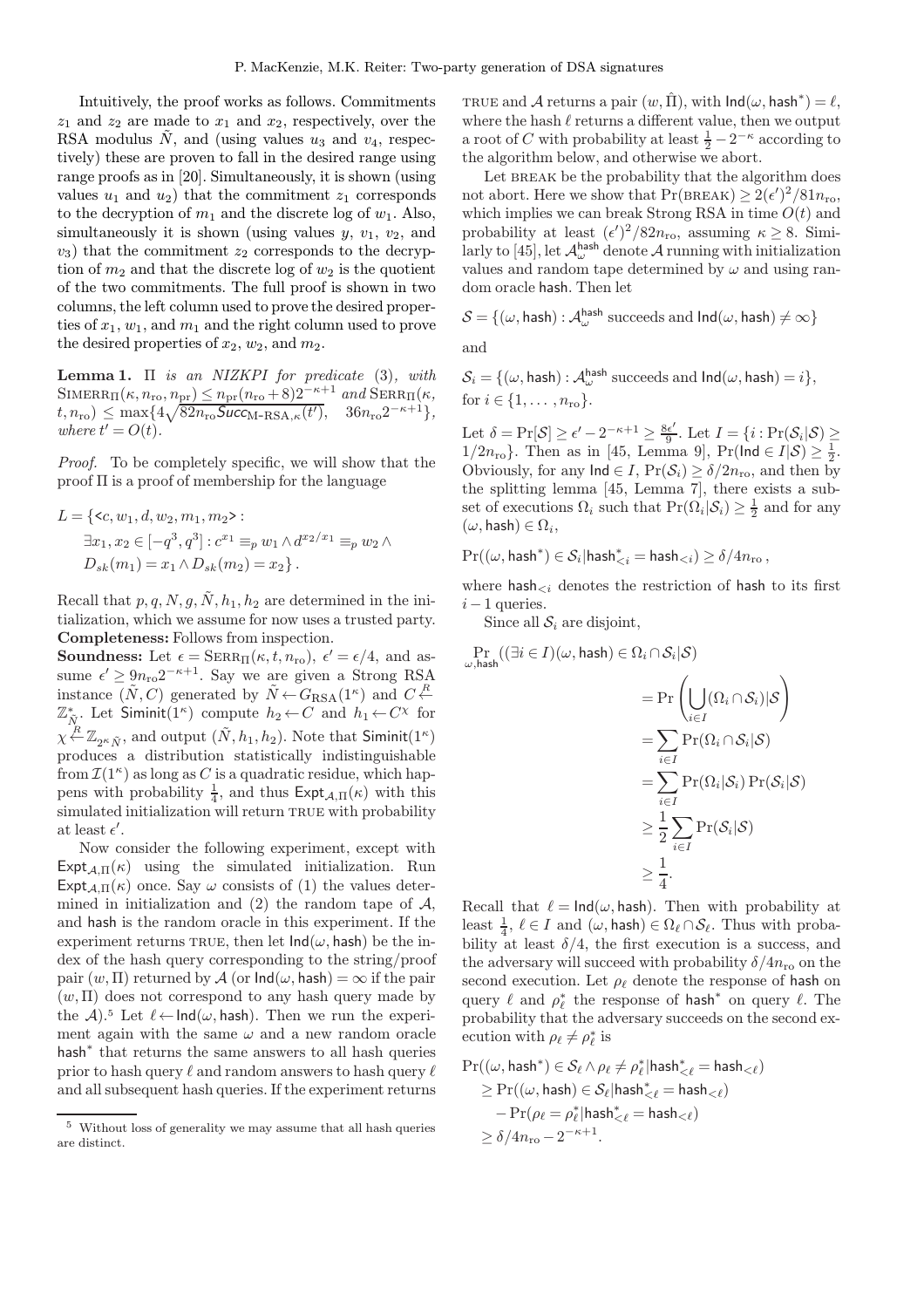Intuitively, the proof works as follows. Commitments $z_1$ and $z_2$ are made to $x_1$ and $x_2$, respectively, over the RSA modulus $\tilde{N}$, and (using values $u_3$ and $v_4$, respectively) these are proven to fall in the desired range using range proofs as in [20]. Simultaneously, it is shown (using values $u_1$ and $u_2$) that the commitment $z_1$ corresponds to the decryption of $m_1$ and the discrete log of $w_1$. Also, simultaneously it is shown (using values $y$, $v_1$, $v_2$, and $v_3$) that the commitment $z_2$ corresponds to the decryption of $m_2$ and that the discrete log of $w_2$ is the quotient of the two commitments. The full proof is shown in two columns, the left column used to prove the desired properties of $x_1$, $w_1$, and $m_1$ and the right column used to prove the desired properties of $x_2$, $w_2$, and $m_2$.

**Lemma 1.** *$\Pi$ is an NIZKPI for predicate* (3), *with* $\mathrm{SIMERR}_\Pi(\kappa, n_{\mathrm{ro}}, n_{\mathrm{pr}}) \le n_{\mathrm{pr}}(n_{\mathrm{ro}}+8)2^{-\kappa+1}$ *and* $\mathrm{SERR}_\Pi(\kappa, t, n_{\mathrm{ro}}) \le \max\{4\sqrt{82 n_{\mathrm{ro}} \mathit{Succ}_{\text{M-RSA},\kappa}(t')}, \quad 36 n_{\mathrm{ro}} 2^{-\kappa+1}\}$, *where* $t' = O(t)$.

*Proof.* To be completely specific, we will show that the proof $\Pi$ is a proof of membership for the language

$$L = \{<c, w_1, d, w_2, m_1, m_2> : \exists x_1, x_2 \in [-q^3, q^3] : c^{x_1} \equiv_p w_1 \wedge d^{x_2/x_1} \equiv_p w_2 \wedge D_{sk}(m_1) = x_1 \wedge D_{sk}(m_2) = x_2\}.$$

Recall that $p, q, N, g, \tilde{N}, h_1, h_2$ are determined in the initialization, which we assume for now uses a trusted party.

**Completeness:** Follows from inspection.

**Soundness:** Let $\epsilon = \mathrm{SERR}_\Pi(\kappa, t, n_{\mathrm{ro}})$, $\epsilon' = \epsilon/4$, and assume $\epsilon' \ge 9n_{\mathrm{ro}}2^{-\kappa+1}$. Say we are given a Strong RSA instance $(\tilde{N}, C)$ generated by $\tilde{N} \leftarrow G_{\mathrm{RSA}}(1^\kappa)$ and $C \stackrel{R}{\leftarrow} \mathbb{Z}^*_{\tilde{N}}$. Let $\mathsf{Siminit}(1^\kappa)$ compute $h_2 \leftarrow C$ and $h_1 \leftarrow C^\chi$ for $\chi \stackrel{R}{\leftarrow} \mathbb{Z}_{2^\kappa \tilde{N}}$, and output $(\tilde{N}, h_1, h_2)$. Note that $\mathsf{Siminit}(1^\kappa)$ produces a distribution statistically indistinguishable from $\mathcal{I}(1^\kappa)$ as long as $C$ is a quadratic residue, which happens with probability $\frac{1}{4}$, and thus $\mathsf{Expt}_{\mathcal{A},\Pi}(\kappa)$ with this simulated initialization will return TRUE with probability at least $\epsilon'$.

Now consider the following experiment, except with $\mathsf{Expt}_{\mathcal{A},\Pi}(\kappa)$ using the simulated initialization. Run $\mathsf{Expt}_{\mathcal{A},\Pi}(\kappa)$ once. Say $\omega$ consists of (1) the values determined in initialization and (2) the random tape of $\mathcal{A}$, and $\mathsf{hash}$ is the random oracle in this experiment. If the experiment returns TRUE, then let $\mathsf{Ind}(\omega, \mathsf{hash})$ be the index of the hash query corresponding to the string/proof pair $(w, \Pi)$ returned by $\mathcal{A}$ (or $\mathsf{Ind}(\omega, \mathsf{hash}) = \infty$ if the pair $(w, \Pi)$ does not correspond to any hash query made by the $\mathcal{A}$).[5] Let $\ell \leftarrow \mathsf{Ind}(\omega, \mathsf{hash})$. Then we run the experiment again with the same $\omega$ and a new random oracle $\mathsf{hash}^*$ that returns the same answers to all hash queries prior to hash query $\ell$ and random answers to hash query $\ell$ and all subsequent hash queries. If the experiment returns TRUE and $\mathcal{A}$ returns a pair $(w, \hat{\Pi})$, with $\mathsf{Ind}(\omega, \mathsf{hash}^*) = \ell$, where the hash $\ell$ returns a different value, then we output a root of $C$ with probability at least $\frac{1}{2} - 2^{-\kappa}$ according to the algorithm below, and otherwise we abort.

[5] Without loss of generality we may assume that all hash queries are distinct.

Let BREAK be the probability that the algorithm does not abort. Here we show that $\Pr(\text{BREAK}) \ge 2(\epsilon')^2/81n_{\mathrm{ro}}$, which implies we can break Strong RSA in time $O(t)$ and probability at least $(\epsilon')^2/82n_{\mathrm{ro}}$, assuming $\kappa \ge 8$. Similarly to [45], let $\mathcal{A}^{\mathsf{hash}}_\omega$ denote $\mathcal{A}$ running with initialization values and random tape determined by $\omega$ and using random oracle $\mathsf{hash}$. Then let

$$\mathcal{S} = \{(\omega, \mathsf{hash}) : \mathcal{A}^{\mathsf{hash}}_\omega \text{ succeeds and } \mathsf{Ind}(\omega, \mathsf{hash}) \ne \infty\}$$

and

$$\mathcal{S}_i = \{(\omega, \mathsf{hash}) : \mathcal{A}^{\mathsf{hash}}_\omega \text{ succeeds and } \mathsf{Ind}(\omega, \mathsf{hash}) = i\},$$

for $i \in \{1, \ldots, n_{\mathrm{ro}}\}$.

Let $\delta = \Pr[\mathcal{S}] \ge \epsilon' - 2^{-\kappa+1} \ge \frac{8\epsilon'}{9}$. Let $I = \{i : \Pr(\mathcal{S}_i | \mathcal{S}) \ge 1/2n_{\mathrm{ro}}\}$. Then as in [45, Lemma 9], $\Pr(\mathsf{Ind} \in I | \mathcal{S}) \ge \frac{1}{2}$. Obviously, for any $\mathsf{Ind} \in I$, $\Pr(\mathcal{S}_i) \ge \delta/2n_{\mathrm{ro}}$, and then by the splitting lemma [45, Lemma 7], there exists a subset of executions $\Omega_i$ such that $\Pr(\Omega_i | \mathcal{S}_i) \ge \frac{1}{2}$ and for any $(\omega, \mathsf{hash}) \in \Omega_i$,

$$\Pr((\omega, \mathsf{hash}^*) \in \mathcal{S}_i | \mathsf{hash}^*_{<i} = \mathsf{hash}_{<i}) \ge \delta/4n_{\mathrm{ro}},$$

where $\mathsf{hash}_{<i}$ denotes the restriction of $\mathsf{hash}$ to its first $i-1$ queries.

Since all $\mathcal{S}_i$ are disjoint,

$$\begin{aligned}
\Pr_{\omega,\mathsf{hash}}((\exists i \in I)(\omega, \mathsf{hash}) \in \Omega_i \cap \mathcal{S}_i | \mathcal{S})
&= \Pr\left(\bigcup_{i \in I} (\Omega_i \cap \mathcal{S}_i) | \mathcal{S}\right) \\
&= \sum_{i \in I} \Pr(\Omega_i \cap \mathcal{S}_i | \mathcal{S}) \\
&= \sum_{i \in I} \Pr(\Omega_i | \mathcal{S}_i) \Pr(\mathcal{S}_i | \mathcal{S}) \\
&\ge \frac{1}{2} \sum_{i \in I} \Pr(\mathcal{S}_i | \mathcal{S}) \\
&\ge \frac{1}{4}.
\end{aligned}$$

Recall that $\ell = \mathsf{Ind}(\omega, \mathsf{hash})$. Then with probability at least $\frac{1}{4}$, $\ell \in I$ and $(\omega, \mathsf{hash}) \in \Omega_\ell \cap \mathcal{S}_\ell$. Thus with probability at least $\delta/4$, the first execution is a success, and the adversary will succeed with probability $\delta/4n_{\mathrm{ro}}$ on the second execution. Let $\rho_\ell$ denote the response of $\mathsf{hash}$ on query $\ell$ and $\rho^*_\ell$ the response of $\mathsf{hash}^*$ on query $\ell$. The probability that the adversary succeeds on the second execution with $\rho_\ell \ne \rho^*_\ell$ is

$$\begin{aligned}
&\Pr((\omega, \mathsf{hash}^*) \in \mathcal{S}_\ell \wedge \rho_\ell \ne \rho^*_\ell | \mathsf{hash}^*_{<\ell} = \mathsf{hash}_{<\ell}) \\
&\quad \ge \Pr((\omega, \mathsf{hash}) \in \mathcal{S}_\ell | \mathsf{hash}^*_{<\ell} = \mathsf{hash}_{<\ell}) \\
&\qquad - \Pr(\rho_\ell = \rho^*_\ell | \mathsf{hash}^*_{<\ell} = \mathsf{hash}_{<\ell}) \\
&\quad \ge \delta/4n_{\mathrm{ro}} - 2^{-\kappa+1}.
\end{aligned}$$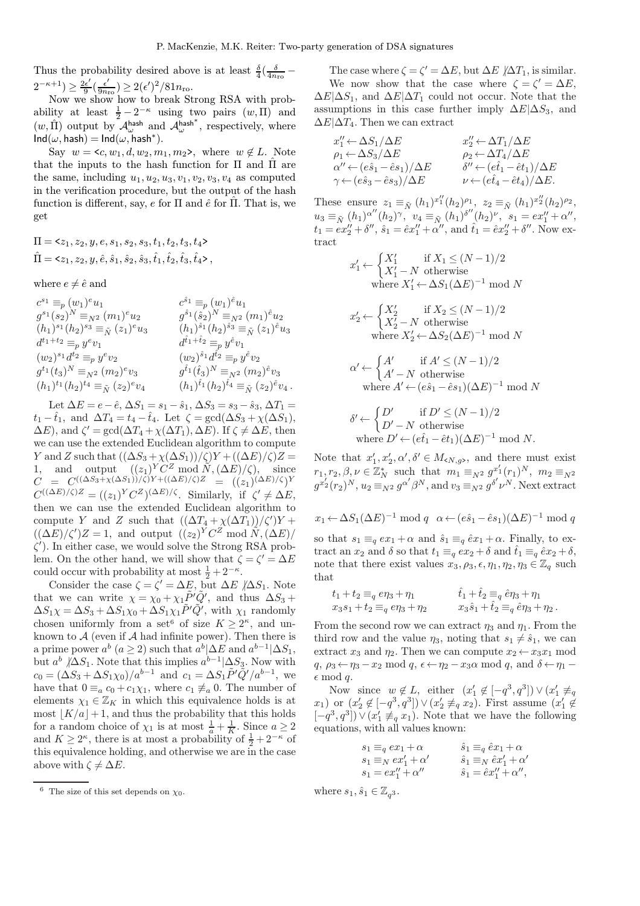Thus the probability desired above is at least $\frac{\delta}{4}(\frac{\delta}{4n_{\mathrm{ro}}} - 2^{-\kappa+1}) \geq \frac{2\epsilon'}{9}(\frac{\epsilon'}{9n_{\mathrm{ro}}}) \geq 2(\epsilon')^2/81n_{\mathrm{ro}}$.

Now we show how to break Strong RSA with probability at least $\frac{1}{2} - 2^{-\kappa}$ using two pairs $(w, \Pi)$ and $(w, \hat{\Pi})$ output by $\mathcal{A}_\omega^{\mathsf{hash}}$ and $\mathcal{A}_\omega^{\mathsf{hash}^*}$, respectively, where $\mathsf{Ind}(\omega, \mathsf{hash}) = \mathsf{Ind}(\omega, \mathsf{hash}^*)$.

Say $w = \langle c, w_1, d, w_2, m_1, m_2 \rangle$, where $w \notin L$. Note that the inputs to the hash function for $\Pi$ and $\hat{\Pi}$ are the same, including $u_1, u_2, u_3, v_1, v_2, v_3, v_4$ as computed in the verification procedure, but the output of the hash function is different, say, $e$ for $\Pi$ and $\hat{e}$ for $\hat{\Pi}$. That is, we get

$$\Pi = \langle z_1, z_2, y, e, s_1, s_2, s_3, t_1, t_2, t_3, t_4 \rangle$$
$$\hat{\Pi} = \langle z_1, z_2, y, \hat{e}, \hat{s}_1, \hat{s}_2, \hat{s}_3, \hat{t}_1, \hat{t}_2, \hat{t}_3, \hat{t}_4 \rangle,$$

where $e \neq \hat{e}$ and

$$
\begin{array}{ll}
c^{s_1} \equiv_p (w_1)^e u_1 & c^{\hat{s}_1} \equiv_p (w_1)^{\hat{e}} u_1 \\
g^{s_1}(s_2)^N \equiv_{N^2} (m_1)^e u_2 & g^{\hat{s}_1}(\hat{s}_2)^N \equiv_{N^2} (m_1)^{\hat{e}} u_2 \\
(h_1)^{s_1}(h_2)^{s_3} \equiv_{\tilde{N}} (z_1)^e u_3 & (h_1)^{\hat{s}_1}(h_2)^{\hat{s}_3} \equiv_{\tilde{N}} (z_1)^{\hat{e}} u_3 \\
d^{t_1+t_2} \equiv_p y^e v_1 & d^{\hat{t}_1+\hat{t}_2} \equiv_p y^{\hat{e}} v_1 \\
(w_2)^{s_1} d^{t_2} \equiv_p y^e v_2 & (w_2)^{\hat{s}_1} d^{\hat{t}_2} \equiv_p y^{\hat{e}} v_2 \\
g^{t_1}(t_3)^N \equiv_{N^2} (m_2)^e v_3 & g^{\hat{t}_1}(\hat{t}_3)^N \equiv_{N^2} (m_2)^{\hat{e}} v_3 \\
(h_1)^{t_1}(h_2)^{t_4} \equiv_{\tilde{N}} (z_2)^e v_4 & (h_1)^{\hat{t}_1}(h_2)^{\hat{t}_4} \equiv_{\tilde{N}} (z_2)^{\hat{e}} v_4 .
\end{array}
$$

Let $\Delta E = e - \hat{e}$, $\Delta S_1 = s_1 - \hat{s}_1$, $\Delta S_3 = s_3 - \hat{s}_3$, $\Delta T_1 = t_1 - \hat{t}_1$, and $\Delta T_4 = t_4 - \hat{t}_4$. Let $\zeta = \gcd(\Delta S_3 + \chi(\Delta S_1), \Delta E)$, and $\zeta' = \gcd(\Delta T_4 + \chi(\Delta T_1), \Delta E)$. If $\zeta \neq \Delta E$, then we can use the extended Euclidean algorithm to compute $Y$ and $Z$ such that $((\Delta S_3 + \chi(\Delta S_1))/\zeta)Y + ((\Delta E)/\zeta)Z = 1$, and output $((z_1)^Y C^Z \bmod \tilde{N}, (\Delta E)/\zeta)$, since $C = C^{((\Delta S_3+\chi(\Delta S_1))/\zeta)Y+((\Delta E)/\zeta)Z} = ((z_1)^{(\Delta E)/\zeta})^Y C^{((\Delta E)/\zeta)Z} = ((z_1)^Y C^Z)^{(\Delta E)/\zeta}$. Similarly, if $\zeta' \neq \Delta E$, then we can use the extended Euclidean algorithm to compute $Y$ and $Z$ such that $((\Delta T_4 + \chi(\Delta T_1))/\zeta')Y + ((\Delta E)/\zeta')Z = 1$, and output $((z_2)^Y C^Z \bmod \tilde{N}, (\Delta E)/\zeta')$. In either case, we would solve the Strong RSA problem. On the other hand, we will show that $\zeta = \zeta' = \Delta E$ could occur with probability at most $\frac{1}{2} + 2^{-\kappa}$.

Consider the case $\zeta = \zeta' = \Delta E$, but $\Delta E \nmid \Delta S_1$. Note that we can write $\chi = \chi_0 + \chi_1 \tilde{P}'\tilde{Q}'$, and thus $\Delta S_3 + \Delta S_1 \chi = \Delta S_3 + \Delta S_1 \chi_0 + \Delta S_1 \chi_1 \tilde{P}'\tilde{Q}'$, with $\chi_1$ randomly chosen uniformly from a set[6] of size $K \geq 2^\kappa$, and unknown to $\mathcal{A}$ (even if $\mathcal{A}$ had infinite power). Then there is a prime power $a^b$ ($a \geq 2$) such that $a^b | \Delta E$ and $a^{b-1} | \Delta S_1$, but $a^b \nmid \Delta S_1$. Note that this implies $a^{b-1} | \Delta S_3$. Now with $c_0 = (\Delta S_3 + \Delta S_1 \chi_0)/a^{b-1}$ and $c_1 = \Delta S_1 \tilde{P}'\tilde{Q}'/a^{b-1}$, we have that $0 \equiv_a c_0 + c_1 \chi_1$, where $c_1 \not\equiv_a 0$. The number of elements $\chi_1 \in \mathbb{Z}_K$ in which this equivalence holds is at most $\lfloor K/a \rfloor + 1$, and thus the probability that this holds for a random choice of $\chi_1$ is at most $\frac{1}{a} + \frac{1}{K}$. Since $a \geq 2$ and $K \geq 2^\kappa$, there is at most a probability of $\frac{1}{2} + 2^{-\kappa}$ of this equivalence holding, and otherwise we are in the case above with $\zeta \neq \Delta E$.

The case where $\zeta = \zeta' = \Delta E$, but $\Delta E \nmid \Delta T_1$, is similar.

We now show that the case where $\zeta = \zeta' = \Delta E$, $\Delta E | \Delta S_1$, and $\Delta E | \Delta T_1$ could not occur. Note that the assumptions in this case further imply $\Delta E | \Delta S_3$, and $\Delta E | \Delta T_4$. Then we can extract

$$
\begin{array}{ll}
x_1'' \leftarrow \Delta S_1/\Delta E & x_2'' \leftarrow \Delta T_1/\Delta E \\
\rho_1 \leftarrow \Delta S_3/\Delta E & \rho_2 \leftarrow \Delta T_4/\Delta E \\
\alpha'' \leftarrow (e\hat{s}_1 - \hat{e}s_1)/\Delta E & \delta'' \leftarrow (e\hat{t}_1 - \hat{e}t_1)/\Delta E \\
\gamma \leftarrow (e\hat{s}_3 - \hat{e}s_3)/\Delta E & \nu \leftarrow (e\hat{t}_4 - \hat{e}t_4)/\Delta E.
\end{array}
$$

These ensure $z_1 \equiv_{\tilde{N}} (h_1)^{x_1''}(h_2)^{\rho_1}$, $z_2 \equiv_{\tilde{N}} (h_1)^{x_2''}(h_2)^{\rho_2}$, $u_3 \equiv_{\tilde{N}} (h_1)^{\alpha''}(h_2)^{\gamma}$, $v_4 \equiv_{\tilde{N}} (h_1)^{\delta''}(h_2)^{\nu}$, $s_1 = ex_1'' + \alpha''$, $t_1 = ex_2'' + \delta''$, $\hat{s}_1 = \hat{e}x_1'' + \alpha''$, and $\hat{t}_1 = \hat{e}x_2'' + \delta''$. Now extract

$$
x_1' \leftarrow \begin{cases} X_1' & \text{if } X_1 \leq (N-1)/2 \\ X_1' - N & \text{otherwise} \end{cases}
\quad \text{where } X_1' \leftarrow \Delta S_1(\Delta E)^{-1} \bmod N
$$

$$
x_2' \leftarrow \begin{cases} X_2' & \text{if } X_2 \leq (N-1)/2 \\ X_2' - N & \text{otherwise} \end{cases}
\quad \text{where } X_2' \leftarrow \Delta S_2(\Delta E)^{-1} \bmod N
$$

$$
\alpha' \leftarrow \begin{cases} A' & \text{if } A' \leq (N-1)/2 \\ A' - N & \text{otherwise} \end{cases}
\quad \text{where } A' \leftarrow (e\hat{s}_1 - \hat{e}s_1)(\Delta E)^{-1} \bmod N
$$

$$
\delta' \leftarrow \begin{cases} D' & \text{if } D' \leq (N-1)/2 \\ D' - N & \text{otherwise} \end{cases}
\quad \text{where } D' \leftarrow (e\hat{t}_1 - \hat{e}t_1)(\Delta E)^{-1} \bmod N.
$$

Note that $x_1', x_2', \alpha', \delta' \in M_{\langle N, g \rangle}$, and there must exist $r_1, r_2, \beta, \nu \in \mathbb{Z}_N^*$ such that $m_1 \equiv_{N^2} g^{x_1'}(r_1)^N$, $m_2 \equiv_{N^2} g^{x_2'}(r_2)^N$, $u_2 \equiv_{N^2} g^{\alpha'}\beta^N$, and $v_3 \equiv_{N^2} g^{\delta'}\nu^N$. Next extract

$$x_1 \leftarrow \Delta S_1(\Delta E)^{-1} \bmod q \quad \alpha \leftarrow (e\hat{s}_1 - \hat{e}s_1)(\Delta E)^{-1} \bmod q$$

so that $s_1 \equiv_q ex_1 + \alpha$ and $\hat{s}_1 \equiv_q \hat{e}x_1 + \alpha$. Finally, to extract an $x_2$ and $\delta$ so that $t_1 \equiv_q ex_2 + \delta$ and $\hat{t}_1 \equiv_q \hat{e}x_2 + \delta$, note that there exist values $x_3, \rho_3, \epsilon, \eta_1, \eta_2, \eta_3 \in \mathbb{Z}_q$ such that

$$
\begin{array}{ll}
t_1 + t_2 \equiv_q e\eta_3 + \eta_1 & \hat{t}_1 + \hat{t}_2 \equiv_q \hat{e}\eta_3 + \eta_1 \\
x_3 s_1 + t_2 \equiv_q e\eta_3 + \eta_2 & x_3 \hat{s}_1 + \hat{t}_2 \equiv_q \hat{e}\eta_3 + \eta_2 .
\end{array}
$$

From the second row we can extract $\eta_3$ and $\eta_1$. From the third row and the value $\eta_3$, noting that $s_1 \neq \hat{s}_1$, we can extract $x_3$ and $\eta_2$. Then we can compute $x_2 \leftarrow x_3 x_1 \bmod q$, $\rho_3 \leftarrow \eta_3 - x_2 \bmod q$, $\epsilon \leftarrow \eta_2 - x_3\alpha \bmod q$, and $\delta \leftarrow \eta_1 - \epsilon \bmod q$.

Now since $w \notin L$, either $(x_1' \notin [-q^3, q^3]) \vee (x_1' \not\equiv_q x_1)$ or $(x_2' \notin [-q^3, q^3]) \vee (x_2' \not\equiv_q x_2)$. First assume $(x_1' \notin [-q^3, q^3]) \vee (x_1' \not\equiv_q x_1)$. Note that we have the following equations, with all values known:

$$
\begin{array}{ll}
s_1 \equiv_q ex_1 + \alpha & \hat{s}_1 \equiv_q \hat{e}x_1 + \alpha \\
s_1 \equiv_N ex_1' + \alpha' & \hat{s}_1 \equiv_N \hat{e}x_1' + \alpha' \\
s_1 = ex_1'' + \alpha'' & \hat{s}_1 = \hat{e}x_1'' + \alpha'',
\end{array}
$$

where $s_1, \hat{s}_1 \in \mathbb{Z}_{q^3}$.

[6] The size of this set depends on $\chi_0$.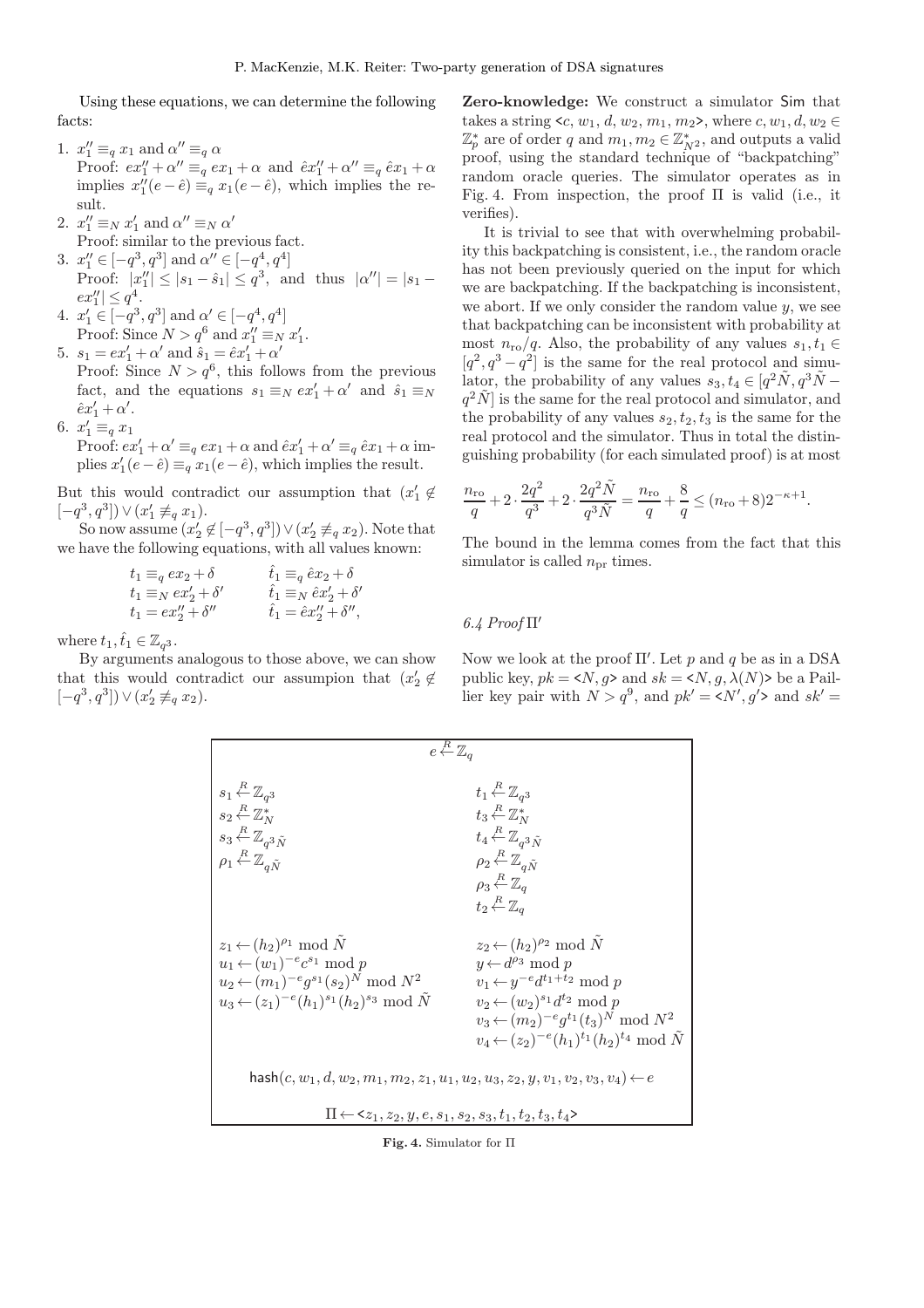Using these equations, we can determine the following facts:

1. $x_1'' \equiv_q x_1$ and $\alpha'' \equiv_q \alpha$
   Proof: $ex_1'' + \alpha'' \equiv_q ex_1 + \alpha$ and $\hat{e}x_1'' + \alpha'' \equiv_q \hat{e}x_1 + \alpha$ implies $x_1''(e - \hat{e}) \equiv_q x_1(e - \hat{e})$, which implies the result.
2. $x_1'' \equiv_N x_1'$ and $\alpha'' \equiv_N \alpha'$
   Proof: similar to the previous fact.
3. $x_1'' \in [-q^3, q^3]$ and $\alpha'' \in [-q^4, q^4]$
   Proof: $|x_1''| \leq |s_1 - \hat{s}_1| \leq q^3$, and thus $|\alpha''| = |s_1 - ex_1''| \leq q^4$.
4. $x_1' \in [-q^3, q^3]$ and $\alpha' \in [-q^4, q^4]$
   Proof: Since $N > q^6$ and $x_1'' \equiv_N x_1'$.
5. $s_1 = ex_1' + \alpha'$ and $\hat{s}_1 = \hat{e}x_1' + \alpha'$
   Proof: Since $N > q^6$, this follows from the previous fact, and the equations $s_1 \equiv_N ex_1' + \alpha'$ and $\hat{s}_1 \equiv_N \hat{e}x_1' + \alpha'$.
6. $x_1' \equiv_q x_1$
   Proof: $ex_1' + \alpha' \equiv_q ex_1 + \alpha$ and $\hat{e}x_1' + \alpha' \equiv_q \hat{e}x_1 + \alpha$ implies $x_1'(e - \hat{e}) \equiv_q x_1(e - \hat{e})$, which implies the result.

But this would contradict our assumption that $(x_1' \notin [-q^3, q^3]) \vee (x_1' \not\equiv_q x_1)$.

So now assume $(x_2' \notin [-q^3, q^3]) \vee (x_2' \not\equiv_q x_2)$. Note that we have the following equations, with all values known:

$$
\begin{array}{ll}
t_1 \equiv_q ex_2 + \delta & \hat{t}_1 \equiv_q \hat{e}x_2 + \delta \\
t_1 \equiv_N ex_2' + \delta' & \hat{t}_1 \equiv_N \hat{e}x_2' + \delta' \\
t_1 = ex_2'' + \delta'' & \hat{t}_1 = \hat{e}x_2'' + \delta'',
\end{array}
$$

where $t_1, \hat{t}_1 \in \mathbb{Z}_{q^3}$.

By arguments analogous to those above, we can show that this would contradict our assumpion that $(x_2' \notin [-q^3, q^3]) \vee (x_2' \not\equiv_q x_2)$.

**Zero-knowledge:** We construct a simulator $\mathsf{Sim}$ that takes a string $<c, w_1, d, w_2, m_1, m_2>$, where $c, w_1, d, w_2 \in \mathbb{Z}_p^*$ are of order $q$ and $m_1, m_2 \in \mathbb{Z}_{N^2}^*$, and outputs a valid proof, using the standard technique of "backpatching" random oracle queries. The simulator operates as in Fig. 4. From inspection, the proof $\Pi$ is valid (i.e., it verifies).

It is trivial to see that with overwhelming probability this backpatching is consistent, i.e., the random oracle has not been previously queried on the input for which we are backpatching. If the backpatching is inconsistent, we abort. If we only consider the random value $y$, we see that backpatching can be inconsistent with probability at most $n_{\mathrm{ro}}/q$. Also, the probability of any values $s_1, t_1 \in [q^2, q^3 - q^2]$ is the same for the real protocol and simulator, the probability of any values $s_3, t_4 \in [q^2\tilde{N}, q^3\tilde{N} - q^2\tilde{N}]$ is the same for the real protocol and simulator, and the probability of any values $s_2, t_2, t_3$ is the same for the real protocol and the simulator. Thus in total the distinguishing probability (for each simulated proof) is at most

$$
\frac{n_{\mathrm{ro}}}{q} + 2 \cdot \frac{2q^2}{q^3} + 2 \cdot \frac{2q^2\tilde{N}}{q^3\tilde{N}} = \frac{n_{\mathrm{ro}}}{q} + \frac{8}{q} \leq (n_{\mathrm{ro}} + 8)2^{-\kappa+1}.
$$

The bound in the lemma comes from the fact that this simulator is called $n_{\mathrm{pr}}$ times.

### 6.4 Proof $\Pi'$

Now we look at the proof $\Pi'$. Let $p$ and $q$ be as in a DSA public key, $pk = <N, g>$ and $sk = <N, g, \lambda(N)>$ be a Paillier key pair with $N > q^9$, and $pk' = <N', g'>$ and $sk' =$

$$
e \stackrel{R}{\leftarrow} \mathbb{Z}_q
$$

$$
\begin{array}{ll}
s_1 \stackrel{R}{\leftarrow} \mathbb{Z}_{q^3} & t_1 \stackrel{R}{\leftarrow} \mathbb{Z}_{q^3} \\
s_2 \stackrel{R}{\leftarrow} \mathbb{Z}_N^* & t_3 \stackrel{R}{\leftarrow} \mathbb{Z}_N^* \\
s_3 \stackrel{R}{\leftarrow} \mathbb{Z}_{q^3\tilde{N}} & t_4 \stackrel{R}{\leftarrow} \mathbb{Z}_{q^3\tilde{N}} \\
\rho_1 \stackrel{R}{\leftarrow} \mathbb{Z}_{q\tilde{N}} & \rho_2 \stackrel{R}{\leftarrow} \mathbb{Z}_{q\tilde{N}} \\
 & \rho_3 \stackrel{R}{\leftarrow} \mathbb{Z}_q \\
 & t_2 \stackrel{R}{\leftarrow} \mathbb{Z}_q \\
 & \\
z_1 \leftarrow (h_2)^{\rho_1} \bmod \tilde{N} & z_2 \leftarrow (h_2)^{\rho_2} \bmod \tilde{N} \\
u_1 \leftarrow (w_1)^{-e} c^{s_1} \bmod p & y \leftarrow d^{\rho_3} \bmod p \\
u_2 \leftarrow (m_1)^{-e} g^{s_1} (s_2)^N \bmod N^2 & v_1 \leftarrow y^{-e} d^{t_1+t_2} \bmod p \\
u_3 \leftarrow (z_1)^{-e} (h_1)^{s_1} (h_2)^{s_3} \bmod \tilde{N} & v_2 \leftarrow (w_2)^{s_1} d^{t_2} \bmod p \\
 & v_3 \leftarrow (m_2)^{-e} g^{t_1} (t_3)^N \bmod N^2 \\
 & v_4 \leftarrow (z_2)^{-e} (h_1)^{t_1} (h_2)^{t_4} \bmod \tilde{N}
\end{array}
$$

$$
\mathsf{hash}(c, w_1, d, w_2, m_1, m_2, z_1, u_1, u_2, u_3, z_2, y, v_1, v_2, v_3, v_4) \leftarrow e
$$

$$
\Pi \leftarrow <z_1, z_2, y, e, s_1, s_2, s_3, t_1, t_2, t_3, t_4>
$$

**Fig. 4.** Simulator for $\Pi$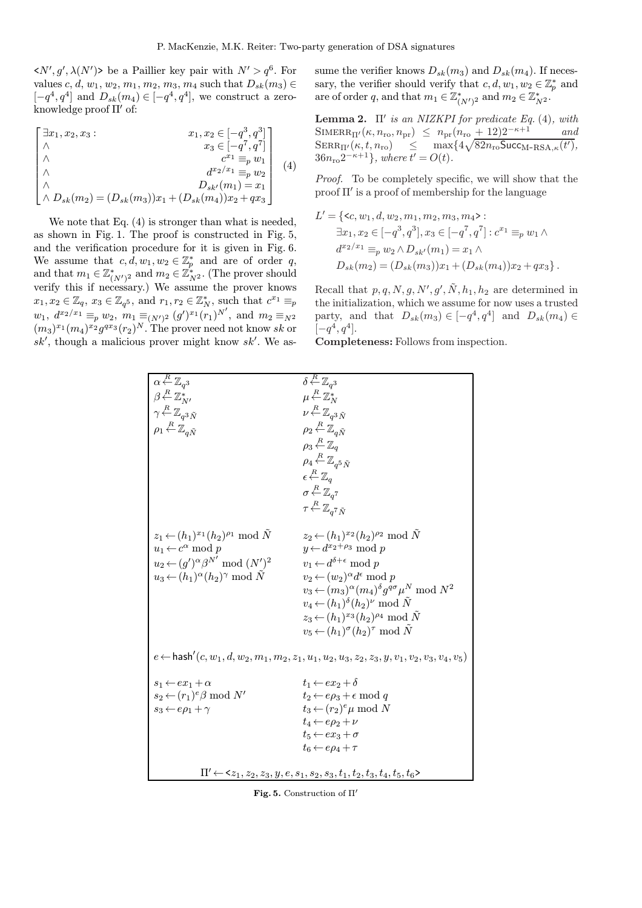$\langle N', g', \lambda(N')\rangle$ be a Paillier key pair with $N' > q^6$. For values $c$, $d$, $w_1$, $w_2$, $m_1$, $m_2$, $m_3$, $m_4$ such that $D_{sk}(m_3) \in [-q^4, q^4]$ and $D_{sk}(m_4) \in [-q^4, q^4]$, we construct a zero-knowledge proof $\Pi'$ of:

$$
\begin{bmatrix}
\exists x_1, x_2, x_3 : & x_1, x_2 \in [-q^3, q^3] \\
\wedge & x_3 \in [-q^7, q^7] \\
\wedge & c^{x_1} \equiv_p w_1 \\
\wedge & d^{x_2/x_1} \equiv_p w_2 \\
\wedge & D_{sk'}(m_1) = x_1 \\
\wedge\ D_{sk}(m_2) = (D_{sk}(m_3))x_1 + (D_{sk}(m_4))x_2 + qx_3 &
\end{bmatrix} \quad (4)
$$

We note that Eq. (4) is stronger than what is needed, as shown in Fig. 1. The proof is constructed in Fig. 5, and the verification procedure for it is given in Fig. 6. We assume that $c, d, w_1, w_2 \in \mathbb{Z}_p^*$ and are of order $q$, and that $m_1 \in \mathbb{Z}^*_{(N')^2}$ and $m_2 \in \mathbb{Z}^*_{N^2}$. (The prover should verify this if necessary.) We assume the prover knows $x_1, x_2 \in \mathbb{Z}_q$, $x_3 \in \mathbb{Z}_{q^5}$, and $r_1, r_2 \in \mathbb{Z}_N^*$, such that $c^{x_1} \equiv_p w_1$, $d^{x_2/x_1} \equiv_p w_2$, $m_1 \equiv_{(N')^2} (g')^{x_1}(r_1)^{N'}$, and $m_2 \equiv_{N^2} (m_3)^{x_1}(m_4)^{x_2}g^{qx_3}(r_2)^N$. The prover need not know $sk$ or $sk'$, though a malicious prover might know $sk'$. We assume the verifier knows $D_{sk}(m_3)$ and $D_{sk}(m_4)$. If necessary, the verifier should verify that $c, d, w_1, w_2 \in \mathbb{Z}_p^*$ and are of order $q$, and that $m_1 \in \mathbb{Z}^*_{(N')^2}$ and $m_2 \in \mathbb{Z}^*_{N^2}$.

**Lemma 2.** *$\Pi'$ is an NIZKPI for predicate Eq. (4), with* $\mathrm{SIMERR}_{\Pi'}(\kappa, n_{\mathrm{ro}}, n_{\mathrm{pr}}) \le n_{\mathrm{pr}}(n_{\mathrm{ro}} + 12)2^{-\kappa+1}$ *and* $\mathrm{SERR}_{\Pi'}(\kappa, t, n_{\mathrm{ro}}) \le \max\{4\sqrt{82 n_{\mathrm{ro}} \mathsf{Succ}_{\mathrm{M\text{-}RSA},\kappa}(t')}, 36 n_{\mathrm{ro}} 2^{-\kappa+1}\}$*, where $t' = O(t)$.*

*Proof.* To be completely specific, we will show that the proof $\Pi'$ is a proof of membership for the language

$$
\begin{aligned}
L' = \{&\langle c, w_1, d, w_2, m_1, m_2, m_3, m_4\rangle : \\
&\exists x_1, x_2 \in [-q^3, q^3], x_3 \in [-q^7, q^7] : c^{x_1} \equiv_p w_1 \wedge \\
&d^{x_2/x_1} \equiv_p w_2 \wedge D_{sk'}(m_1) = x_1 \wedge \\
&D_{sk}(m_2) = (D_{sk}(m_3))x_1 + (D_{sk}(m_4))x_2 + qx_3\}\,.
\end{aligned}
$$

Recall that $p, q, N, g, N', g', \tilde{N}, h_1, h_2$ are determined in the initialization, which we assume for now uses a trusted party, and that $D_{sk}(m_3) \in [-q^4, q^4]$ and $D_{sk}(m_4) \in [-q^4, q^4]$.

**Completeness:** Follows from inspection.

| | |
|---|---|
| $\alpha \xleftarrow{R} \mathbb{Z}_{q^3}$ | $\delta \xleftarrow{R} \mathbb{Z}_{q^3}$ |
| $\beta \xleftarrow{R} \mathbb{Z}^*_{N'}$ | $\mu \xleftarrow{R} \mathbb{Z}^*_N$ |
| $\gamma \xleftarrow{R} \mathbb{Z}_{q^3\tilde{N}}$ | $\nu \xleftarrow{R} \mathbb{Z}_{q^3\tilde{N}}$ |
| $\rho_1 \xleftarrow{R} \mathbb{Z}_{q\tilde{N}}$ | $\rho_2 \xleftarrow{R} \mathbb{Z}_{q\tilde{N}}$ |
| | $\rho_3 \xleftarrow{R} \mathbb{Z}_q$ |
| | $\rho_4 \xleftarrow{R} \mathbb{Z}_{q^5\tilde{N}}$ |
| | $\epsilon \xleftarrow{R} \mathbb{Z}_q$ |
| | $\sigma \xleftarrow{R} \mathbb{Z}_{q^7}$ |
| | $\tau \xleftarrow{R} \mathbb{Z}_{q^7\tilde{N}}$ |
| $z_1 \leftarrow (h_1)^{x_1}(h_2)^{\rho_1} \bmod \tilde{N}$ | $z_2 \leftarrow (h_1)^{x_2}(h_2)^{\rho_2} \bmod \tilde{N}$ |
| $u_1 \leftarrow c^{\alpha} \bmod p$ | $y \leftarrow d^{x_2+\rho_3} \bmod p$ |
| $u_2 \leftarrow (g')^{\alpha}\beta^{N'} \bmod (N')^2$ | $v_1 \leftarrow d^{\delta+\epsilon} \bmod p$ |
| $u_3 \leftarrow (h_1)^{\alpha}(h_2)^{\gamma} \bmod \tilde{N}$ | $v_2 \leftarrow (w_2)^{\alpha}d^{\epsilon} \bmod p$ |
| | $v_3 \leftarrow (m_3)^{\alpha}(m_4)^{\delta}g^{q\sigma}\mu^N \bmod N^2$ |
| | $v_4 \leftarrow (h_1)^{\delta}(h_2)^{\nu} \bmod \tilde{N}$ |
| | $z_3 \leftarrow (h_1)^{x_3}(h_2)^{\rho_4} \bmod \tilde{N}$ |
| | $v_5 \leftarrow (h_1)^{\sigma}(h_2)^{\tau} \bmod \tilde{N}$ |
| $e \leftarrow \mathsf{hash}'(c, w_1, d, w_2, m_1, m_2, z_1, u_1, u_2, u_3, z_2, z_3, y, v_1, v_2, v_3, v_4, v_5)$ | |
| $s_1 \leftarrow ex_1 + \alpha$ | $t_1 \leftarrow ex_2 + \delta$ |
| $s_2 \leftarrow (r_1)^e\beta \bmod N'$ | $t_2 \leftarrow e\rho_3 + \epsilon \bmod q$ |
| $s_3 \leftarrow e\rho_1 + \gamma$ | $t_3 \leftarrow (r_2)^e\mu \bmod N$ |
| | $t_4 \leftarrow e\rho_2 + \nu$ |
| | $t_5 \leftarrow ex_3 + \sigma$ |
| | $t_6 \leftarrow e\rho_4 + \tau$ |
| $\Pi' \leftarrow \langle z_1, z_2, z_3, y, e, s_1, s_2, s_3, t_1, t_2, t_3, t_4, t_5, t_6\rangle$ | |

**Fig. 5.** Construction of $\Pi'$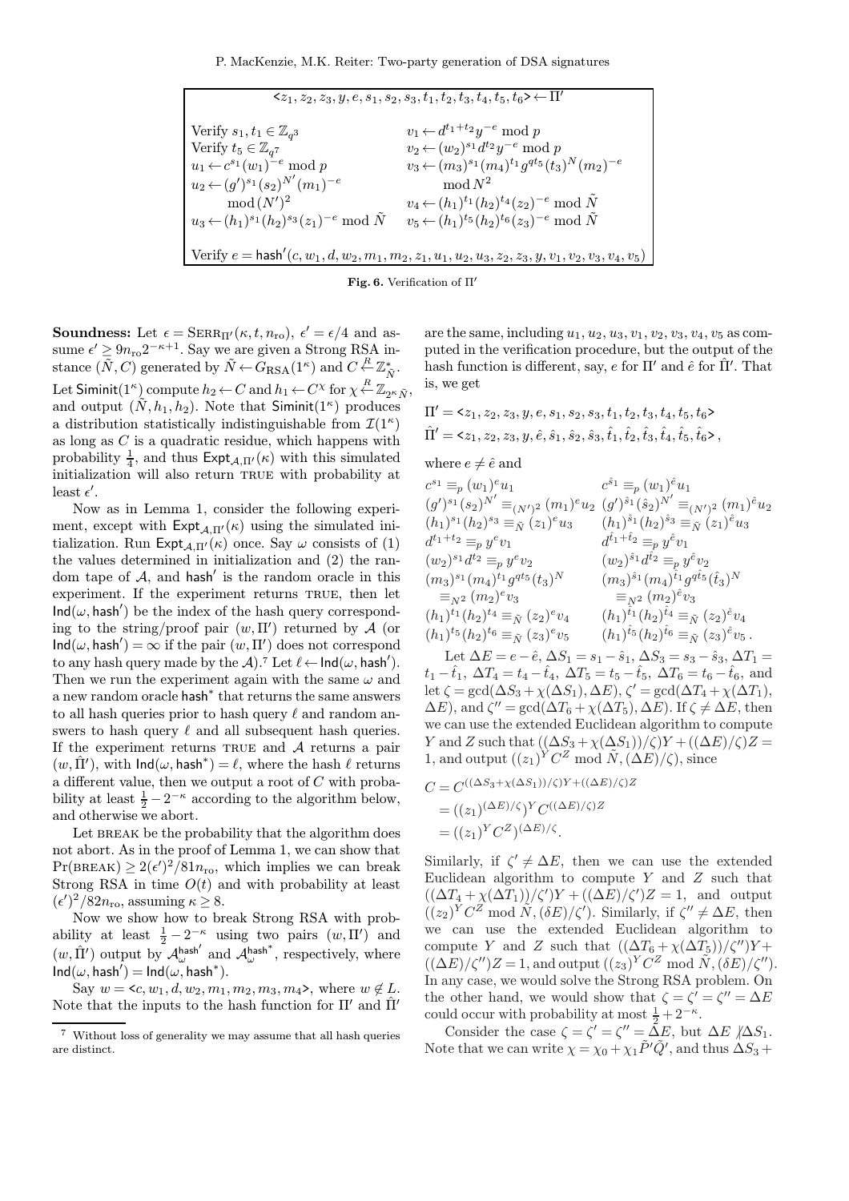$$\langle z_1, z_2, z_3, y, e, s_1, s_2, s_3, t_1, t_2, t_3, t_4, t_5, t_6 \rangle \leftarrow \Pi'$$

Verify $s_1, t_1 \in \mathbb{Z}_{q^3}$

Verify $t_5 \in \mathbb{Z}_{q^7}$

$u_1 \leftarrow c^{s_1}(w_1)^{-e} \bmod p$

$u_2 \leftarrow (g')^{s_1}(s_2)^{N'}(m_1)^{-e} \bmod (N')^2$

$u_3 \leftarrow (h_1)^{s_1}(h_2)^{s_3}(z_1)^{-e} \bmod \tilde{N}$

$v_1 \leftarrow d^{t_1+t_2}y^{-e} \bmod p$

$v_2 \leftarrow (w_2)^{s_1}d^{t_2}y^{-e} \bmod p$

$v_3 \leftarrow (m_3)^{s_1}(m_4)^{t_1}g^{qt_5}(t_3)^N(m_2)^{-e} \bmod N^2$

$v_4 \leftarrow (h_1)^{t_1}(h_2)^{t_4}(z_2)^{-e} \bmod \tilde{N}$

$v_5 \leftarrow (h_1)^{t_5}(h_2)^{t_6}(z_3)^{-e} \bmod \tilde{N}$

Verify $e = \mathsf{hash}'(c, w_1, d, w_2, m_1, m_2, z_1, u_1, u_2, u_3, z_2, z_3, y, v_1, v_2, v_3, v_4, v_5)$

**Fig. 6.** Verification of $\Pi'$

**Soundness:** Let $\epsilon = \text{SERR}_{\Pi'}(\kappa, t, n_{\text{ro}})$, $\epsilon' = \epsilon/4$ and assume $\epsilon' \geq 9n_{\text{ro}}2^{-\kappa+1}$. Say we are given a Strong RSA instance $(\tilde{N}, C)$ generated by $\tilde{N} \leftarrow G_{\text{RSA}}(1^\kappa)$ and $C \xleftarrow{R} \mathbb{Z}^*_{\tilde{N}}$. Let $\mathsf{Siminit}(1^\kappa)$ compute $h_2 \leftarrow C$ and $h_1 \leftarrow C^\chi$ for $\chi \xleftarrow{R} \mathbb{Z}_{2^\kappa \tilde{N}}$, and output $(\tilde{N}, h_1, h_2)$. Note that $\mathsf{Siminit}(1^\kappa)$ produces a distribution statistically indistinguishable from $\mathcal{I}(1^\kappa)$ as long as $C$ is a quadratic residue, which happens with probability $\frac{1}{4}$, and thus $\mathsf{Expt}_{\mathcal{A},\Pi'}(\kappa)$ with this simulated initialization will also return TRUE with probability at least $\epsilon'$.

Now as in Lemma 1, consider the following experiment, except with $\mathsf{Expt}_{\mathcal{A},\Pi'}(\kappa)$ using the simulated initialization. Run $\mathsf{Expt}_{\mathcal{A},\Pi'}(\kappa)$ once. Say $\omega$ consists of (1) the values determined in initialization and (2) the random tape of $\mathcal{A}$, and $\mathsf{hash}'$ is the random oracle in this experiment. If the experiment returns TRUE, then let $\mathsf{Ind}(\omega, \mathsf{hash}')$ be the index of the hash query corresponding to the string/proof pair $(w, \Pi')$ returned by $\mathcal{A}$ (or $\mathsf{Ind}(\omega, \mathsf{hash}') = \infty$ if the pair $(w, \Pi')$ does not correspond to any hash query made by the $\mathcal{A}$).[7] Let $\ell \leftarrow \mathsf{Ind}(\omega, \mathsf{hash}')$. Then we run the experiment again with the same $\omega$ and a new random oracle $\mathsf{hash}^*$ that returns the same answers to all hash queries prior to hash query $\ell$ and random answers to hash query $\ell$ and all subsequent hash queries. If the experiment returns TRUE and $\mathcal{A}$ returns a pair $(w, \hat{\Pi}')$, with $\mathsf{Ind}(\omega, \mathsf{hash}^*) = \ell$, where the hash $\ell$ returns a different value, then we output a root of $C$ with probability at least $\frac{1}{2} - 2^{-\kappa}$ according to the algorithm below, and otherwise we abort.

Let BREAK be the probability that the algorithm does not abort. As in the proof of Lemma 1, we can show that $\Pr(\text{BREAK}) \geq 2(\epsilon')^2/81n_{\text{ro}}$, which implies we can break Strong RSA in time $O(t)$ and with probability at least $(\epsilon')^2/82n_{\text{ro}}$, assuming $\kappa \geq 8$.

Now we show how to break Strong RSA with probability at least $\frac{1}{2} - 2^{-\kappa}$ using two pairs $(w, \Pi')$ and $(w, \hat{\Pi}')$ output by $\mathcal{A}^{\mathsf{hash}'}_\omega$ and $\mathcal{A}^{\mathsf{hash}^*}_\omega$, respectively, where $\mathsf{Ind}(\omega, \mathsf{hash}') = \mathsf{Ind}(\omega, \mathsf{hash}^*)$.

Say $w = \langle c, w_1, d, w_2, m_1, m_2, m_3, m_4 \rangle$, where $w \notin L$. Note that the inputs to the hash function for $\Pi'$ and $\hat{\Pi}'$ are the same, including $u_1, u_2, u_3, v_1, v_2, v_3, v_4, v_5$ as computed in the verification procedure, but the output of the hash function is different, say, $e$ for $\Pi'$ and $\hat{e}$ for $\hat{\Pi}'$. That is, we get

$$\Pi' = \langle z_1, z_2, z_3, y, e, s_1, s_2, s_3, t_1, t_2, t_3, t_4, t_5, t_6 \rangle$$
$$\hat{\Pi}' = \langle z_1, z_2, z_3, y, \hat{e}, \hat{s}_1, \hat{s}_2, \hat{s}_3, \hat{t}_1, \hat{t}_2, \hat{t}_3, \hat{t}_4, \hat{t}_5, \hat{t}_6 \rangle,$$

where $e \neq \hat{e}$ and

$$
\begin{array}{ll}
c^{s_1} \equiv_p (w_1)^e u_1 & c^{\hat{s}_1} \equiv_p (w_1)^{\hat{e}} u_1 \\
(g')^{s_1}(s_2)^{N'} \equiv_{(N')^2} (m_1)^e u_2 & (g')^{\hat{s}_1}(\hat{s}_2)^{N'} \equiv_{(N')^2} (m_1)^{\hat{e}} u_2 \\
(h_1)^{s_1}(h_2)^{s_3} \equiv_{\tilde{N}} (z_1)^e u_3 & (h_1)^{\hat{s}_1}(h_2)^{\hat{s}_3} \equiv_{\tilde{N}} (z_1)^{\hat{e}} u_3 \\
d^{t_1+t_2} \equiv_p y^e v_1 & d^{\hat{t}_1+\hat{t}_2} \equiv_p y^{\hat{e}} v_1 \\
(w_2)^{s_1} d^{t_2} \equiv_p y^e v_2 & (w_2)^{\hat{s}_1} d^{\hat{t}_2} \equiv_p y^{\hat{e}} v_2 \\
(m_3)^{s_1}(m_4)^{t_1} g^{qt_5}(t_3)^N & (m_3)^{\hat{s}_1}(m_4)^{\hat{t}_1} g^{q\hat{t}_5}(\hat{t}_3)^N \\
\quad \equiv_{N^2} (m_2)^e v_3 & \quad \equiv_{N^2} (m_2)^{\hat{e}} v_3 \\
(h_1)^{t_1}(h_2)^{t_4} \equiv_{\tilde{N}} (z_2)^e v_4 & (h_1)^{\hat{t}_1}(h_2)^{\hat{t}_4} \equiv_{\tilde{N}} (z_2)^{\hat{e}} v_4 \\
(h_1)^{t_5}(h_2)^{t_6} \equiv_{\tilde{N}} (z_3)^e v_5 & (h_1)^{\hat{t}_5}(h_2)^{\hat{t}_6} \equiv_{\tilde{N}} (z_3)^{\hat{e}} v_5 .
\end{array}
$$

Let $\Delta E = e - \hat{e}$, $\Delta S_1 = s_1 - \hat{s}_1$, $\Delta S_3 = s_3 - \hat{s}_3$, $\Delta T_1 = t_1 - \hat{t}_1$, $\Delta T_4 = t_4 - \hat{t}_4$, $\Delta T_5 = t_5 - \hat{t}_5$, $\Delta T_6 = t_6 - \hat{t}_6$, and let $\zeta = \gcd(\Delta S_3 + \chi(\Delta S_1), \Delta E)$, $\zeta' = \gcd(\Delta T_4 + \chi(\Delta T_1), \Delta E)$, and $\zeta'' = \gcd(\Delta T_6 + \chi(\Delta T_5), \Delta E)$. If $\zeta \neq \Delta E$, then we can use the extended Euclidean algorithm to compute $Y$ and $Z$ such that $((\Delta S_3 + \chi(\Delta S_1))/\zeta)Y + ((\Delta E)/\zeta)Z = 1$, and output $((z_1)^Y C^Z \bmod \tilde{N}, (\Delta E)/\zeta)$, since

$$
\begin{aligned}
C &= C^{((\Delta S_3 + \chi(\Delta S_1))/\zeta)Y + ((\Delta E)/\zeta)Z} \\
&= ((z_1)^{(\Delta E)/\zeta})^Y C^{((\Delta E)/\zeta)Z} \\
&= ((z_1)^Y C^Z)^{(\Delta E)/\zeta}.
\end{aligned}
$$

Similarly, if $\zeta' \neq \Delta E$, then we can use the extended Euclidean algorithm to compute $Y$ and $Z$ such that $((\Delta T_4 + \chi(\Delta T_1))/\zeta')Y + ((\Delta E)/\zeta')Z = 1$, and output $((z_2)^Y C^Z \bmod \tilde{N}, (\delta E)/\zeta')$. Similarly, if $\zeta'' \neq \Delta E$, then we can use the extended Euclidean algorithm to compute $Y$ and $Z$ such that $((\Delta T_6 + \chi(\Delta T_5))/\zeta'')Y + ((\Delta E)/\zeta'')Z = 1$, and output $((z_3)^Y C^Z \bmod \tilde{N}, (\delta E)/\zeta'')$. In any case, we would solve the Strong RSA problem. On the other hand, we would show that $\zeta = \zeta' = \zeta'' = \Delta E$ could occur with probability at most $\frac{1}{2} + 2^{-\kappa}$.

Consider the case $\zeta = \zeta' = \zeta'' = \Delta E$, but $\Delta E \not| \Delta S_1$. Note that we can write $\chi = \chi_0 + \chi_1 \tilde{P}'\tilde{Q}'$, and thus $\Delta S_3 +$

[7] Without loss of generality we may assume that all hash queries are distinct.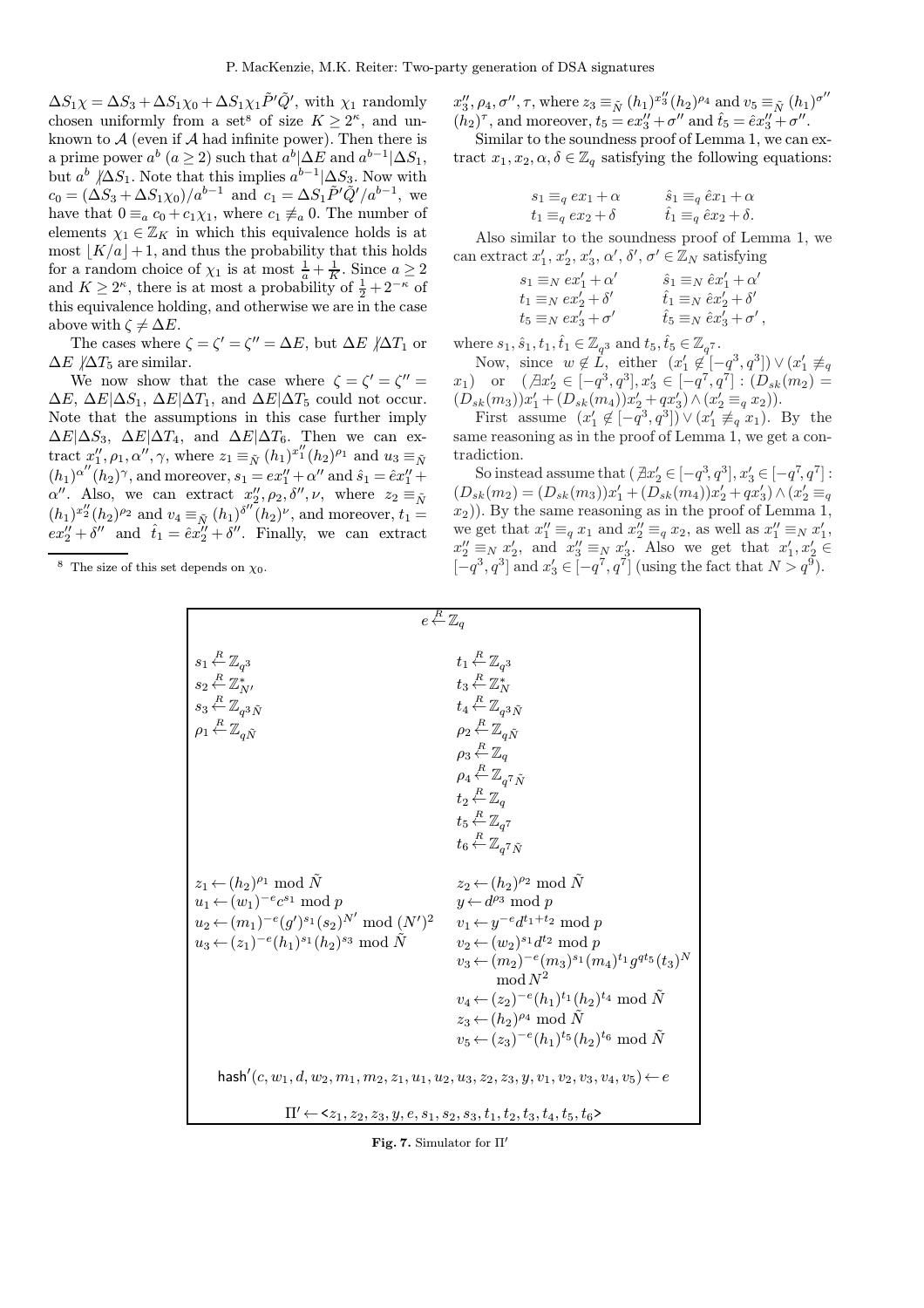$\Delta S_1\chi = \Delta S_3 + \Delta S_1\chi_0 + \Delta S_1\chi_1\tilde{P}'\tilde{Q}'$, with $\chi_1$ randomly chosen uniformly from a set[8] of size $K \geq 2^\kappa$, and unknown to $\mathcal{A}$ (even if $\mathcal{A}$ had infinite power). Then there is a prime power $a^b$ ($a \geq 2$) such that $a^b | \Delta E$ and $a^{b-1} | \Delta S_1$, but $a^b \not| \Delta S_1$. Note that this implies $a^{b-1} | \Delta S_3$. Now with $c_0 = (\Delta S_3 + \Delta S_1\chi_0)/a^{b-1}$ and $c_1 = \Delta S_1\tilde{P}'\tilde{Q}'/a^{b-1}$, we have that $0 \equiv_a c_0 + c_1\chi_1$, where $c_1 \not\equiv_a 0$. The number of elements $\chi_1 \in \mathbb{Z}_K$ in which this equivalence holds is at most $\lfloor K/a \rfloor + 1$, and thus the probability that this holds for a random choice of $\chi_1$ is at most $\frac{1}{a} + \frac{1}{K}$. Since $a \geq 2$ and $K \geq 2^\kappa$, there is at most a probability of $\frac{1}{2} + 2^{-\kappa}$ of this equivalence holding, and otherwise we are in the case above with $\zeta \neq \Delta E$.

The cases where $\zeta = \zeta' = \zeta'' = \Delta E$, but $\Delta E \not| \Delta T_1$ or $\Delta E \not| \Delta T_5$ are similar.

We now show that the case where $\zeta = \zeta' = \zeta'' = \Delta E$, $\Delta E | \Delta S_1$, $\Delta E | \Delta T_1$, and $\Delta E | \Delta T_5$ could not occur. Note that the assumptions in this case further imply $\Delta E | \Delta S_3$, $\Delta E | \Delta T_4$, and $\Delta E | \Delta T_6$. Then we can extract $x_1'', \rho_1, \alpha'', \gamma$, where $z_1 \equiv_{\tilde{N}} (h_1)^{x_1''}(h_2)^{\rho_1}$ and $u_3 \equiv_{\tilde{N}} (h_1)^{\alpha''}(h_2)^{\gamma}$, and moreover, $s_1 = ex_1'' + \alpha''$ and $\hat{s}_1 = \hat{e}x_1'' + \alpha''$. Also, we can extract $x_2'', \rho_2, \delta'', \nu$, where $z_2 \equiv_{\tilde{N}} (h_1)^{x_2''}(h_2)^{\rho_2}$ and $v_4 \equiv_{\tilde{N}} (h_1)^{\delta''}(h_2)^{\nu}$, and moreover, $t_1 = ex_2'' + \delta''$ and $\hat{t}_1 = \hat{e}x_2'' + \delta''$. Finally, we can extract $x_3'', \rho_4, \sigma'', \tau$, where $z_3 \equiv_{\tilde{N}} (h_1)^{x_3''}(h_2)^{\rho_4}$ and $v_5 \equiv_{\tilde{N}} (h_1)^{\sigma''}(h_2)^{\tau}$, and moreover, $t_5 = ex_3'' + \sigma''$ and $\hat{t}_5 = \hat{e}x_3'' + \sigma''$.

Similar to the soundness proof of Lemma 1, we can extract $x_1, x_2, \alpha, \delta \in \mathbb{Z}_q$ satisfying the following equations:

$$s_1 \equiv_q ex_1 + \alpha \qquad \hat{s}_1 \equiv_q \hat{e}x_1 + \alpha$$
$$t_1 \equiv_q ex_2 + \delta \qquad \hat{t}_1 \equiv_q \hat{e}x_2 + \delta.$$

Also similar to the soundness proof of Lemma 1, we can extract $x_1', x_2', x_3', \alpha', \delta', \sigma' \in \mathbb{Z}_N$ satisfying

$$s_1 \equiv_N ex_1' + \alpha' \qquad \hat{s}_1 \equiv_N \hat{e}x_1' + \alpha'$$
$$t_1 \equiv_N ex_2' + \delta' \qquad \hat{t}_1 \equiv_N \hat{e}x_2' + \delta'$$
$$t_5 \equiv_N ex_3' + \sigma' \qquad \hat{t}_5 \equiv_N \hat{e}x_3' + \sigma',$$

where $s_1, \hat{s}_1, t_1, \hat{t}_1 \in \mathbb{Z}_{q^3}$ and $t_5, \hat{t}_5 \in \mathbb{Z}_{q^7}$.

Now, since $w \notin L$, either $(x_1' \notin [-q^3, q^3]) \vee (x_1' \not\equiv_q x_1)$ or $(\not\exists x_2' \in [-q^3, q^3], x_3' \in [-q^7, q^7] : (D_{sk}(m_2) = (D_{sk}(m_3))x_1' + (D_{sk}(m_4))x_2' + qx_3') \wedge (x_2' \equiv_q x_2))$.

First assume $(x_1' \notin [-q^3, q^3]) \vee (x_1' \not\equiv_q x_1)$. By the same reasoning as in the proof of Lemma 1, we get a contradiction.

So instead assume that $(\not\exists x_2' \in [-q^3, q^3], x_3' \in [-q^7, q^7] : (D_{sk}(m_2) = (D_{sk}(m_3))x_1' + (D_{sk}(m_4))x_2' + qx_3') \wedge (x_2' \equiv_q x_2))$. By the same reasoning as in the proof of Lemma 1, we get that $x_1'' \equiv_q x_1$ and $x_2'' \equiv_q x_2$, as well as $x_1'' \equiv_N x_1'$, $x_2'' \equiv_N x_2'$, and $x_3'' \equiv_N x_3'$. Also we get that $x_1', x_2' \in [-q^3, q^3]$ and $x_3' \in [-q^7, q^7]$ (using the fact that $N > q^9$).

[8] The size of this set depends on $\chi_0$.

$$e \stackrel{R}{\leftarrow} \mathbb{Z}_q$$

| | |
|---|---|
| $s_1 \stackrel{R}{\leftarrow} \mathbb{Z}_{q^3}$ | $t_1 \stackrel{R}{\leftarrow} \mathbb{Z}_{q^3}$ |
| $s_2 \stackrel{R}{\leftarrow} \mathbb{Z}^*_{N'}$ | $t_3 \stackrel{R}{\leftarrow} \mathbb{Z}^*_N$ |
| $s_3 \stackrel{R}{\leftarrow} \mathbb{Z}_{q^3\tilde{N}}$ | $t_4 \stackrel{R}{\leftarrow} \mathbb{Z}_{q^3\tilde{N}}$ |
| $\rho_1 \stackrel{R}{\leftarrow} \mathbb{Z}_{q\tilde{N}}$ | $\rho_2 \stackrel{R}{\leftarrow} \mathbb{Z}_{q\tilde{N}}$ |
| | $\rho_3 \stackrel{R}{\leftarrow} \mathbb{Z}_q$ |
| | $\rho_4 \stackrel{R}{\leftarrow} \mathbb{Z}_{q^7\tilde{N}}$ |
| | $t_2 \stackrel{R}{\leftarrow} \mathbb{Z}_q$ |
| | $t_5 \stackrel{R}{\leftarrow} \mathbb{Z}_{q^7}$ |
| | $t_6 \stackrel{R}{\leftarrow} \mathbb{Z}_{q^7\tilde{N}}$ |
| $z_1 \leftarrow (h_2)^{\rho_1} \bmod \tilde{N}$ | $z_2 \leftarrow (h_2)^{\rho_2} \bmod \tilde{N}$ |
| $u_1 \leftarrow (w_1)^{-e}c^{s_1} \bmod p$ | $y \leftarrow d^{\rho_3} \bmod p$ |
| $u_2 \leftarrow (m_1)^{-e}(g')^{s_1}(s_2)^{N'} \bmod (N')^2$ | $v_1 \leftarrow y^{-e}d^{t_1+t_2} \bmod p$ |
| $u_3 \leftarrow (z_1)^{-e}(h_1)^{s_1}(h_2)^{s_3} \bmod \tilde{N}$ | $v_2 \leftarrow (w_2)^{s_1}d^{t_2} \bmod p$ |
| | $v_3 \leftarrow (m_2)^{-e}(m_3)^{s_1}(m_4)^{t_1}g^{qt_5}(t_3)^N \bmod N^2$ |
| | $v_4 \leftarrow (z_2)^{-e}(h_1)^{t_1}(h_2)^{t_4} \bmod \tilde{N}$ |
| | $z_3 \leftarrow (h_2)^{\rho_4} \bmod \tilde{N}$ |
| | $v_5 \leftarrow (z_3)^{-e}(h_1)^{t_5}(h_2)^{t_6} \bmod \tilde{N}$ |

$$\mathsf{hash}'(c, w_1, d, w_2, m_1, m_2, z_1, u_1, u_2, u_3, z_2, z_3, y, v_1, v_2, v_3, v_4, v_5) \leftarrow e$$

$$\Pi' \leftarrow <z_1, z_2, z_3, y, e, s_1, s_2, s_3, t_1, t_2, t_3, t_4, t_5, t_6>$$

**Fig. 7.** Simulator for $\Pi'$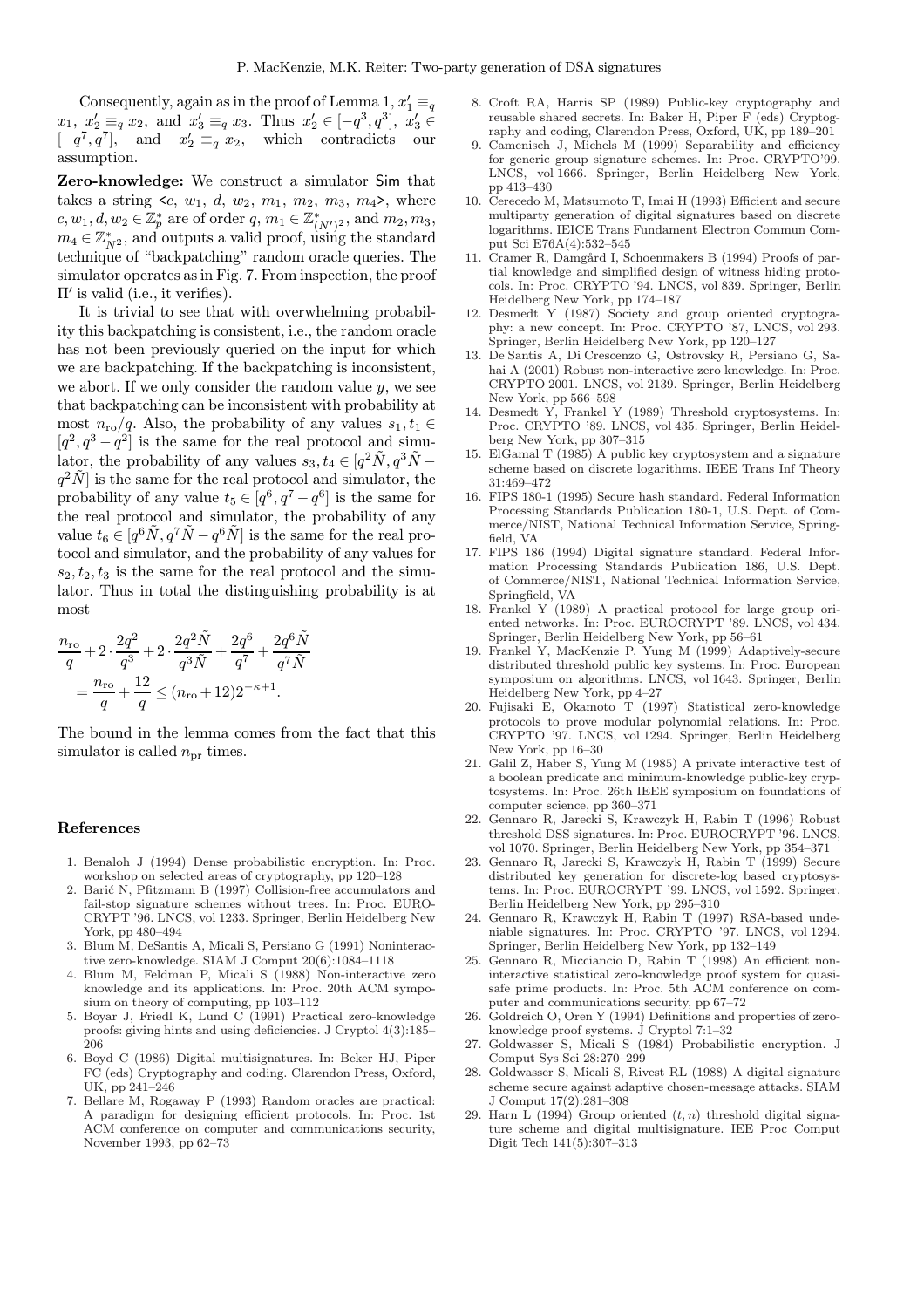Consequently, again as in the proof of Lemma 1, $x_1' \equiv_q x_1$, $x_2' \equiv_q x_2$, and $x_3' \equiv_q x_3$. Thus $x_2' \in [-q^3, q^3]$, $x_3' \in [-q^7, q^7]$, and $x_2' \equiv_q x_2$, which contradicts our assumption.

**Zero-knowledge:** We construct a simulator Sim that takes a string $<c, w_1, d, w_2, m_1, m_2, m_3, m_4>$, where $c, w_1, d, w_2 \in \mathbb{Z}_p^*$ are of order $q$, $m_1 \in \mathbb{Z}^*_{(N')^2}$, and $m_2, m_3, m_4 \in \mathbb{Z}^*_{N^2}$, and outputs a valid proof, using the standard technique of "backpatching" random oracle queries. The simulator operates as in Fig. 7. From inspection, the proof $\Pi'$ is valid (i.e., it verifies).

It is trivial to see that with overwhelming probability this backpatching is consistent, i.e., the random oracle has not been previously queried on the input for which we are backpatching. If the backpatching is inconsistent, we abort. If we only consider the random value $y$, we see that backpatching can be inconsistent with probability at most $n_{\mathrm{ro}}/q$. Also, the probability of any values $s_1, t_1 \in [q^2, q^3 - q^2]$ is the same for the real protocol and simulator, the probability of any values $s_3, t_4 \in [q^2\tilde{N}, q^3\tilde{N} - q^2\tilde{N}]$ is the same for the real protocol and simulator, the probability of any value $t_5 \in [q^6, q^7 - q^6]$ is the same for the real protocol and simulator, the probability of any value $t_6 \in [q^6\tilde{N}, q^7\tilde{N} - q^6\tilde{N}]$ is the same for the real protocol and simulator, and the probability of any values for $s_2, t_2, t_3$ is the same for the real protocol and the simulator. Thus in total the distinguishing probability is at most

$$\frac{n_{\mathrm{ro}}}{q} + 2 \cdot \frac{2q^2}{q^3} + 2 \cdot \frac{2q^2\tilde{N}}{q^3\tilde{N}} + \frac{2q^6}{q^7} + \frac{2q^6\tilde{N}}{q^7\tilde{N}}$$
$$= \frac{n_{\mathrm{ro}}}{q} + \frac{12}{q} \le (n_{\mathrm{ro}} + 12)2^{-\kappa+1}.$$

The bound in the lemma comes from the fact that this simulator is called $n_{\mathrm{pr}}$ times.

## References

1. Benaloh J (1994) Dense probabilistic encryption. In: Proc. workshop on selected areas of cryptography, pp 120–128
2. Barić N, Pfitzmann B (1997) Collision-free accumulators and fail-stop signature schemes without trees. In: Proc. EUROCRYPT '96. LNCS, vol 1233. Springer, Berlin Heidelberg New York, pp 480–494
3. Blum M, DeSantis A, Micali S, Persiano G (1991) Noninteractive zero-knowledge. SIAM J Comput 20(6):1084–1118
4. Blum M, Feldman P, Micali S (1988) Non-interactive zero knowledge and its applications. In: Proc. 20th ACM symposium on theory of computing, pp 103–112
5. Boyar J, Friedl K, Lund C (1991) Practical zero-knowledge proofs: giving hints and using deficiencies. J Cryptol 4(3):185–206
6. Boyd C (1986) Digital multisignatures. In: Beker HJ, Piper FC (eds) Cryptography and coding. Clarendon Press, Oxford, UK, pp 241–246
7. Bellare M, Rogaway P (1993) Random oracles are practical: A paradigm for designing efficient protocols. In: Proc. 1st ACM conference on computer and communications security, November 1993, pp 62–73
8. Croft RA, Harris SP (1989) Public-key cryptography and reusable shared secrets. In: Baker H, Piper F (eds) Cryptography and coding, Clarendon Press, Oxford, UK, pp 189–201
9. Camenisch J, Michels M (1999) Separability and efficiency for generic group signature schemes. In: Proc. CRYPTO'99. LNCS, vol 1666. Springer, Berlin Heidelberg New York, pp 413–430
10. Cerecedo M, Matsumoto T, Imai H (1993) Efficient and secure multiparty generation of digital signatures based on discrete logarithms. IEICE Trans Fundament Electron Commun Comput Sci E76A(4):532–545
11. Cramer R, Damgård I, Schoenmakers B (1994) Proofs of partial knowledge and simplified design of witness hiding protocols. In: Proc. CRYPTO '94. LNCS, vol 839. Springer, Berlin Heidelberg New York, pp 174–187
12. Desmedt Y (1987) Society and group oriented cryptography: a new concept. In: Proc. CRYPTO '87, LNCS, vol 293. Springer, Berlin Heidelberg New York, pp 120–127
13. De Santis A, Di Crescenzo G, Ostrovsky R, Persiano G, Sahai A (2001) Robust non-interactive zero knowledge. In: Proc. CRYPTO 2001. LNCS, vol 2139. Springer, Berlin Heidelberg New York, pp 566–598
14. Desmedt Y, Frankel Y (1989) Threshold cryptosystems. In: Proc. CRYPTO '89. LNCS, vol 435. Springer, Berlin Heidelberg New York, pp 307–315
15. ElGamal T (1985) A public key cryptosystem and a signature scheme based on discrete logarithms. IEEE Trans Inf Theory 31:469–472
16. FIPS 180-1 (1995) Secure hash standard. Federal Information Processing Standards Publication 180-1, U.S. Dept. of Commerce/NIST, National Technical Information Service, Springfield, VA
17. FIPS 186 (1994) Digital signature standard. Federal Information Processing Standards Publication 186, U.S. Dept. of Commerce/NIST, National Technical Information Service, Springfield, VA
18. Frankel Y (1989) A practical protocol for large group oriented networks. In: Proc. EUROCRYPT '89. LNCS, vol 434. Springer, Berlin Heidelberg New York, pp 56–61
19. Frankel Y, MacKenzie P, Yung M (1999) Adaptively-secure distributed threshold public key systems. In: Proc. European symposium on algorithms. LNCS, vol 1643. Springer, Berlin Heidelberg New York, pp 4–27
20. Fujisaki E, Okamoto T (1997) Statistical zero-knowledge protocols to prove modular polynomial relations. In: Proc. CRYPTO '97. LNCS, vol 1294. Springer, Berlin Heidelberg New York, pp 16–30
21. Galil Z, Haber S, Yung M (1985) A private interactive test of a boolean predicate and minimum-knowledge public-key cryptosystems. In: Proc. 26th IEEE symposium on foundations of computer science, pp 360–371
22. Gennaro R, Jarecki S, Krawczyk H, Rabin T (1996) Robust threshold DSS signatures. In: Proc. EUROCRYPT '96. LNCS, vol 1070. Springer, Berlin Heidelberg New York, pp 354–371
23. Gennaro R, Jarecki S, Krawczyk H, Rabin T (1999) Secure distributed key generation for discrete-log based cryptosystems. In: Proc. EUROCRYPT '99. LNCS, vol 1592. Springer, Berlin Heidelberg New York, pp 295–310
24. Gennaro R, Krawczyk H, Rabin T (1997) RSA-based undeniable signatures. In: Proc. CRYPTO '97. LNCS, vol 1294. Springer, Berlin Heidelberg New York, pp 132–149
25. Gennaro R, Micciancio D, Rabin T (1998) An efficient non-interactive statistical zero-knowledge proof system for quasi-safe prime products. In: Proc. 5th ACM conference on computer and communications security, pp 67–72
26. Goldreich O, Oren Y (1994) Definitions and properties of zero-knowledge proof systems. J Cryptol 7:1–32
27. Goldwasser S, Micali S (1984) Probabilistic encryption. J Comput Sys Sci 28:270–299
28. Goldwasser S, Micali S, Rivest RL (1988) A digital signature scheme secure against adaptive chosen-message attacks. SIAM J Comput 17(2):281–308
29. Harn L (1994) Group oriented $(t, n)$ threshold digital signature scheme and digital multisignature. IEE Proc Comput Digit Tech 141(5):307–313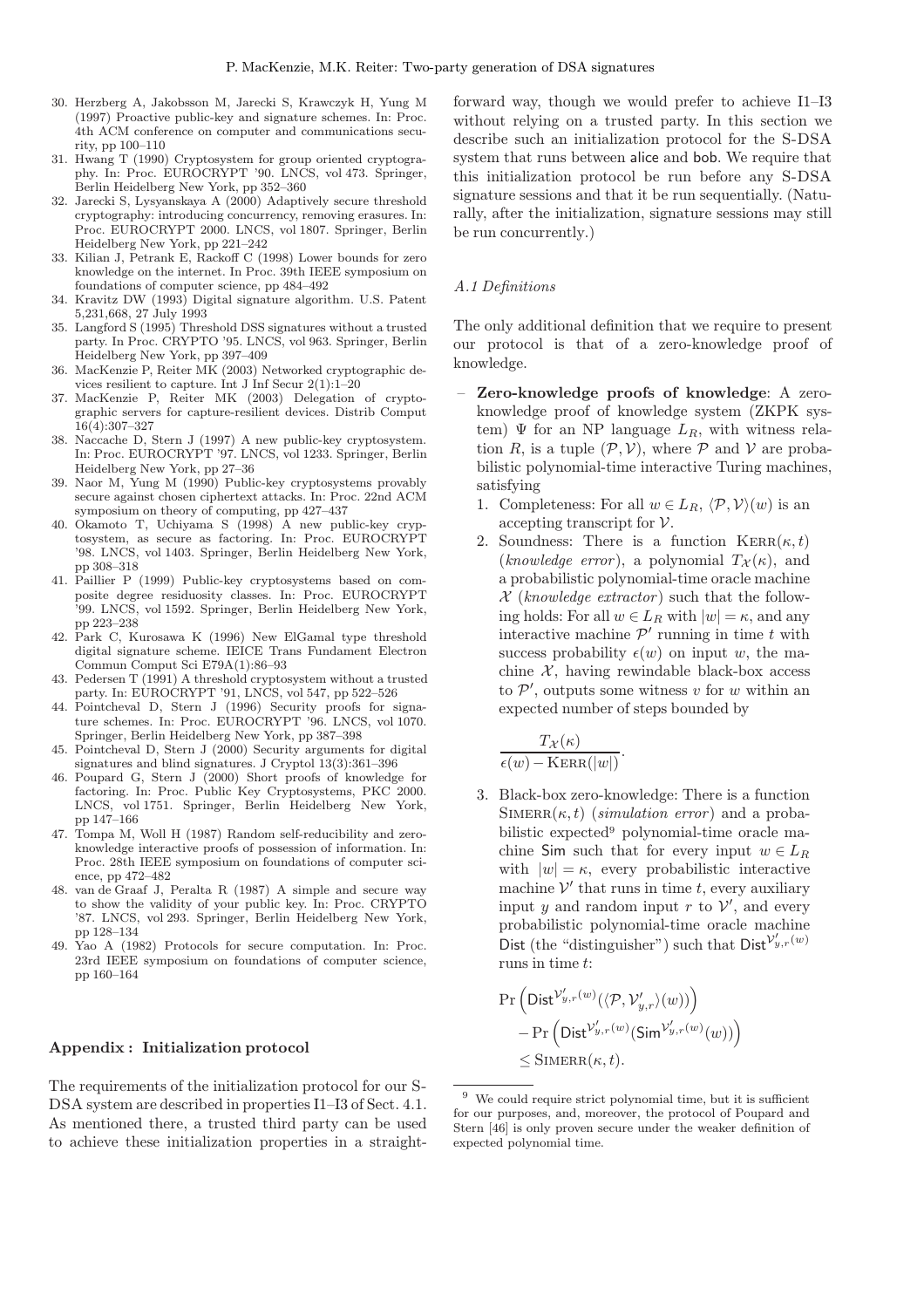30. Herzberg A, Jakobsson M, Jarecki S, Krawczyk H, Yung M (1997) Proactive public-key and signature schemes. In: Proc. 4th ACM conference on computer and communications security, pp 100–110
31. Hwang T (1990) Cryptosystem for group oriented cryptography. In: Proc. EUROCRYPT '90. LNCS, vol 473. Springer, Berlin Heidelberg New York, pp 352–360
32. Jarecki S, Lysyanskaya A (2000) Adaptively secure threshold cryptography: introducing concurrency, removing erasures. In: Proc. EUROCRYPT 2000. LNCS, vol 1807. Springer, Berlin Heidelberg New York, pp 221–242
33. Kilian J, Petrank E, Rackoff C (1998) Lower bounds for zero knowledge on the internet. In Proc. 39th IEEE symposium on foundations of computer science, pp 484–492
34. Kravitz DW (1993) Digital signature algorithm. U.S. Patent 5,231,668, 27 July 1993
35. Langford S (1995) Threshold DSS signatures without a trusted party. In Proc. CRYPTO '95. LNCS, vol 963. Springer, Berlin Heidelberg New York, pp 397–409
36. MacKenzie P, Reiter MK (2003) Networked cryptographic devices resilient to capture. Int J Inf Secur 2(1):1–20
37. MacKenzie P, Reiter MK (2003) Delegation of cryptographic servers for capture-resilient devices. Distrib Comput 16(4):307–327
38. Naccache D, Stern J (1997) A new public-key cryptosystem. In: Proc. EUROCRYPT '97. LNCS, vol 1233. Springer, Berlin Heidelberg New York, pp 27–36
39. Naor M, Yung M (1990) Public-key cryptosystems provably secure against chosen ciphertext attacks. In: Proc. 22nd ACM symposium on theory of computing, pp 427–437
40. Okamoto T, Uchiyama S (1998) A new public-key cryptosystem, as secure as factoring. In: Proc. EUROCRYPT '98. LNCS, vol 1403. Springer, Berlin Heidelberg New York, pp 308–318
41. Paillier P (1999) Public-key cryptosystems based on composite degree residuosity classes. In: Proc. EUROCRYPT '99. LNCS, vol 1592. Springer, Berlin Heidelberg New York, pp 223–238
42. Park C, Kurosawa K (1996) New ElGamal type threshold digital signature scheme. IEICE Trans Fundament Electron Commun Comput Sci E79A(1):86–93
43. Pedersen T (1991) A threshold cryptosystem without a trusted party. In: EUROCRYPT '91, LNCS, vol 547, pp 522–526
44. Pointcheval D, Stern J (1996) Security proofs for signature schemes. In: Proc. EUROCRYPT '96. LNCS, vol 1070. Springer, Berlin Heidelberg New York, pp 387–398
45. Pointcheval D, Stern J (2000) Security arguments for digital signatures and blind signatures. J Cryptol 13(3):361–396
46. Poupard G, Stern J (2000) Short proofs of knowledge for factoring. In: Proc. Public Key Cryptosystems, PKC 2000. LNCS, vol 1751. Springer, Berlin Heidelberg New York, pp 147–166
47. Tompa M, Woll H (1987) Random self-reducibility and zero-knowledge interactive proofs of possession of information. In: Proc. 28th IEEE symposium on foundations of computer science, pp 472–482
48. van de Graaf J, Peralta R (1987) A simple and secure way to show the validity of your public key. In: Proc. CRYPTO '87. LNCS, vol 293. Springer, Berlin Heidelberg New York, pp 128–134
49. Yao A (1982) Protocols for secure computation. In: Proc. 23rd IEEE symposium on foundations of computer science, pp 160–164

## Appendix : Initialization protocol

The requirements of the initialization protocol for our S-DSA system are described in properties I1–I3 of Sect. 4.1. As mentioned there, a trusted third party can be used to achieve these initialization properties in a straightforward way, though we would prefer to achieve I1–I3 without relying on a trusted party. In this section we describe such an initialization protocol for the S-DSA system that runs between alice and bob. We require that this initialization protocol be run before any S-DSA signature sessions and that it be run sequentially. (Naturally, after the initialization, signature sessions may still be run concurrently.)

### *A.1 Definitions*

The only additional definition that we require to present our protocol is that of a zero-knowledge proof of knowledge.

– **Zero-knowledge proofs of knowledge**: A zero-knowledge proof of knowledge system (ZKPK system) $\Psi$ for an NP language $L_R$, with witness relation $R$, is a tuple $(\mathcal{P}, \mathcal{V})$, where $\mathcal{P}$ and $\mathcal{V}$ are probabilistic polynomial-time interactive Turing machines, satisfying
  1. Completeness: For all $w \in L_R$, $\langle \mathcal{P}, \mathcal{V} \rangle(w)$ is an accepting transcript for $\mathcal{V}$.
  2. Soundness: There is a function $\text{KERR}(\kappa, t)$ (*knowledge error*), a polynomial $T_{\mathcal{X}}(\kappa)$, and a probabilistic polynomial-time oracle machine $\mathcal{X}$ (*knowledge extractor*) such that the following holds: For all $w \in L_R$ with $|w| = \kappa$, and any interactive machine $\mathcal{P}'$ running in time $t$ with success probability $\epsilon(w)$ on input $w$, the machine $\mathcal{X}$, having rewindable black-box access to $\mathcal{P}'$, outputs some witness $v$ for $w$ within an expected number of steps bounded by
  $$\frac{T_{\mathcal{X}}(\kappa)}{\epsilon(w) - \text{KERR}(|w|)}.$$
  3. Black-box zero-knowledge: There is a function $\text{SIMERR}(\kappa, t)$ (*simulation error*) and a probabilistic expected[9] polynomial-time oracle machine $\mathsf{Sim}$ such that for every input $w \in L_R$ with $|w| = \kappa$, every probabilistic interactive machine $\mathcal{V}'$ that runs in time $t$, every auxiliary input $y$ and random input $r$ to $\mathcal{V}'$, and every probabilistic polynomial-time oracle machine $\mathsf{Dist}$ (the "distinguisher") such that $\mathsf{Dist}^{\mathcal{V}'_{y,r}(w)}$ runs in time $t$:
  $$\begin{aligned} &\Pr\left(\mathsf{Dist}^{\mathcal{V}'_{y,r}(w)}(\langle \mathcal{P}, \mathcal{V}'_{y,r}\rangle(w))\right) \\ &\quad - \Pr\left(\mathsf{Dist}^{\mathcal{V}'_{y,r}(w)}(\mathsf{Sim}^{\mathcal{V}'_{y,r}(w)}(w))\right) \\ &\quad \le \text{SIMERR}(\kappa, t). \end{aligned}$$

[9] We could require strict polynomial time, but it is sufficient for our purposes, and, moreover, the protocol of Poupard and Stern [46] is only proven secure under the weaker definition of expected polynomial time.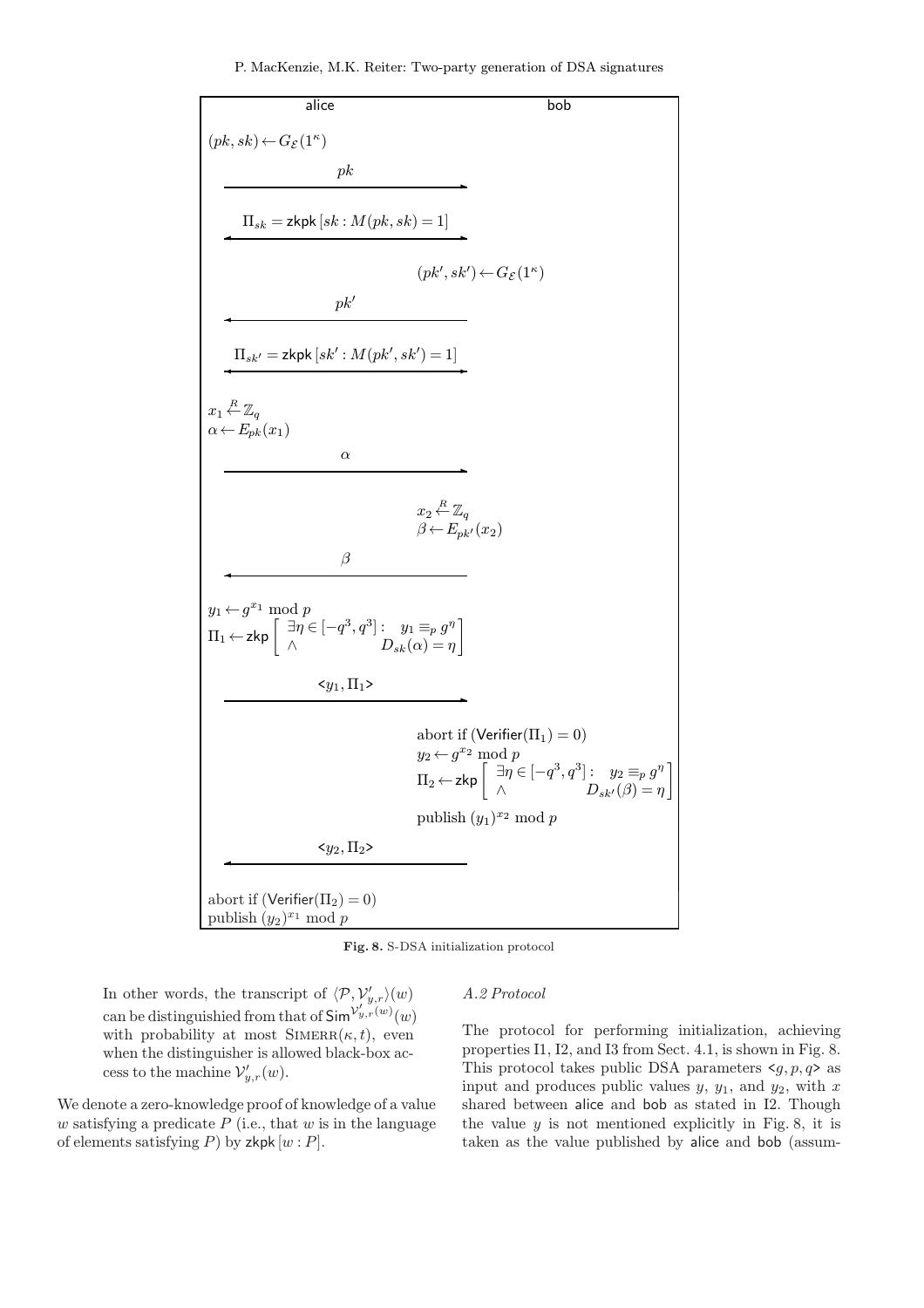| alice | | bob |
|---|---|---|
| $(pk, sk) \leftarrow G_{\mathcal{E}}(1^\kappa)$ | | |
| | $pk$ $\longrightarrow$ | |
| | $\Pi_{sk} = \mathsf{zkpk}\,[sk : M(pk, sk) = 1]$ $\longleftrightarrow$ | |
| | | $(pk', sk') \leftarrow G_{\mathcal{E}}(1^\kappa)$ |
| | $\longleftarrow$ $pk'$ | |
| | $\Pi_{sk'} = \mathsf{zkpk}\,[sk' : M(pk', sk') = 1]$ $\longleftrightarrow$ | |
| $x_1 \overset{R}{\leftarrow} \mathbb{Z}_q$ <br> $\alpha \leftarrow E_{pk}(x_1)$ | | |
| | $\alpha$ $\longrightarrow$ | |
| | | $x_2 \overset{R}{\leftarrow} \mathbb{Z}_q$ <br> $\beta \leftarrow E_{pk'}(x_2)$ |
| | $\longleftarrow$ $\beta$ | |
| $y_1 \leftarrow g^{x_1} \bmod p$ <br> $\Pi_1 \leftarrow \mathsf{zkp}\left[\begin{array}{ll} \exists \eta \in [-q^3, q^3] : & y_1 \equiv_p g^\eta \\ \wedge & D_{sk}(\alpha) = \eta \end{array}\right]$ | | |
| | $<y_1, \Pi_1>$ $\longrightarrow$ | |
| | | abort if $(\mathsf{Verifier}(\Pi_1) = 0)$ <br> $y_2 \leftarrow g^{x_2} \bmod p$ <br> $\Pi_2 \leftarrow \mathsf{zkp}\left[\begin{array}{ll} \exists \eta \in [-q^3, q^3] : & y_2 \equiv_p g^\eta \\ \wedge & D_{sk'}(\beta) = \eta \end{array}\right]$ <br> publish $(y_1)^{x_2} \bmod p$ |
| | $\longleftarrow$ $<y_2, \Pi_2>$ | |
| abort if $(\mathsf{Verifier}(\Pi_2) = 0)$ <br> publish $(y_2)^{x_1} \bmod p$ | | |

**Fig. 8.** S-DSA initialization protocol

In other words, the transcript of $\langle \mathcal{P}, \mathcal{V}'_{y,r}\rangle(w)$ can be distinguishied from that of $\mathsf{Sim}^{\mathcal{V}'_{y,r}(w)}(w)$ with probability at most $\text{SIMERR}(\kappa, t)$, even when the distinguisher is allowed black-box access to the machine $\mathcal{V}'_{y,r}(w)$.

We denote a zero-knowledge proof of knowledge of a value $w$ satisfying a predicate $P$ (i.e., that $w$ is in the language of elements satisfying $P$) by $\mathsf{zkpk}\,[w : P]$.

*A.2 Protocol*

The protocol for performing initialization, achieving properties I1, I2, and I3 from Sect. 4.1, is shown in Fig. 8. This protocol takes public DSA parameters $<g, p, q>$ as input and produces public values $y$, $y_1$, and $y_2$, with $x$ shared between alice and bob as stated in I2. Though the value $y$ is not mentioned explicitly in Fig. 8, it is taken as the value published by alice and bob (assum-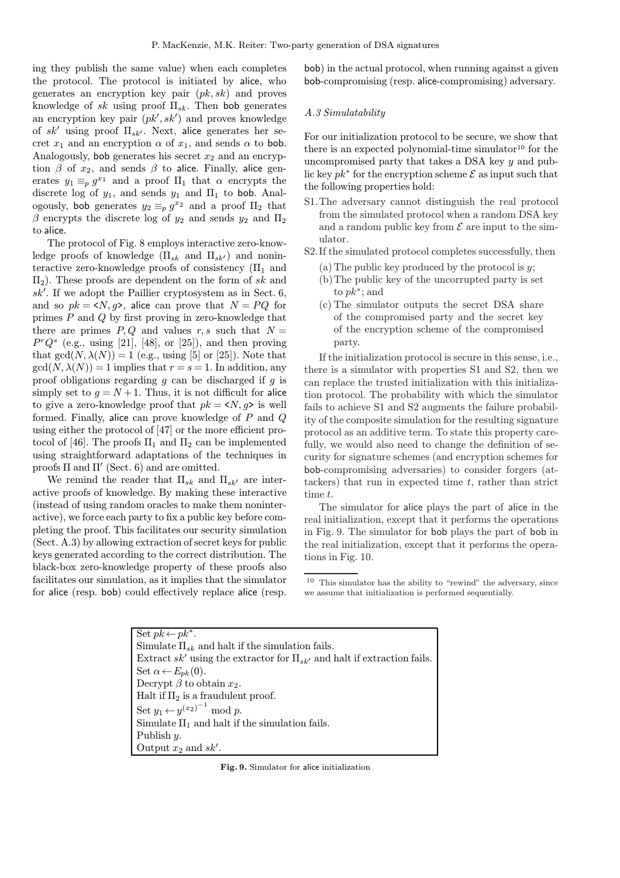ing they publish the same value) when each completes the protocol. The protocol is initiated by alice, who generates an encryption key pair $(pk, sk)$ and proves knowledge of $sk$ using proof $\Pi_{sk}$. Then bob generates an encryption key pair $(pk', sk')$ and proves knowledge of $sk'$ using proof $\Pi_{sk'}$. Next, alice generates her secret $x_1$ and an encryption $\alpha$ of $x_1$, and sends $\alpha$ to bob. Analogously, bob generates his secret $x_2$ and an encryption $\beta$ of $x_2$, and sends $\beta$ to alice. Finally, alice generates $y_1 \equiv_p g^{x_1}$ and a proof $\Pi_1$ that $\alpha$ encrypts the discrete log of $y_1$, and sends $y_1$ and $\Pi_1$ to bob. Analogously, bob generates $y_2 \equiv_p g^{x_2}$ and a proof $\Pi_2$ that $\beta$ encrypts the discrete log of $y_2$ and sends $y_2$ and $\Pi_2$ to alice.

The protocol of Fig. 8 employs interactive zero-knowledge proofs of knowledge ($\Pi_{sk}$ and $\Pi_{sk'}$) and noninteractive zero-knowledge proofs of consistency ($\Pi_1$ and $\Pi_2$). These proofs are dependent on the form of $sk$ and $sk'$. If we adopt the Paillier cryptosystem as in Sect. 6, and so $pk = \langle N, g \rangle$, alice can prove that $N = PQ$ for primes $P$ and $Q$ by first proving in zero-knowledge that there are primes $P, Q$ and values $r, s$ such that $N = P^r Q^s$ (e.g., using [21], [48], or [25]), and then proving that $\gcd(N, \lambda(N)) = 1$ (e.g., using [5] or [25]). Note that $\gcd(N, \lambda(N)) = 1$ implies that $r = s = 1$. In addition, any proof obligations regarding $g$ can be discharged if $g$ is simply set to $g = N + 1$. Thus, it is not difficult for alice to give a zero-knowledge proof that $pk = \langle N, g \rangle$ is well formed. Finally, alice can prove knowledge of $P$ and $Q$ using either the protocol of [47] or the more efficient protocol of [46]. The proofs $\Pi_1$ and $\Pi_2$ can be implemented using straightforward adaptations of the techniques in proofs $\Pi$ and $\Pi'$ (Sect. 6) and are omitted.

We remind the reader that $\Pi_{sk}$ and $\Pi_{sk'}$ are interactive proofs of knowledge. By making these interactive (instead of using random oracles to make them noninteractive), we force each party to fix a public key before completing the proof. This facilitates our security simulation (Sect. A.3) by allowing extraction of secret keys for public keys generated according to the correct distribution. The black-box zero-knowledge property of these proofs also facilitates our simulation, as it implies that the simulator for alice (resp. bob) could effectively replace alice (resp. bob) in the actual protocol, when running against a given bob-compromising (resp. alice-compromising) adversary.

### A.3 Simulatability

For our initialization protocol to be secure, we show that there is an expected polynomial-time simulator[10] for the uncompromised party that takes a DSA key $y$ and public key $pk^*$ for the encryption scheme $\mathcal{E}$ as input such that the following properties hold:

S1. The adversary cannot distinguish the real protocol from the simulated protocol when a random DSA key and a random public key from $\mathcal{E}$ are input to the simulator.

S2. If the simulated protocol completes successfully, then
  (a) The public key produced by the protocol is $y$;
  (b) The public key of the uncorrupted party is set to $pk^*$; and
  (c) The simulator outputs the secret DSA share of the compromised party and the secret key of the encryption scheme of the compromised party.

If the initialization protocol is secure in this sense, i.e., there is a simulator with properties S1 and S2, then we can replace the trusted initialization with this initialization protocol. The probability with which the simulator fails to achieve S1 and S2 augments the failure probability of the composite simulation for the resulting signature protocol as an additive term. To state this property carefully, we would also need to change the definition of security for signature schemes (and encryption schemes for bob-compromising adversaries) to consider forgers (attackers) that run in expected time $t$, rather than strict time $t$.

The simulator for alice plays the part of alice in the real initialization, except that it performs the operations in Fig. 9. The simulator for bob plays the part of bob in the real initialization, except that it performs the operations in Fig. 10.

[10] This simulator has the ability to "rewind" the adversary, since we assume that initialization is performed sequentially.

| |
|---|
| Set $pk \leftarrow pk^*$. |
| Simulate $\Pi_{sk}$ and halt if the simulation fails. |
| Extract $sk'$ using the extractor for $\Pi_{sk'}$ and halt if extraction fails. |
| Set $\alpha \leftarrow E_{pk}(0)$. |
| Decrypt $\beta$ to obtain $x_2$. |
| Halt if $\Pi_2$ is a fraudulent proof. |
| Set $y_1 \leftarrow y^{(x_2)^{-1}} \bmod p$. |
| Simulate $\Pi_1$ and halt if the simulation fails. |
| Publish $y$. |
| Output $x_2$ and $sk'$. |

**Fig. 9.** Simulator for alice initialization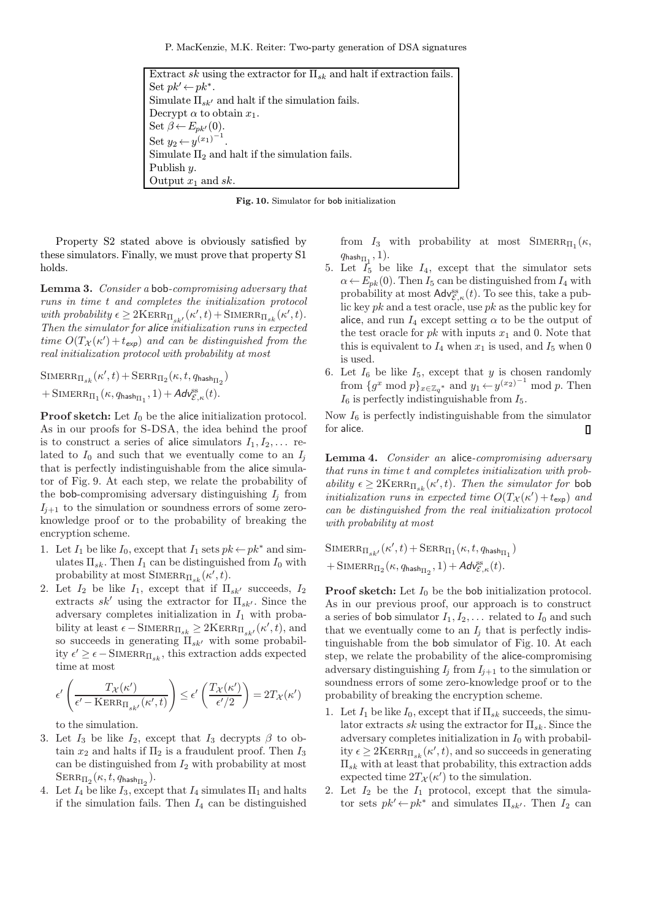| Extract $sk$ using the extractor for $\Pi_{sk}$ and halt if extraction fails. |
|---|
| Set $pk' \leftarrow pk^*$. |
| Simulate $\Pi_{sk'}$ and halt if the simulation fails. |
| Decrypt $\alpha$ to obtain $x_1$. |
| Set $\beta \leftarrow E_{pk'}(0)$. |
| Set $y_2 \leftarrow y^{(x_1)^{-1}}$. |
| Simulate $\Pi_2$ and halt if the simulation fails. |
| Publish $y$. |
| Output $x_1$ and $sk$. |

**Fig. 10.** Simulator for bob initialization

Property S2 stated above is obviously satisfied by these simulators. Finally, we must prove that property S1 holds.

**Lemma 3.** *Consider a bob-compromising adversary that runs in time $t$ and completes the initialization protocol with probability $\epsilon \geq 2\text{KERR}_{\Pi_{sk'}}(\kappa', t) + \text{SIMERR}_{\Pi_{sk}}(\kappa', t)$. Then the simulator for alice initialization runs in expected time $O(T_{\mathcal{X}}(\kappa') + t_{\mathsf{exp}})$ and can be distinguished from the real initialization protocol with probability at most*

$$\text{SIMERR}_{\Pi_{sk}}(\kappa', t) + \text{SERR}_{\Pi_2}(\kappa, t, q_{\mathsf{hash}_{\Pi_2}}) + \text{SIMERR}_{\Pi_1}(\kappa, q_{\mathsf{hash}_{\Pi_1}}, 1) + \mathsf{Adv}^{\text{ss}}_{\mathcal{E},\kappa}(t).$$

**Proof sketch:** Let $I_0$ be the alice initialization protocol. As in our proofs for S-DSA, the idea behind the proof is to construct a series of alice simulators $I_1, I_2, \ldots$ related to $I_0$ and such that we eventually come to an $I_j$ that is perfectly indistinguishable from the alice simulator of Fig. 9. At each step, we relate the probability of the bob-compromising adversary distinguishing $I_j$ from $I_{j+1}$ to the simulation or soundness errors of some zero-knowledge proof or to the probability of breaking the encryption scheme.

1. Let $I_1$ be like $I_0$, except that $I_1$ sets $pk \leftarrow pk^*$ and simulates $\Pi_{sk}$. Then $I_1$ can be distinguished from $I_0$ with probability at most $\text{SIMERR}_{\Pi_{sk}}(\kappa', t)$.
2. Let $I_2$ be like $I_1$, except that if $\Pi_{sk'}$ succeeds, $I_2$ extracts $sk'$ using the extractor for $\Pi_{sk'}$. Since the adversary completes initialization in $I_1$ with probability at least $\epsilon - \text{SIMERR}_{\Pi_{sk}} \geq 2\text{KERR}_{\Pi_{sk'}}(\kappa', t)$, and so succeeds in generating $\Pi_{sk'}$ with some probability $\epsilon' \geq \epsilon - \text{SIMERR}_{\Pi_{sk}}$, this extraction adds expected time at most
$$\epsilon' \left( \frac{T_{\mathcal{X}}(\kappa')}{\epsilon' - \text{KERR}_{\Pi_{sk'}}(\kappa', t)} \right) \leq \epsilon' \left( \frac{T_{\mathcal{X}}(\kappa')}{\epsilon'/2} \right) = 2T_{\mathcal{X}}(\kappa')$$
to the simulation.
3. Let $I_3$ be like $I_2$, except that $I_3$ decrypts $\beta$ to obtain $x_2$ and halts if $\Pi_2$ is a fraudulent proof. Then $I_3$ can be distinguished from $I_2$ with probability at most $\text{SERR}_{\Pi_2}(\kappa, t, q_{\mathsf{hash}_{\Pi_2}})$.
4. Let $I_4$ be like $I_3$, except that $I_4$ simulates $\Pi_1$ and halts if the simulation fails. Then $I_4$ can be distinguished from $I_3$ with probability at most $\text{SIMERR}_{\Pi_1}(\kappa, q_{\mathsf{hash}_{\Pi_1}}, 1)$.
5. Let $I_5$ be like $I_4$, except that the simulator sets $\alpha \leftarrow E_{pk}(0)$. Then $I_5$ can be distinguished from $I_4$ with probability at most $\mathsf{Adv}^{\text{ss}}_{\mathcal{E},\kappa}(t)$. To see this, take a public key $pk$ and a test oracle, use $pk$ as the public key for alice, and run $I_4$ except setting $\alpha$ to be the output of the test oracle for $pk$ with inputs $x_1$ and 0. Note that this is equivalent to $I_4$ when $x_1$ is used, and $I_5$ when 0 is used.
6. Let $I_6$ be like $I_5$, except that $y$ is chosen randomly from $\{g^x \bmod p\}_{x \in \mathbb{Z}_q{}^*}$ and $y_1 \leftarrow y^{(x_2)^{-1}} \bmod p$. Then $I_6$ is perfectly indistinguishable from $I_5$.

Now $I_6$ is perfectly indistinguishable from the simulator for alice. ∎

**Lemma 4.** *Consider an alice-compromising adversary that runs in time $t$ and completes initialization with probability $\epsilon \geq 2\text{KERR}_{\Pi_{sk}}(\kappa', t)$. Then the simulator for bob initialization runs in expected time $O(T_{\mathcal{X}}(\kappa') + t_{\mathsf{exp}})$ and can be distinguished from the real initialization protocol with probability at most*

$$\text{SIMERR}_{\Pi_{sk'}}(\kappa', t) + \text{SERR}_{\Pi_1}(\kappa, t, q_{\mathsf{hash}_{\Pi_1}}) + \text{SIMERR}_{\Pi_2}(\kappa, q_{\mathsf{hash}_{\Pi_2}}, 1) + \mathsf{Adv}^{\text{ss}}_{\mathcal{E},\kappa}(t).$$

**Proof sketch:** Let $I_0$ be the bob initialization protocol. As in our previous proof, our approach is to construct a series of bob simulator $I_1, I_2, \ldots$ related to $I_0$ and such that we eventually come to an $I_j$ that is perfectly indistinguishable from the bob simulator of Fig. 10. At each step, we relate the probability of the alice-compromising adversary distinguishing $I_j$ from $I_{j+1}$ to the simulation or soundness errors of some zero-knowledge proof or to the probability of breaking the encryption scheme.

1. Let $I_1$ be like $I_0$, except that if $\Pi_{sk}$ succeeds, the simulator extracts $sk$ using the extractor for $\Pi_{sk}$. Since the adversary completes initialization in $I_0$ with probability $\epsilon \geq 2\text{KERR}_{\Pi_{sk}}(\kappa', t)$, and so succeeds in generating $\Pi_{sk}$ with at least that probability, this extraction adds expected time $2T_{\mathcal{X}}(\kappa')$ to the simulation.
2. Let $I_2$ be the $I_1$ protocol, except that the simulator sets $pk' \leftarrow pk^*$ and simulates $\Pi_{sk'}$. Then $I_2$ can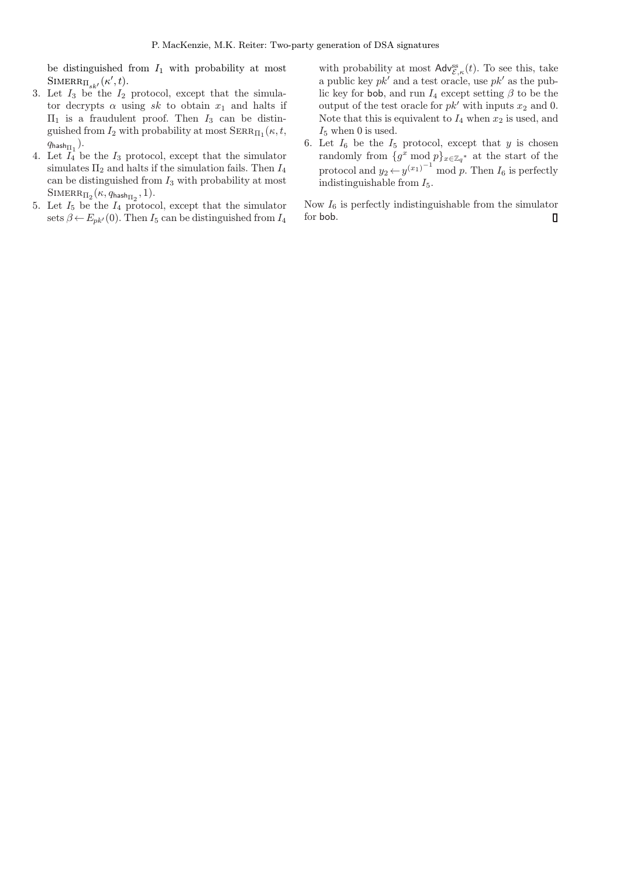be distinguished from $I_1$ with probability at most $\mathrm{SIMERR}_{\Pi_{sk'}}(\kappa', t)$.

3. Let $I_3$ be the $I_2$ protocol, except that the simulator decrypts $\alpha$ using $sk$ to obtain $x_1$ and halts if $\Pi_1$ is a fraudulent proof. Then $I_3$ can be distinguished from $I_2$ with probability at most $\mathrm{SERR}_{\Pi_1}(\kappa, t, q_{\mathsf{hash}_{\Pi_1}})$.
4. Let $I_4$ be the $I_3$ protocol, except that the simulator simulates $\Pi_2$ and halts if the simulation fails. Then $I_4$ can be distinguished from $I_3$ with probability at most $\mathrm{SIMERR}_{\Pi_2}(\kappa, q_{\mathsf{hash}_{\Pi_2}}, 1)$.
5. Let $I_5$ be the $I_4$ protocol, except that the simulator sets $\beta \leftarrow E_{pk'}(0)$. Then $I_5$ can be distinguished from $I_4$ with probability at most $\mathsf{Adv}^{\mathrm{ss}}_{\mathcal{E},\kappa}(t)$. To see this, take a public key $pk'$ and a test oracle, use $pk'$ as the public key for $\mathsf{bob}$, and run $I_4$ except setting $\beta$ to be the output of the test oracle for $pk'$ with inputs $x_2$ and 0. Note that this is equivalent to $I_4$ when $x_2$ is used, and $I_5$ when 0 is used.
6. Let $I_6$ be the $I_5$ protocol, except that $y$ is chosen randomly from $\{g^x \bmod p\}_{x \in \mathbb{Z}_q{}^*}$ at the start of the protocol and $y_2 \leftarrow y^{(x_1)^{-1}} \bmod p$. Then $I_6$ is perfectly indistinguishable from $I_5$.

Now $I_6$ is perfectly indistinguishable from the simulator for $\mathsf{bob}$. ∎